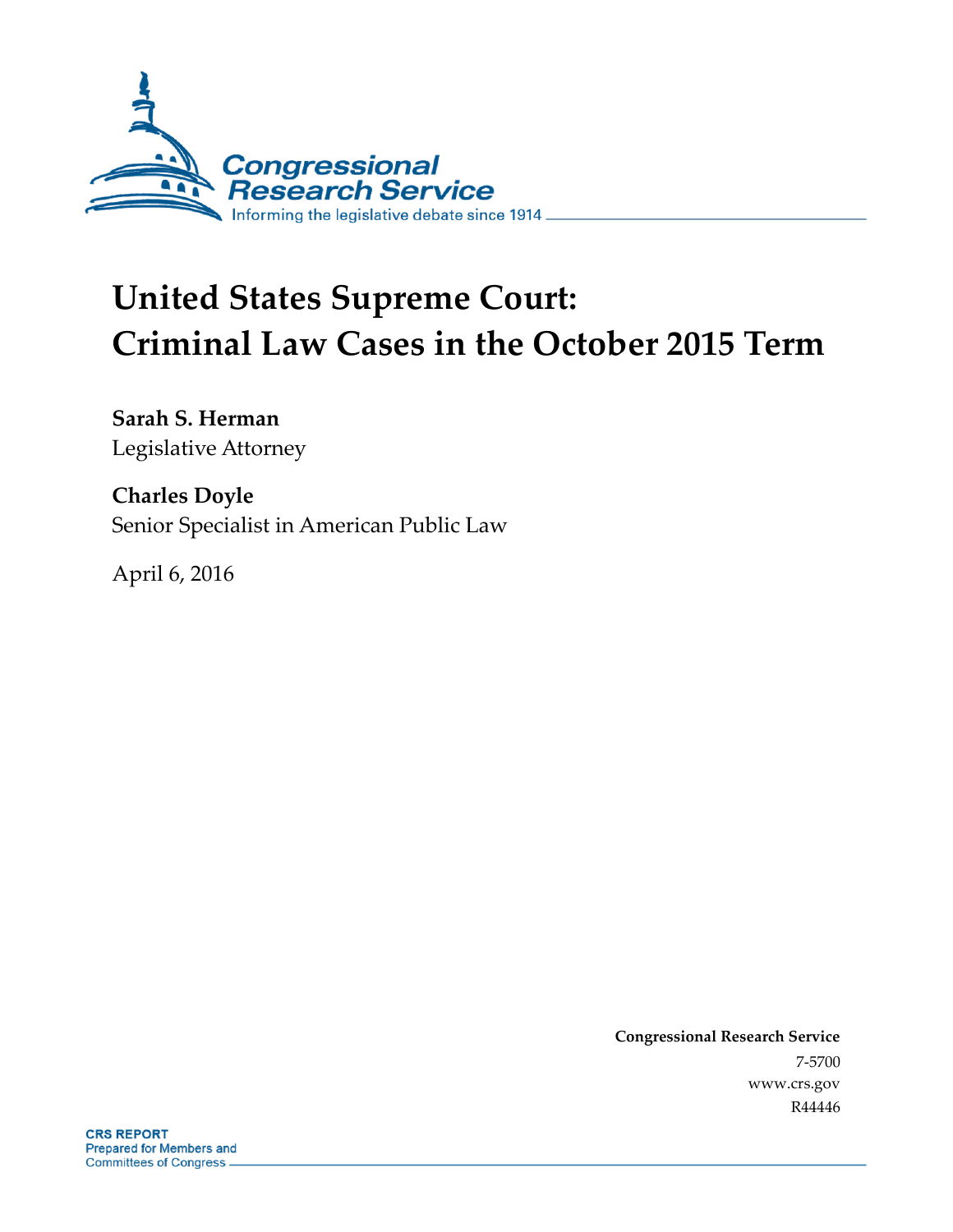Congressional Research Service

Informing the legislative debate since 1914

# United States Supreme Court: Criminal Law Cases in the October 2015 Term

**Sarah S. Herman**
Legislative Attorney

**Charles Doyle**
Senior Specialist in American Public Law

April 6, 2016

**Congressional Research Service**
7-5700
www.crs.gov
R44446

**CRS REPORT**
Prepared for Members and Committees of Congress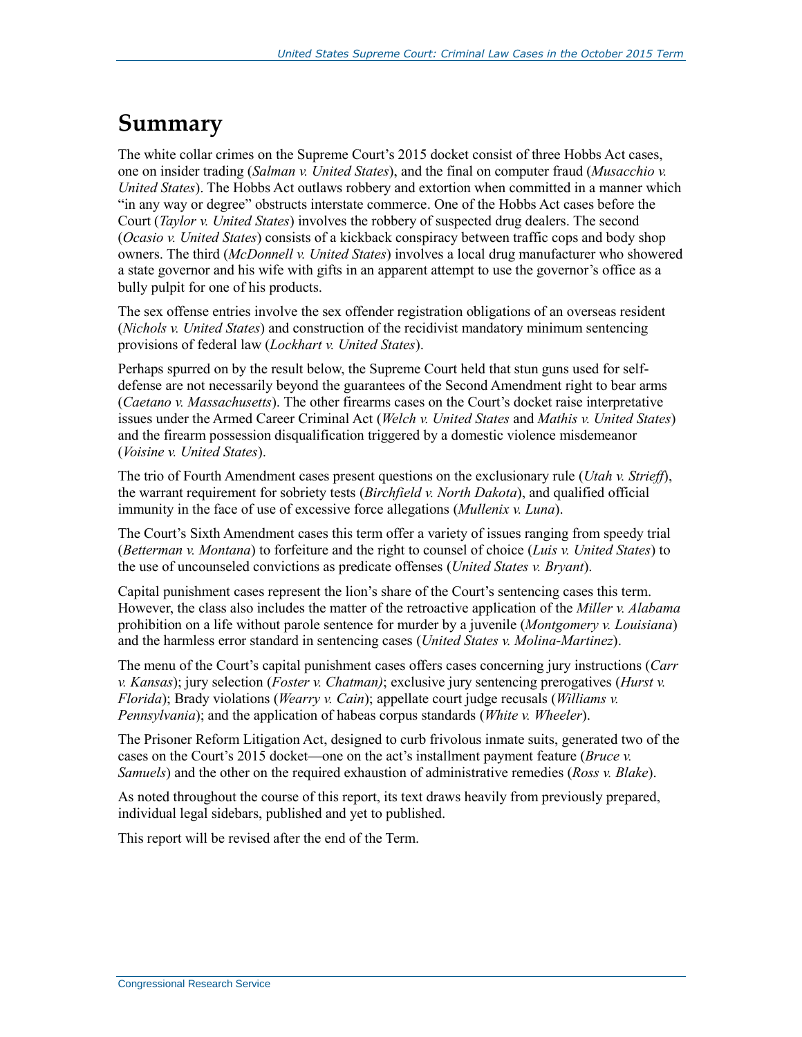# Summary

The white collar crimes on the Supreme Court's 2015 docket consist of three Hobbs Act cases, one on insider trading (*Salman v. United States*), and the final on computer fraud (*Musacchio v. United States*). The Hobbs Act outlaws robbery and extortion when committed in a manner which "in any way or degree" obstructs interstate commerce. One of the Hobbs Act cases before the Court (*Taylor v. United States*) involves the robbery of suspected drug dealers. The second (*Ocasio v. United States*) consists of a kickback conspiracy between traffic cops and body shop owners. The third (*McDonnell v. United States*) involves a local drug manufacturer who showered a state governor and his wife with gifts in an apparent attempt to use the governor's office as a bully pulpit for one of his products.

The sex offense entries involve the sex offender registration obligations of an overseas resident (*Nichols v. United States*) and construction of the recidivist mandatory minimum sentencing provisions of federal law (*Lockhart v. United States*).

Perhaps spurred on by the result below, the Supreme Court held that stun guns used for self-defense are not necessarily beyond the guarantees of the Second Amendment right to bear arms (*Caetano v. Massachusetts*). The other firearms cases on the Court's docket raise interpretative issues under the Armed Career Criminal Act (*Welch v. United States* and *Mathis v. United States*) and the firearm possession disqualification triggered by a domestic violence misdemeanor (*Voisine v. United States*).

The trio of Fourth Amendment cases present questions on the exclusionary rule (*Utah v. Strieff*), the warrant requirement for sobriety tests (*Birchfield v. North Dakota*), and qualified official immunity in the face of use of excessive force allegations (*Mullenix v. Luna*).

The Court's Sixth Amendment cases this term offer a variety of issues ranging from speedy trial (*Betterman v. Montana*) to forfeiture and the right to counsel of choice (*Luis v. United States*) to the use of uncounseled convictions as predicate offenses (*United States v. Bryant*).

Capital punishment cases represent the lion's share of the Court's sentencing cases this term. However, the class also includes the matter of the retroactive application of the *Miller v. Alabama* prohibition on a life without parole sentence for murder by a juvenile (*Montgomery v. Louisiana*) and the harmless error standard in sentencing cases (*United States v. Molina-Martinez*).

The menu of the Court's capital punishment cases offers cases concerning jury instructions (*Carr v. Kansas*); jury selection (*Foster v. Chatman)*; exclusive jury sentencing prerogatives (*Hurst v. Florida*); Brady violations (*Wearry v. Cain*); appellate court judge recusals (*Williams v. Pennsylvania*); and the application of habeas corpus standards (*White v. Wheeler*).

The Prisoner Reform Litigation Act, designed to curb frivolous inmate suits, generated two of the cases on the Court's 2015 docket—one on the act's installment payment feature (*Bruce v. Samuels*) and the other on the required exhaustion of administrative remedies (*Ross v. Blake*).

As noted throughout the course of this report, its text draws heavily from previously prepared, individual legal sidebars, published and yet to published.

This report will be revised after the end of the Term.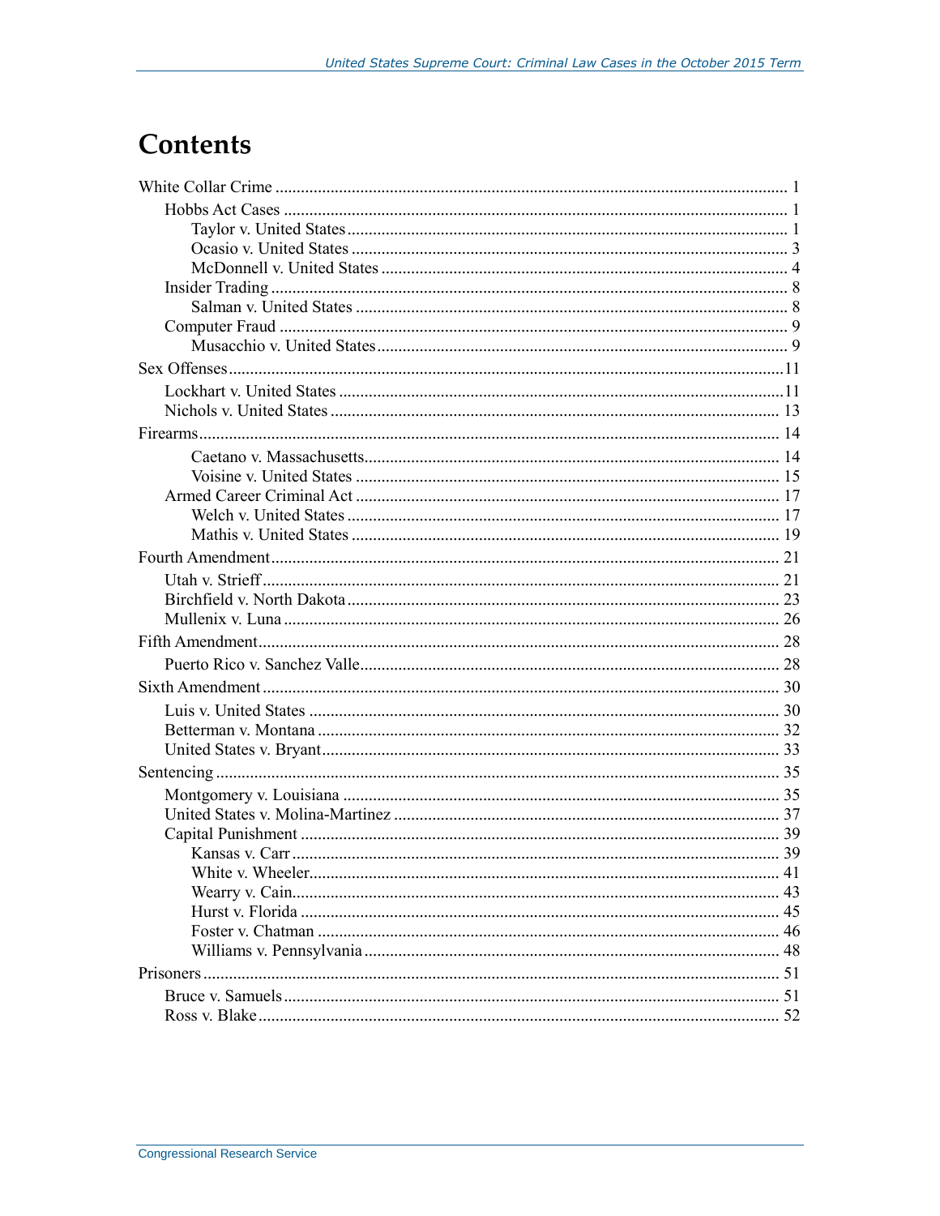# Contents

White Collar Crime ........................................................................................................................ 1

- Hobbs Act Cases ...................................................................................................................... 1
  - Taylor v. United States ...................................................................................................... 1
  - Ocasio v. United States ..................................................................................................... 3
  - McDonnell v. United States ............................................................................................... 4
- Insider Trading ......................................................................................................................... 8
  - Salman v. United States .................................................................................................... 8
- Computer Fraud ...................................................................................................................... 9
  - Musacchio v. United States................................................................................................ 9

Sex Offenses.................................................................................................................................11

- Lockhart v. United States .......................................................................................................11
- Nichols v. United States ........................................................................................................ 13

Firearms....................................................................................................................................... 14

- Caetano v. Massachusetts................................................................................................. 14
- Voisine v. United States ................................................................................................... 15
- Armed Career Criminal Act ................................................................................................... 17
  - Welch v. United States ..................................................................................................... 17
  - Mathis v. United States .................................................................................................... 19

Fourth Amendment...................................................................................................................... 21

- Utah v. Strieff ........................................................................................................................ 21
- Birchfield v. North Dakota .................................................................................................... 23
- Mullenix v. Luna .................................................................................................................... 26

Fifth Amendment.......................................................................................................................... 28

- Puerto Rico v. Sanchez Valle.................................................................................................. 28

Sixth Amendment ......................................................................................................................... 30

- Luis v. United States ............................................................................................................. 30
- Betterman v. Montana ........................................................................................................... 32
- United States v. Bryant.......................................................................................................... 33

Sentencing ................................................................................................................................... 35

- Montgomery v. Louisiana ..................................................................................................... 35
- United States v. Molina-Martinez .......................................................................................... 37
- Capital Punishment ................................................................................................................ 39
  - Kansas v. Carr .................................................................................................................. 39
  - White v. Wheeler.............................................................................................................. 41
  - Wearry v. Cain.................................................................................................................. 43
  - Hurst v. Florida ................................................................................................................ 45
  - Foster v. Chatman ............................................................................................................ 46
  - Williams v. Pennsylvania ................................................................................................. 48

Prisoners ...................................................................................................................................... 51

- Bruce v. Samuels.................................................................................................................... 51
- Ross v. Blake.......................................................................................................................... 52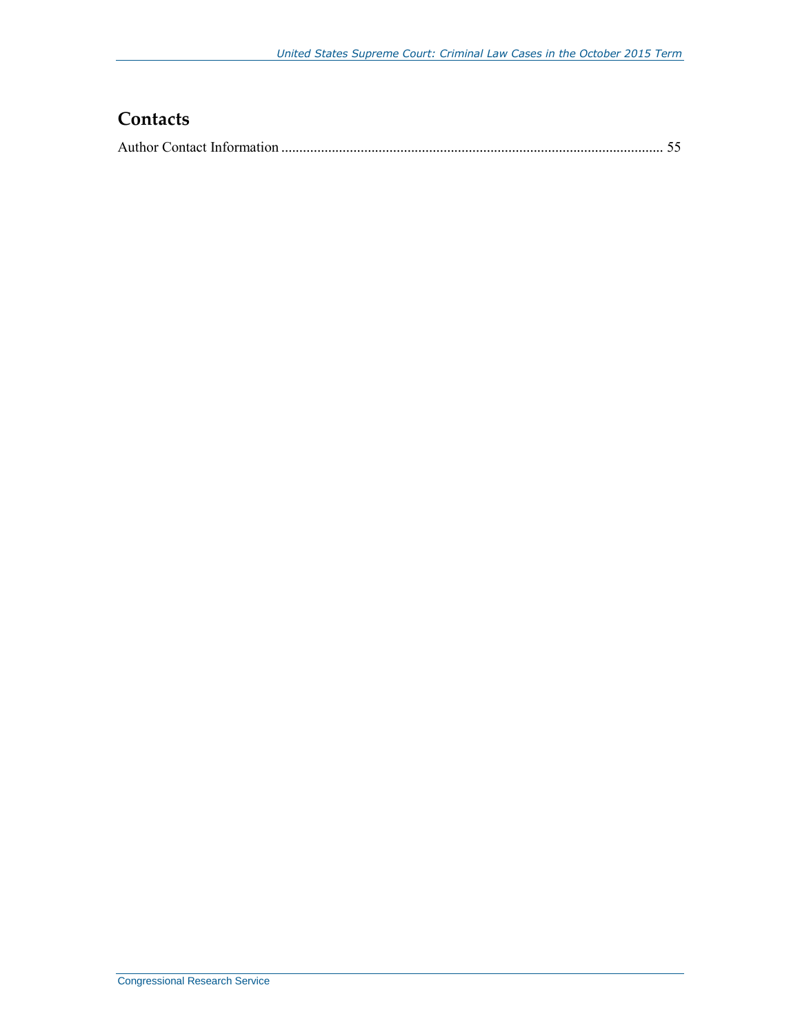## Contacts

Author Contact Information ........................................................................................................... 55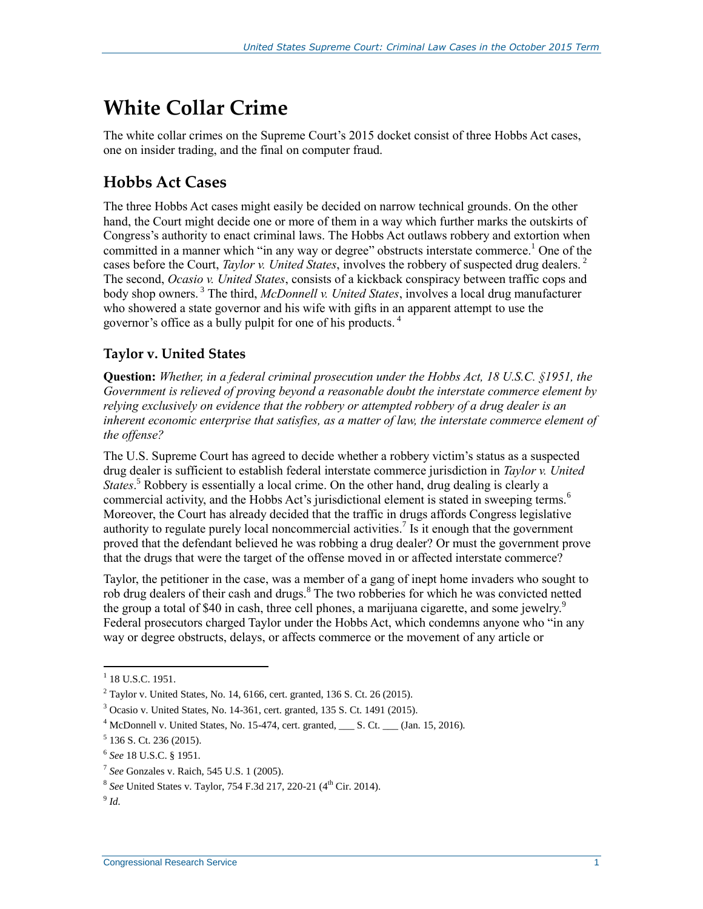# White Collar Crime

The white collar crimes on the Supreme Court's 2015 docket consist of three Hobbs Act cases, one on insider trading, and the final on computer fraud.

## Hobbs Act Cases

The three Hobbs Act cases might easily be decided on narrow technical grounds. On the other hand, the Court might decide one or more of them in a way which further marks the outskirts of Congress's authority to enact criminal laws. The Hobbs Act outlaws robbery and extortion when committed in a manner which "in any way or degree" obstructs interstate commerce.[1] One of the cases before the Court, *Taylor v. United States*, involves the robbery of suspected drug dealers.[2] The second, *Ocasio v. United States*, consists of a kickback conspiracy between traffic cops and body shop owners.[3] The third, *McDonnell v. United States*, involves a local drug manufacturer who showered a state governor and his wife with gifts in an apparent attempt to use the governor's office as a bully pulpit for one of his products.[4]

### Taylor v. United States

**Question:** *Whether, in a federal criminal prosecution under the Hobbs Act, 18 U.S.C. §1951, the Government is relieved of proving beyond a reasonable doubt the interstate commerce element by relying exclusively on evidence that the robbery or attempted robbery of a drug dealer is an inherent economic enterprise that satisfies, as a matter of law, the interstate commerce element of the offense?*

The U.S. Supreme Court has agreed to decide whether a robbery victim's status as a suspected drug dealer is sufficient to establish federal interstate commerce jurisdiction in *Taylor v. United States*.[5] Robbery is essentially a local crime. On the other hand, drug dealing is clearly a commercial activity, and the Hobbs Act's jurisdictional element is stated in sweeping terms.[6] Moreover, the Court has already decided that the traffic in drugs affords Congress legislative authority to regulate purely local noncommercial activities.[7] Is it enough that the government proved that the defendant believed he was robbing a drug dealer? Or must the government prove that the drugs that were the target of the offense moved in or affected interstate commerce?

Taylor, the petitioner in the case, was a member of a gang of inept home invaders who sought to rob drug dealers of their cash and drugs.[8] The two robberies for which he was convicted netted the group a total of $40 in cash, three cell phones, a marijuana cigarette, and some jewelry.[9] Federal prosecutors charged Taylor under the Hobbs Act, which condemns anyone who "in any way or degree obstructs, delays, or affects commerce or the movement of any article or

---

[1] 18 U.S.C. 1951.

[2] Taylor v. United States, No. 14, 6166, cert. granted, 136 S. Ct. 26 (2015).

[3] Ocasio v. United States, No. 14-361, cert. granted, 135 S. Ct. 1491 (2015).

[4] McDonnell v. United States, No. 15-474, cert. granted, ___ S. Ct. ___ (Jan. 15, 2016).

[5] 136 S. Ct. 236 (2015).

[6] *See* 18 U.S.C. § 1951.

[7] *See* Gonzales v. Raich, 545 U.S. 1 (2005).

[8] *See* United States v. Taylor, 754 F.3d 217, 220-21 (4th Cir. 2014).

[9] *Id.*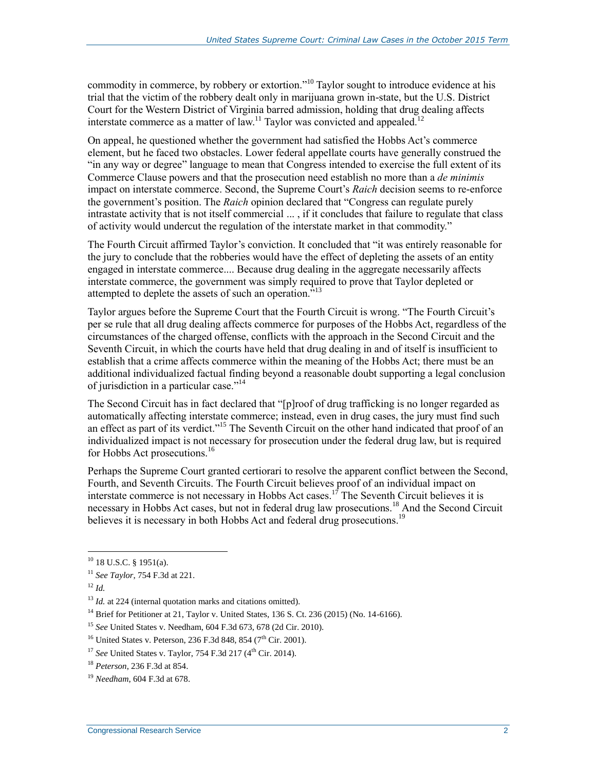commodity in commerce, by robbery or extortion."[10] Taylor sought to introduce evidence at his trial that the victim of the robbery dealt only in marijuana grown in-state, but the U.S. District Court for the Western District of Virginia barred admission, holding that drug dealing affects interstate commerce as a matter of law.[11] Taylor was convicted and appealed.[12]

On appeal, he questioned whether the government had satisfied the Hobbs Act's commerce element, but he faced two obstacles. Lower federal appellate courts have generally construed the "in any way or degree" language to mean that Congress intended to exercise the full extent of its Commerce Clause powers and that the prosecution need establish no more than a *de minimis* impact on interstate commerce. Second, the Supreme Court's *Raich* decision seems to re-enforce the government's position. The *Raich* opinion declared that "Congress can regulate purely intrastate activity that is not itself commercial ... , if it concludes that failure to regulate that class of activity would undercut the regulation of the interstate market in that commodity."

The Fourth Circuit affirmed Taylor's conviction. It concluded that "it was entirely reasonable for the jury to conclude that the robberies would have the effect of depleting the assets of an entity engaged in interstate commerce.... Because drug dealing in the aggregate necessarily affects interstate commerce, the government was simply required to prove that Taylor depleted or attempted to deplete the assets of such an operation."[13]

Taylor argues before the Supreme Court that the Fourth Circuit is wrong. "The Fourth Circuit's per se rule that all drug dealing affects commerce for purposes of the Hobbs Act, regardless of the circumstances of the charged offense, conflicts with the approach in the Second Circuit and the Seventh Circuit, in which the courts have held that drug dealing in and of itself is insufficient to establish that a crime affects commerce within the meaning of the Hobbs Act; there must be an additional individualized factual finding beyond a reasonable doubt supporting a legal conclusion of jurisdiction in a particular case."[14]

The Second Circuit has in fact declared that "[p]roof of drug trafficking is no longer regarded as automatically affecting interstate commerce; instead, even in drug cases, the jury must find such an effect as part of its verdict."[15] The Seventh Circuit on the other hand indicated that proof of an individualized impact is not necessary for prosecution under the federal drug law, but is required for Hobbs Act prosecutions.[16]

Perhaps the Supreme Court granted certiorari to resolve the apparent conflict between the Second, Fourth, and Seventh Circuits. The Fourth Circuit believes proof of an individual impact on interstate commerce is not necessary in Hobbs Act cases.[17] The Seventh Circuit believes it is necessary in Hobbs Act cases, but not in federal drug law prosecutions.[18] And the Second Circuit believes it is necessary in both Hobbs Act and federal drug prosecutions.[19]

---

[10] 18 U.S.C. § 1951(a).

[11] *See Taylor*, 754 F.3d at 221.

[12] *Id.*

[13] *Id.* at 224 (internal quotation marks and citations omitted).

[14] Brief for Petitioner at 21, Taylor v. United States, 136 S. Ct. 236 (2015) (No. 14-6166).

[15] *See* United States v. Needham, 604 F.3d 673, 678 (2d Cir. 2010).

[16] United States v. Peterson, 236 F.3d 848, 854 (7th Cir. 2001).

[17] *See* United States v. Taylor, 754 F.3d 217 (4th Cir. 2014).

[18] *Peterson*, 236 F.3d at 854.

[19] *Needham*, 604 F.3d at 678.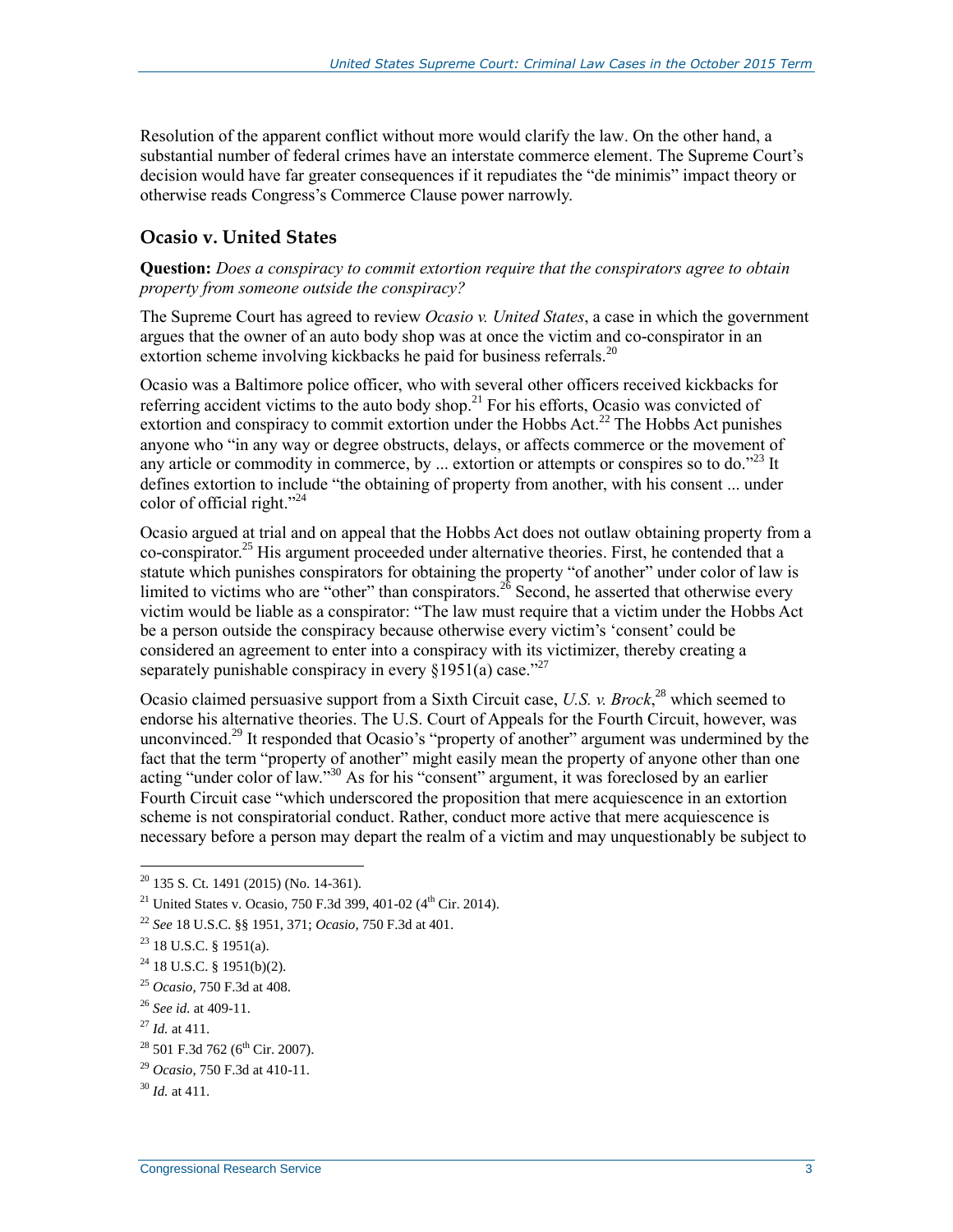Resolution of the apparent conflict without more would clarify the law. On the other hand, a substantial number of federal crimes have an interstate commerce element. The Supreme Court's decision would have far greater consequences if it repudiates the "de minimis" impact theory or otherwise reads Congress's Commerce Clause power narrowly.

## Ocasio v. United States

**Question:** *Does a conspiracy to commit extortion require that the conspirators agree to obtain property from someone outside the conspiracy?*

The Supreme Court has agreed to review *Ocasio v. United States*, a case in which the government argues that the owner of an auto body shop was at once the victim and co-conspirator in an extortion scheme involving kickbacks he paid for business referrals.[20]

Ocasio was a Baltimore police officer, who with several other officers received kickbacks for referring accident victims to the auto body shop.[21] For his efforts, Ocasio was convicted of extortion and conspiracy to commit extortion under the Hobbs Act.[22] The Hobbs Act punishes anyone who "in any way or degree obstructs, delays, or affects commerce or the movement of any article or commodity in commerce, by ... extortion or attempts or conspires so to do."[23] It defines extortion to include "the obtaining of property from another, with his consent ... under color of official right."[24]

Ocasio argued at trial and on appeal that the Hobbs Act does not outlaw obtaining property from a co-conspirator.[25] His argument proceeded under alternative theories. First, he contended that a statute which punishes conspirators for obtaining the property "of another" under color of law is limited to victims who are "other" than conspirators.[26] Second, he asserted that otherwise every victim would be liable as a conspirator: "The law must require that a victim under the Hobbs Act be a person outside the conspiracy because otherwise every victim's 'consent' could be considered an agreement to enter into a conspiracy with its victimizer, thereby creating a separately punishable conspiracy in every §1951(a) case."[27]

Ocasio claimed persuasive support from a Sixth Circuit case, *U.S. v. Brock*,[28] which seemed to endorse his alternative theories. The U.S. Court of Appeals for the Fourth Circuit, however, was unconvinced.[29] It responded that Ocasio's "property of another" argument was undermined by the fact that the term "property of another" might easily mean the property of anyone other than one acting "under color of law."[30] As for his "consent" argument, it was foreclosed by an earlier Fourth Circuit case "which underscored the proposition that mere acquiescence in an extortion scheme is not conspiratorial conduct. Rather, conduct more active that mere acquiescence is necessary before a person may depart the realm of a victim and may unquestionably be subject to

---

[20] 135 S. Ct. 1491 (2015) (No. 14-361).

[21] United States v. Ocasio, 750 F.3d 399, 401-02 (4th Cir. 2014).

[22] *See* 18 U.S.C. §§ 1951, 371; *Ocasio*, 750 F.3d at 401.

[23] 18 U.S.C. § 1951(a).

[24] 18 U.S.C. § 1951(b)(2).

[25] *Ocasio*, 750 F.3d at 408.

[26] *See id.* at 409-11.

[27] *Id.* at 411.

[28] 501 F.3d 762 (6th Cir. 2007).

[29] *Ocasio*, 750 F.3d at 410-11.

[30] *Id.* at 411.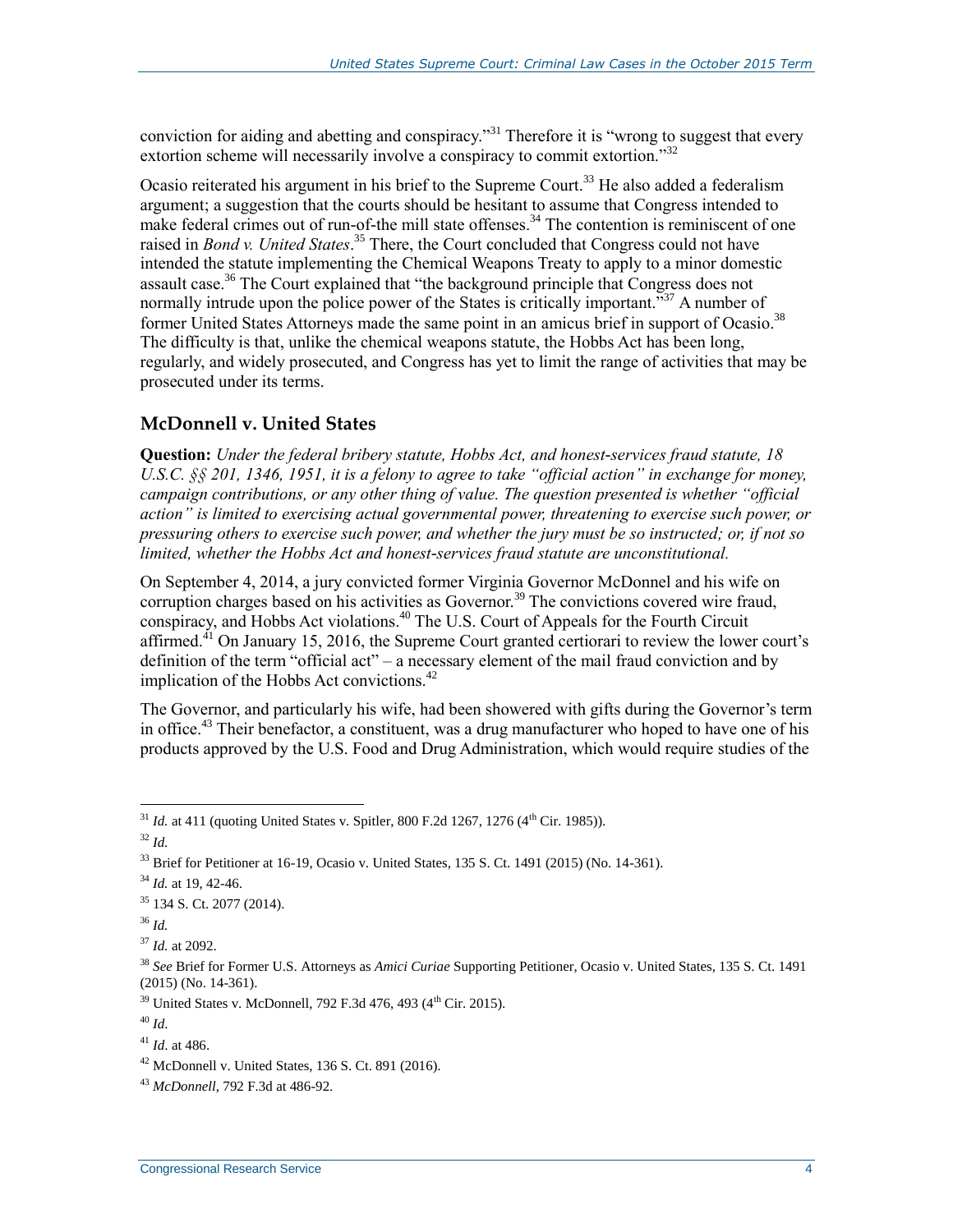conviction for aiding and abetting and conspiracy."[31] Therefore it is "wrong to suggest that every extortion scheme will necessarily involve a conspiracy to commit extortion."[32]

Ocasio reiterated his argument in his brief to the Supreme Court.[33] He also added a federalism argument; a suggestion that the courts should be hesitant to assume that Congress intended to make federal crimes out of run-of-the mill state offenses.[34] The contention is reminiscent of one raised in *Bond v. United States*.[35] There, the Court concluded that Congress could not have intended the statute implementing the Chemical Weapons Treaty to apply to a minor domestic assault case.[36] The Court explained that "the background principle that Congress does not normally intrude upon the police power of the States is critically important."[37] A number of former United States Attorneys made the same point in an amicus brief in support of Ocasio.[38] The difficulty is that, unlike the chemical weapons statute, the Hobbs Act has been long, regularly, and widely prosecuted, and Congress has yet to limit the range of activities that may be prosecuted under its terms.

## McDonnell v. United States

**Question:** *Under the federal bribery statute, Hobbs Act, and honest-services fraud statute, 18 U.S.C. §§ 201, 1346, 1951, it is a felony to agree to take "official action" in exchange for money, campaign contributions, or any other thing of value. The question presented is whether "official action" is limited to exercising actual governmental power, threatening to exercise such power, or pressuring others to exercise such power, and whether the jury must be so instructed; or, if not so limited, whether the Hobbs Act and honest-services fraud statute are unconstitutional.*

On September 4, 2014, a jury convicted former Virginia Governor McDonnel and his wife on corruption charges based on his activities as Governor.[39] The convictions covered wire fraud, conspiracy, and Hobbs Act violations.[40] The U.S. Court of Appeals for the Fourth Circuit affirmed.[41] On January 15, 2016, the Supreme Court granted certiorari to review the lower court's definition of the term "official act" – a necessary element of the mail fraud conviction and by implication of the Hobbs Act convictions.[42]

The Governor, and particularly his wife, had been showered with gifts during the Governor's term in office.[43] Their benefactor, a constituent, was a drug manufacturer who hoped to have one of his products approved by the U.S. Food and Drug Administration, which would require studies of the

---

[31] *Id.* at 411 (quoting United States v. Spitler, 800 F.2d 1267, 1276 (4th Cir. 1985)).

[32] *Id.*

[33] Brief for Petitioner at 16-19, Ocasio v. United States, 135 S. Ct. 1491 (2015) (No. 14-361).

[34] *Id.* at 19, 42-46.

[35] 134 S. Ct. 2077 (2014).

[36] *Id.*

[37] *Id.* at 2092.

[38] *See* Brief for Former U.S. Attorneys as *Amici Curiae* Supporting Petitioner, Ocasio v. United States, 135 S. Ct. 1491 (2015) (No. 14-361).

[39] United States v. McDonnell, 792 F.3d 476, 493 (4th Cir. 2015).

[40] *Id*.

[41] *Id*. at 486.

[42] McDonnell v. United States, 136 S. Ct. 891 (2016).

[43] *McDonnell*, 792 F.3d at 486-92.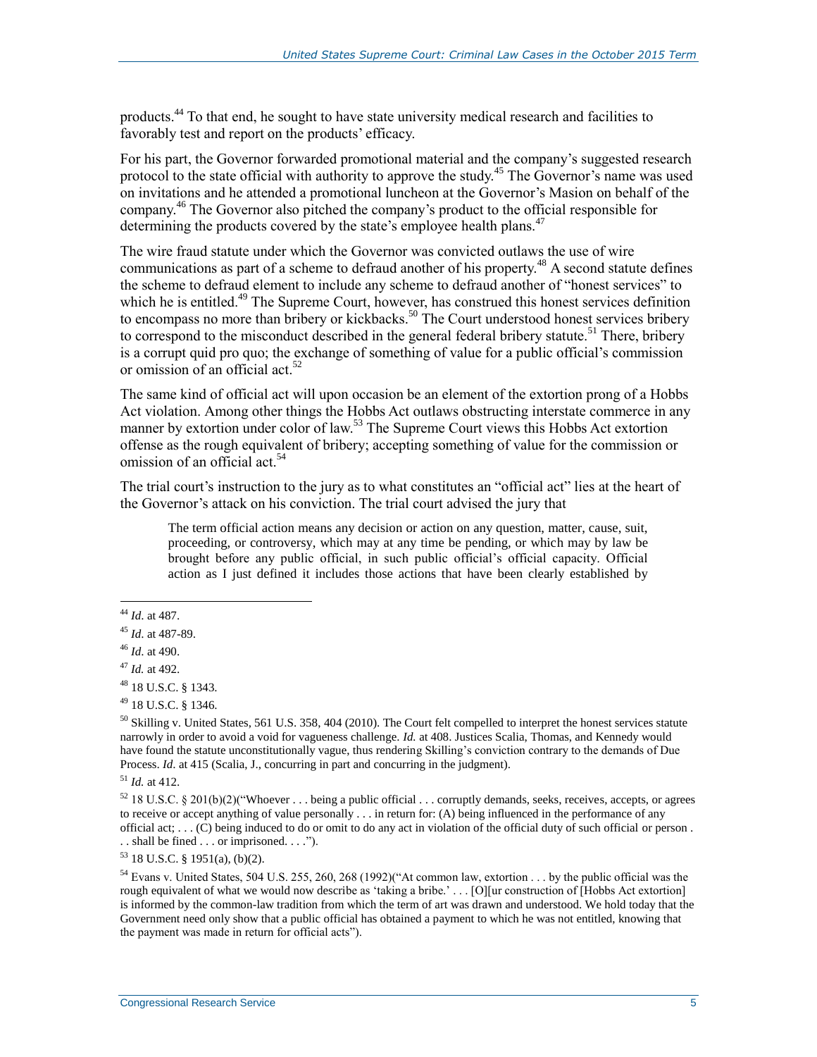products.[44] To that end, he sought to have state university medical research and facilities to favorably test and report on the products' efficacy.

For his part, the Governor forwarded promotional material and the company's suggested research protocol to the state official with authority to approve the study.[45] The Governor's name was used on invitations and he attended a promotional luncheon at the Governor's Masion on behalf of the company.[46] The Governor also pitched the company's product to the official responsible for determining the products covered by the state's employee health plans.[47]

The wire fraud statute under which the Governor was convicted outlaws the use of wire communications as part of a scheme to defraud another of his property.[48] A second statute defines the scheme to defraud element to include any scheme to defraud another of "honest services" to which he is entitled.[49] The Supreme Court, however, has construed this honest services definition to encompass no more than bribery or kickbacks.[50] The Court understood honest services bribery to correspond to the misconduct described in the general federal bribery statute.[51] There, bribery is a corrupt quid pro quo; the exchange of something of value for a public official's commission or omission of an official act.[52]

The same kind of official act will upon occasion be an element of the extortion prong of a Hobbs Act violation. Among other things the Hobbs Act outlaws obstructing interstate commerce in any manner by extortion under color of law.[53] The Supreme Court views this Hobbs Act extortion offense as the rough equivalent of bribery; accepting something of value for the commission or omission of an official act.[54]

The trial court's instruction to the jury as to what constitutes an "official act" lies at the heart of the Governor's attack on his conviction. The trial court advised the jury that

> The term official action means any decision or action on any question, matter, cause, suit, proceeding, or controversy, which may at any time be pending, or which may by law be brought before any public official, in such public official's official capacity. Official action as I just defined it includes those actions that have been clearly established by

---

[44] *Id*. at 487.

[45] *Id*. at 487-89.

[46] *Id*. at 490.

[47] *Id.* at 492.

[48] 18 U.S.C. § 1343.

[49] 18 U.S.C. § 1346.

[50] Skilling v. United States, 561 U.S. 358, 404 (2010). The Court felt compelled to interpret the honest services statute narrowly in order to avoid a void for vagueness challenge. *Id.* at 408. Justices Scalia, Thomas, and Kennedy would have found the statute unconstitutionally vague, thus rendering Skilling's conviction contrary to the demands of Due Process. *Id*. at 415 (Scalia, J., concurring in part and concurring in the judgment).

[51] *Id.* at 412.

[52] 18 U.S.C. § 201(b)(2)("Whoever . . . being a public official . . . corruptly demands, seeks, receives, accepts, or agrees to receive or accept anything of value personally . . . in return for: (A) being influenced in the performance of any official act; . . . (C) being induced to do or omit to do any act in violation of the official duty of such official or person . . . shall be fined . . . or imprisoned. . . .").

[53] 18 U.S.C. § 1951(a), (b)(2).

[54] Evans v. United States, 504 U.S. 255, 260, 268 (1992)("At common law, extortion . . . by the public official was the rough equivalent of what we would now describe as 'taking a bribe.' . . . [O][ur construction of [Hobbs Act extortion] is informed by the common-law tradition from which the term of art was drawn and understood. We hold today that the Government need only show that a public official has obtained a payment to which he was not entitled, knowing that the payment was made in return for official acts").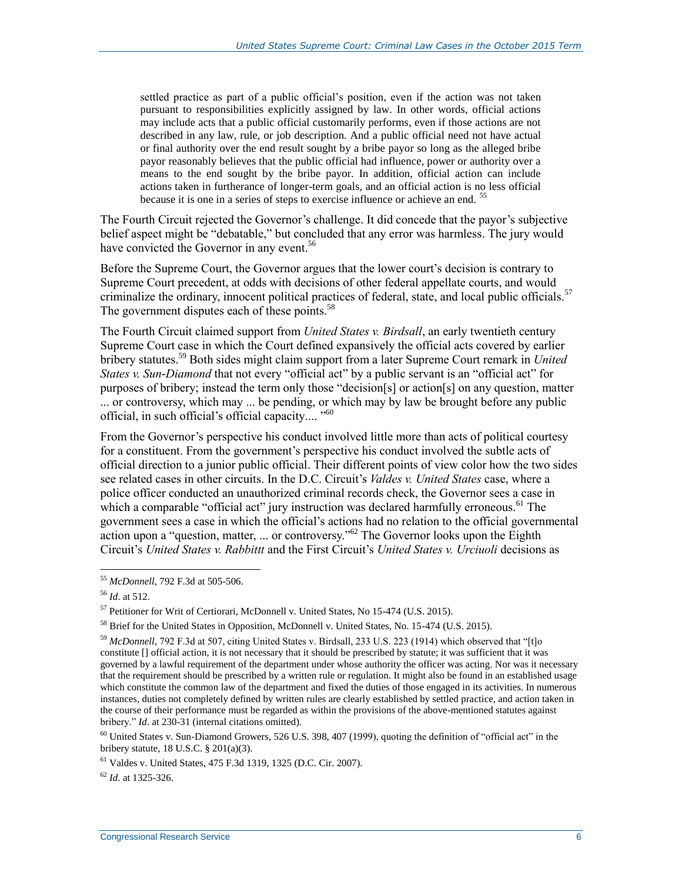> settled practice as part of a public official's position, even if the action was not taken pursuant to responsibilities explicitly assigned by law. In other words, official actions may include acts that a public official customarily performs, even if those actions are not described in any law, rule, or job description. And a public official need not have actual or final authority over the end result sought by a bribe payor so long as the alleged bribe payor reasonably believes that the public official had influence, power or authority over a means to the end sought by the bribe payor. In addition, official action can include actions taken in furtherance of longer-term goals, and an official action is no less official because it is one in a series of steps to exercise influence or achieve an end. [55]

The Fourth Circuit rejected the Governor's challenge. It did concede that the payor's subjective belief aspect might be "debatable," but concluded that any error was harmless. The jury would have convicted the Governor in any event.[56]

Before the Supreme Court, the Governor argues that the lower court's decision is contrary to Supreme Court precedent, at odds with decisions of other federal appellate courts, and would criminalize the ordinary, innocent political practices of federal, state, and local public officials.[57] The government disputes each of these points.[58]

The Fourth Circuit claimed support from *United States v. Birdsall*, an early twentieth century Supreme Court case in which the Court defined expansively the official acts covered by earlier bribery statutes.[59] Both sides might claim support from a later Supreme Court remark in *United States v. Sun-Diamond* that not every "official act" by a public servant is an "official act" for purposes of bribery; instead the term only those "decision[s] or action[s] on any question, matter ... or controversy, which may ... be pending, or which may by law be brought before any public official, in such official's official capacity.... "[60]

From the Governor's perspective his conduct involved little more than acts of political courtesy for a constituent. From the government's perspective his conduct involved the subtle acts of official direction to a junior public official. Their different points of view color how the two sides see related cases in other circuits. In the D.C. Circuit's *Valdes v. United States* case, where a police officer conducted an unauthorized criminal records check, the Governor sees a case in which a comparable "official act" jury instruction was declared harmfully erroneous.[61] The government sees a case in which the official's actions had no relation to the official governmental action upon a "question, matter, ... or controversy."[62] The Governor looks upon the Eighth Circuit's *United States v. Rabbittt* and the First Circuit's *United States v. Urciuoli* decisions as

---

[55] *McDonnell*, 792 F.3d at 505-506.

[56] *Id*. at 512.

[57] Petitioner for Writ of Certiorari, McDonnell v. United States, No 15-474 (U.S. 2015).

[58] Brief for the United States in Opposition, McDonnell v. United States, No. 15-474 (U.S. 2015).

[59] *McDonnell*, 792 F.3d at 507, citing United States v. Birdsall, 233 U.S. 223 (1914) which observed that "[t]o constitute [] official action, it is not necessary that it should be prescribed by statute; it was sufficient that it was governed by a lawful requirement of the department under whose authority the officer was acting. Nor was it necessary that the requirement should be prescribed by a written rule or regulation. It might also be found in an established usage which constitute the common law of the department and fixed the duties of those engaged in its activities. In numerous instances, duties not completely defined by written rules are clearly established by settled practice, and action taken in the course of their performance must be regarded as within the provisions of the above-mentioned statutes against bribery." *Id*. at 230-31 (internal citations omitted).

[60] United States v. Sun-Diamond Growers, 526 U.S. 398, 407 (1999), quoting the definition of "official act" in the bribery statute, 18 U.S.C. § 201(a)(3).

[61] Valdes v. United States, 475 F.3d 1319, 1325 (D.C. Cir. 2007).

[62] *Id*. at 1325-326.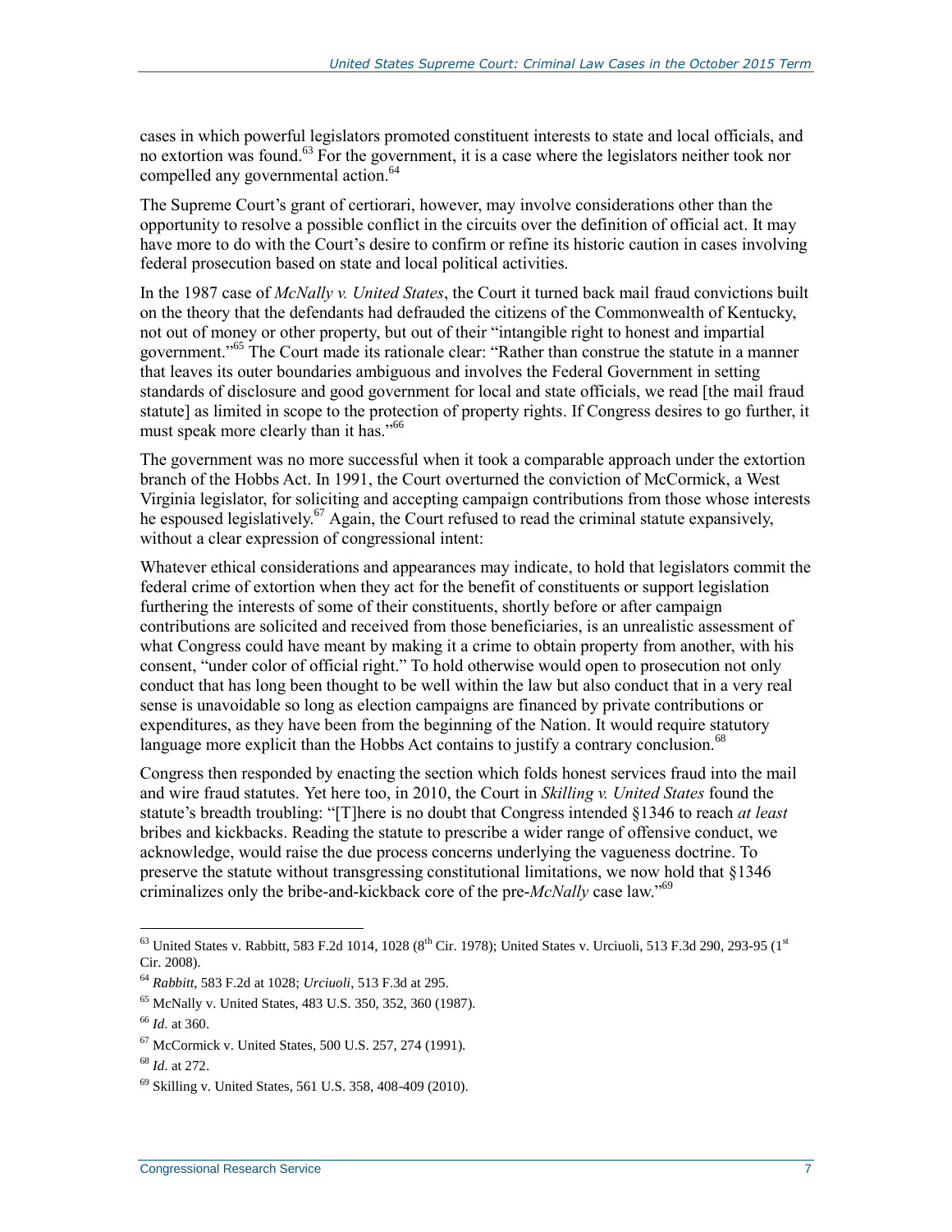cases in which powerful legislators promoted constituent interests to state and local officials, and no extortion was found.[63] For the government, it is a case where the legislators neither took nor compelled any governmental action.[64]

The Supreme Court's grant of certiorari, however, may involve considerations other than the opportunity to resolve a possible conflict in the circuits over the definition of official act. It may have more to do with the Court's desire to confirm or refine its historic caution in cases involving federal prosecution based on state and local political activities.

In the 1987 case of *McNally v. United States*, the Court it turned back mail fraud convictions built on the theory that the defendants had defrauded the citizens of the Commonwealth of Kentucky, not out of money or other property, but out of their "intangible right to honest and impartial government."[65] The Court made its rationale clear: "Rather than construe the statute in a manner that leaves its outer boundaries ambiguous and involves the Federal Government in setting standards of disclosure and good government for local and state officials, we read [the mail fraud statute] as limited in scope to the protection of property rights. If Congress desires to go further, it must speak more clearly than it has."[66]

The government was no more successful when it took a comparable approach under the extortion branch of the Hobbs Act. In 1991, the Court overturned the conviction of McCormick, a West Virginia legislator, for soliciting and accepting campaign contributions from those whose interests he espoused legislatively.[67] Again, the Court refused to read the criminal statute expansively, without a clear expression of congressional intent:

Whatever ethical considerations and appearances may indicate, to hold that legislators commit the federal crime of extortion when they act for the benefit of constituents or support legislation furthering the interests of some of their constituents, shortly before or after campaign contributions are solicited and received from those beneficiaries, is an unrealistic assessment of what Congress could have meant by making it a crime to obtain property from another, with his consent, "under color of official right." To hold otherwise would open to prosecution not only conduct that has long been thought to be well within the law but also conduct that in a very real sense is unavoidable so long as election campaigns are financed by private contributions or expenditures, as they have been from the beginning of the Nation. It would require statutory language more explicit than the Hobbs Act contains to justify a contrary conclusion.[68]

Congress then responded by enacting the section which folds honest services fraud into the mail and wire fraud statutes. Yet here too, in 2010, the Court in *Skilling v. United States* found the statute's breadth troubling: "[T]here is no doubt that Congress intended §1346 to reach *at least* bribes and kickbacks. Reading the statute to prescribe a wider range of offensive conduct, we acknowledge, would raise the due process concerns underlying the vagueness doctrine. To preserve the statute without transgressing constitutional limitations, we now hold that §1346 criminalizes only the bribe-and-kickback core of the pre-*McNally* case law."[69]

---

[63] United States v. Rabbitt, 583 F.2d 1014, 1028 (8th Cir. 1978); United States v. Urciuoli, 513 F.3d 290, 293-95 (1st Cir. 2008).

[64] *Rabbitt*, 583 F.2d at 1028; *Urciuoli*, 513 F.3d at 295.

[65] McNally v. United States, 483 U.S. 350, 352, 360 (1987).

[66] *Id*. at 360.

[67] McCormick v. United States, 500 U.S. 257, 274 (1991).

[68] *Id*. at 272.

[69] Skilling v. United States, 561 U.S. 358, 408-409 (2010).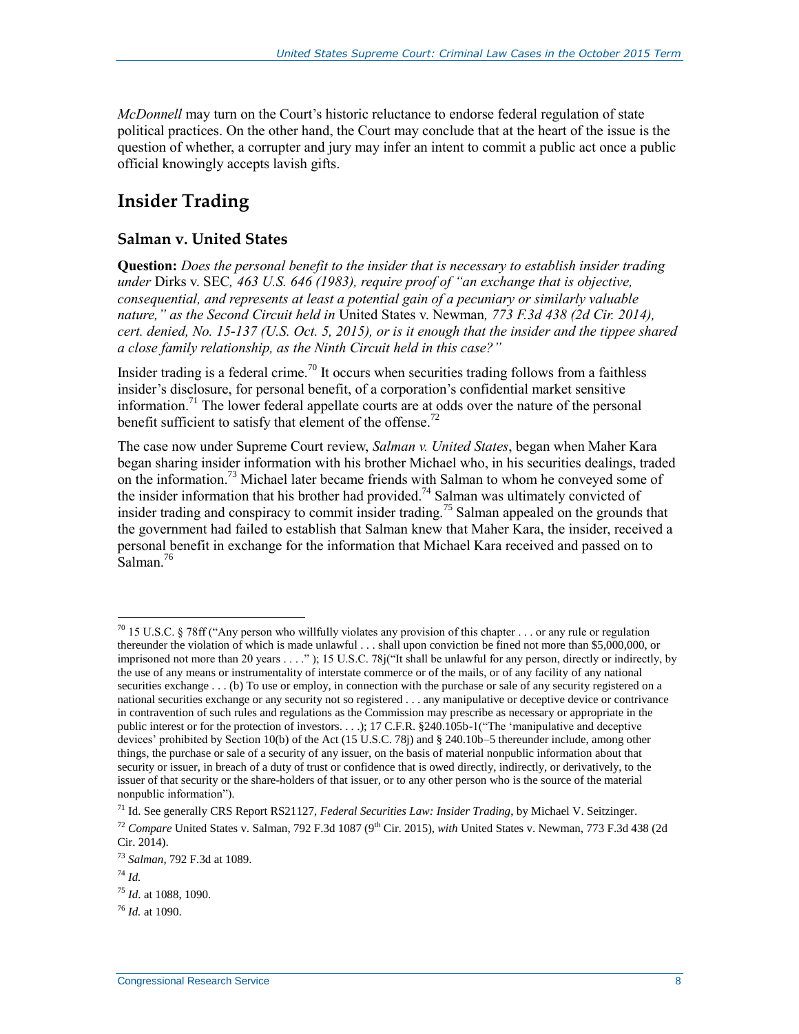*McDonnell* may turn on the Court's historic reluctance to endorse federal regulation of state political practices. On the other hand, the Court may conclude that at the heart of the issue is the question of whether, a corrupter and jury may infer an intent to commit a public act once a public official knowingly accepts lavish gifts.

## Insider Trading

### Salman v. United States

**Question:** *Does the personal benefit to the insider that is necessary to establish insider trading under* Dirks v. SEC*, 463 U.S. 646 (1983), require proof of "an exchange that is objective, consequential, and represents at least a potential gain of a pecuniary or similarly valuable nature," as the Second Circuit held in* United States v. Newman*, 773 F.3d 438 (2d Cir. 2014), cert. denied, No. 15-137 (U.S. Oct. 5, 2015), or is it enough that the insider and the tippee shared a close family relationship, as the Ninth Circuit held in this case?"*

Insider trading is a federal crime.[70] It occurs when securities trading follows from a faithless insider's disclosure, for personal benefit, of a corporation's confidential market sensitive information.[71] The lower federal appellate courts are at odds over the nature of the personal benefit sufficient to satisfy that element of the offense.[72]

The case now under Supreme Court review, *Salman v. United States*, began when Maher Kara began sharing insider information with his brother Michael who, in his securities dealings, traded on the information.[73] Michael later became friends with Salman to whom he conveyed some of the insider information that his brother had provided.[74] Salman was ultimately convicted of insider trading and conspiracy to commit insider trading.[75] Salman appealed on the grounds that the government had failed to establish that Salman knew that Maher Kara, the insider, received a personal benefit in exchange for the information that Michael Kara received and passed on to Salman.[76]

---

[70] 15 U.S.C. § 78ff ("Any person who willfully violates any provision of this chapter . . . or any rule or regulation thereunder the violation of which is made unlawful . . . shall upon conviction be fined not more than $5,000,000, or imprisoned not more than 20 years . . . ." ); 15 U.S.C. 78j("It shall be unlawful for any person, directly or indirectly, by the use of any means or instrumentality of interstate commerce or of the mails, or of any facility of any national securities exchange . . . (b) To use or employ, in connection with the purchase or sale of any security registered on a national securities exchange or any security not so registered . . . any manipulative or deceptive device or contrivance in contravention of such rules and regulations as the Commission may prescribe as necessary or appropriate in the public interest or for the protection of investors. . . .); 17 C.F.R. §240.105b-1("The 'manipulative and deceptive devices' prohibited by Section 10(b) of the Act (15 U.S.C. 78j) and § 240.10b–5 thereunder include, among other things, the purchase or sale of a security of any issuer, on the basis of material nonpublic information about that security or issuer, in breach of a duty of trust or confidence that is owed directly, indirectly, or derivatively, to the issuer of that security or the share-holders of that issuer, or to any other person who is the source of the material nonpublic information").

[71] Id. See generally CRS Report RS21127, *Federal Securities Law: Insider Trading*, by Michael V. Seitzinger.

[72] *Compare* United States v. Salman, 792 F.3d 1087 (9th Cir. 2015), *with* United States v. Newman, 773 F.3d 438 (2d Cir. 2014).

[73] *Salman*, 792 F.3d at 1089.

[74] *Id.*

[75] *Id*. at 1088, 1090.

[76] *Id.* at 1090.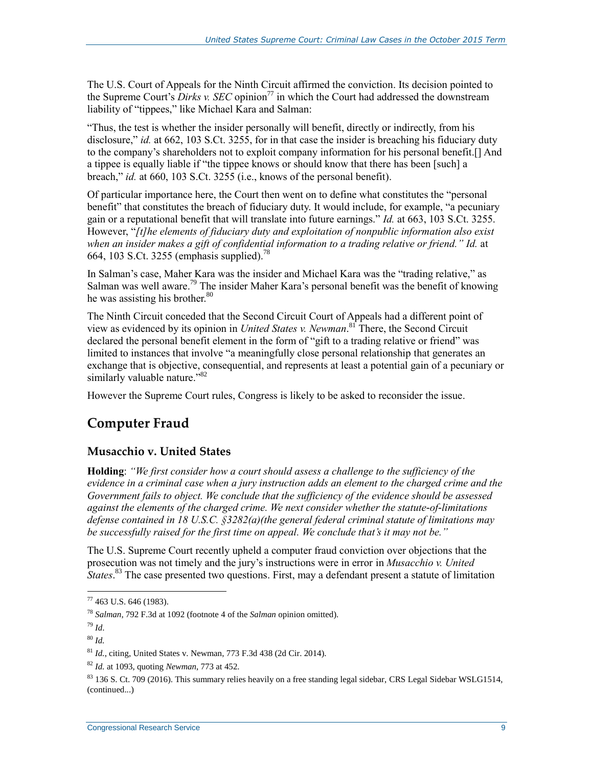The U.S. Court of Appeals for the Ninth Circuit affirmed the conviction. Its decision pointed to the Supreme Court's *Dirks v. SEC* opinion[77] in which the Court had addressed the downstream liability of "tippees," like Michael Kara and Salman:

"Thus, the test is whether the insider personally will benefit, directly or indirectly, from his disclosure," *id.* at 662, 103 S.Ct. 3255, for in that case the insider is breaching his fiduciary duty to the company's shareholders not to exploit company information for his personal benefit.[] And a tippee is equally liable if "the tippee knows or should know that there has been [such] a breach," *id.* at 660, 103 S.Ct. 3255 (i.e., knows of the personal benefit).

Of particular importance here, the Court then went on to define what constitutes the "personal benefit" that constitutes the breach of fiduciary duty. It would include, for example, "a pecuniary gain or a reputational benefit that will translate into future earnings." *Id.* at 663, 103 S.Ct. 3255. However, "*[t]he elements of fiduciary duty and exploitation of nonpublic information also exist when an insider makes a gift of confidential information to a trading relative or friend." Id.* at 664, 103 S.Ct. 3255 (emphasis supplied).[78]

In Salman's case, Maher Kara was the insider and Michael Kara was the "trading relative," as Salman was well aware.[79] The insider Maher Kara's personal benefit was the benefit of knowing he was assisting his brother.[80]

The Ninth Circuit conceded that the Second Circuit Court of Appeals had a different point of view as evidenced by its opinion in *United States v. Newman*.[81] There, the Second Circuit declared the personal benefit element in the form of "gift to a trading relative or friend" was limited to instances that involve "a meaningfully close personal relationship that generates an exchange that is objective, consequential, and represents at least a potential gain of a pecuniary or similarly valuable nature."[82]

However the Supreme Court rules, Congress is likely to be asked to reconsider the issue.

## Computer Fraud

### Musacchio v. United States

**Holding**: *"We first consider how a court should assess a challenge to the sufficiency of the evidence in a criminal case when a jury instruction adds an element to the charged crime and the Government fails to object. We conclude that the sufficiency of the evidence should be assessed against the elements of the charged crime. We next consider whether the statute-of-limitations defense contained in 18 U.S.C. §3282(a)(the general federal criminal statute of limitations may be successfully raised for the first time on appeal. We conclude that's it may not be."*

The U.S. Supreme Court recently upheld a computer fraud conviction over objections that the prosecution was not timely and the jury's instructions were in error in *Musacchio v. United States*.[83] The case presented two questions. First, may a defendant present a statute of limitation

---

[77] 463 U.S. 646 (1983).

[78] *Salman*, 792 F.3d at 1092 (footnote 4 of the *Salman* opinion omitted).

[79] *Id*.

[80] *Id.*

[81] *Id.*, citing, United States v. Newman, 773 F.3d 438 (2d Cir. 2014).

[82] *Id.* at 1093, quoting *Newman*, 773 at 452.

[83] 136 S. Ct. 709 (2016). This summary relies heavily on a free standing legal sidebar, CRS Legal Sidebar WSLG1514, (continued...)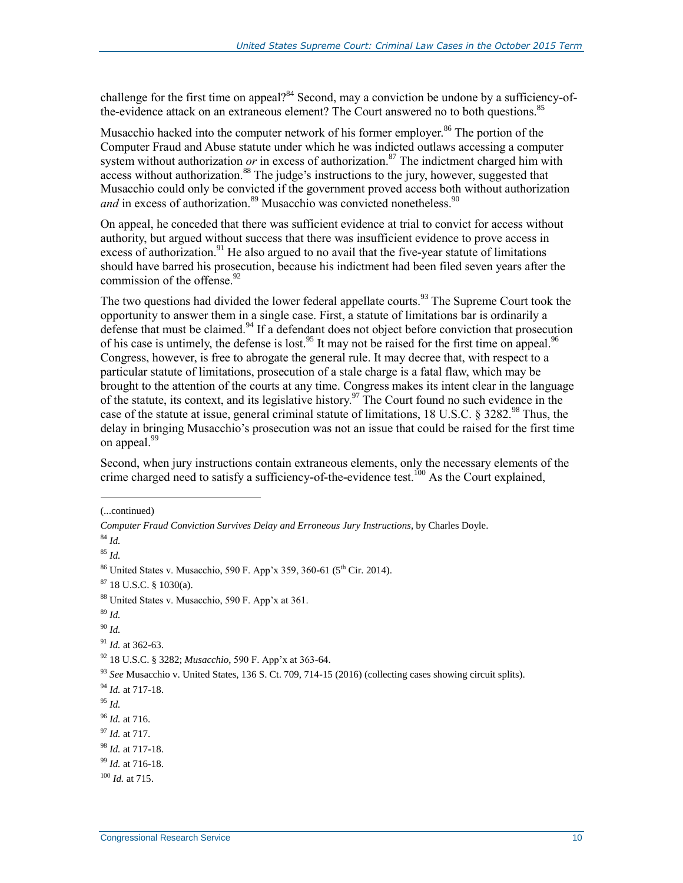challenge for the first time on appeal?[84] Second, may a conviction be undone by a sufficiency-of-the-evidence attack on an extraneous element? The Court answered no to both questions.[85]

Musacchio hacked into the computer network of his former employer.[86] The portion of the Computer Fraud and Abuse statute under which he was indicted outlaws accessing a computer system without authorization *or* in excess of authorization.[87] The indictment charged him with access without authorization.[88] The judge's instructions to the jury, however, suggested that Musacchio could only be convicted if the government proved access both without authorization *and* in excess of authorization.[89] Musacchio was convicted nonetheless.[90]

On appeal, he conceded that there was sufficient evidence at trial to convict for access without authority, but argued without success that there was insufficient evidence to prove access in excess of authorization.[91] He also argued to no avail that the five-year statute of limitations should have barred his prosecution, because his indictment had been filed seven years after the commission of the offense.[92]

The two questions had divided the lower federal appellate courts.[93] The Supreme Court took the opportunity to answer them in a single case. First, a statute of limitations bar is ordinarily a defense that must be claimed.[94] If a defendant does not object before conviction that prosecution of his case is untimely, the defense is lost.[95] It may not be raised for the first time on appeal.[96] Congress, however, is free to abrogate the general rule. It may decree that, with respect to a particular statute of limitations, prosecution of a stale charge is a fatal flaw, which may be brought to the attention of the courts at any time. Congress makes its intent clear in the language of the statute, its context, and its legislative history.[97] The Court found no such evidence in the case of the statute at issue, general criminal statute of limitations, 18 U.S.C. § 3282.[98] Thus, the delay in bringing Musacchio's prosecution was not an issue that could be raised for the first time on appeal.[99]

Second, when jury instructions contain extraneous elements, only the necessary elements of the crime charged need to satisfy a sufficiency-of-the-evidence test.[100] As the Court explained,

---

(...continued)

*Computer Fraud Conviction Survives Delay and Erroneous Jury Instructions*, by Charles Doyle.

[84] *Id.*

[85] *Id.*

[86] United States v. Musacchio, 590 F. App'x 359, 360-61 (5th Cir. 2014).

[87] 18 U.S.C. § 1030(a).

[88] United States v. Musacchio, 590 F. App'x at 361.

[89] *Id.*

[90] *Id.*

[91] *Id.* at 362-63.

[92] 18 U.S.C. § 3282; *Musacchio*, 590 F. App'x at 363-64.

[93] *See* Musacchio v. United States, 136 S. Ct. 709, 714-15 (2016) (collecting cases showing circuit splits).

[94] *Id.* at 717-18.

[95] *Id.*

[96] *Id.* at 716.

[97] *Id.* at 717.

[98] *Id.* at 717-18.

[99] *Id.* at 716-18.

[100] *Id.* at 715.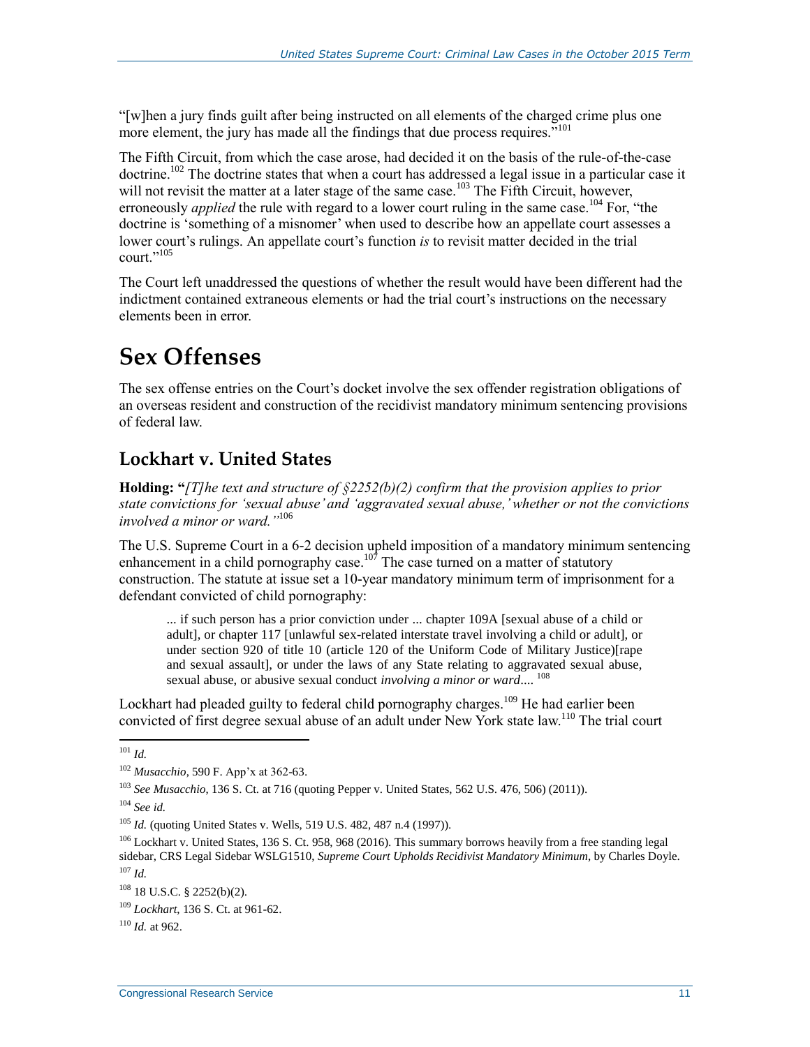"[w]hen a jury finds guilt after being instructed on all elements of the charged crime plus one more element, the jury has made all the findings that due process requires."[101]

The Fifth Circuit, from which the case arose, had decided it on the basis of the rule-of-the-case doctrine.[102] The doctrine states that when a court has addressed a legal issue in a particular case it will not revisit the matter at a later stage of the same case.[103] The Fifth Circuit, however, erroneously *applied* the rule with regard to a lower court ruling in the same case.[104] For, "the doctrine is 'something of a misnomer' when used to describe how an appellate court assesses a lower court's rulings. An appellate court's function *is* to revisit matter decided in the trial court."[105]

The Court left unaddressed the questions of whether the result would have been different had the indictment contained extraneous elements or had the trial court's instructions on the necessary elements been in error.

# Sex Offenses

The sex offense entries on the Court's docket involve the sex offender registration obligations of an overseas resident and construction of the recidivist mandatory minimum sentencing provisions of federal law.

## Lockhart v. United States

**Holding: "***[T]he text and structure of §2252(b)(2) confirm that the provision applies to prior state convictions for 'sexual abuse' and 'aggravated sexual abuse,' whether or not the convictions involved a minor or ward."*[106]

The U.S. Supreme Court in a 6-2 decision upheld imposition of a mandatory minimum sentencing enhancement in a child pornography case.[107] The case turned on a matter of statutory construction. The statute at issue set a 10-year mandatory minimum term of imprisonment for a defendant convicted of child pornography:

> ... if such person has a prior conviction under ... chapter 109A [sexual abuse of a child or adult], or chapter 117 [unlawful sex-related interstate travel involving a child or adult], or under section 920 of title 10 (article 120 of the Uniform Code of Military Justice)[rape and sexual assault], or under the laws of any State relating to aggravated sexual abuse, sexual abuse, or abusive sexual conduct *involving a minor or ward*.... [108]

Lockhart had pleaded guilty to federal child pornography charges.[109] He had earlier been convicted of first degree sexual abuse of an adult under New York state law.[110] The trial court

---

[101] *Id.*

[102] *Musacchio*, 590 F. App'x at 362-63.

[103] *See Musacchio*, 136 S. Ct. at 716 (quoting Pepper v. United States, 562 U.S. 476, 506) (2011)).

[104] *See id.*

[105] *Id.* (quoting United States v. Wells, 519 U.S. 482, 487 n.4 (1997)).

[106] Lockhart v. United States, 136 S. Ct. 958, 968 (2016). This summary borrows heavily from a free standing legal sidebar, CRS Legal Sidebar WSLG1510, *Supreme Court Upholds Recidivist Mandatory Minimum*, by Charles Doyle.

[107] *Id.*

[108] 18 U.S.C. § 2252(b)(2).

[109] *Lockhart*, 136 S. Ct. at 961-62.

[110] *Id.* at 962.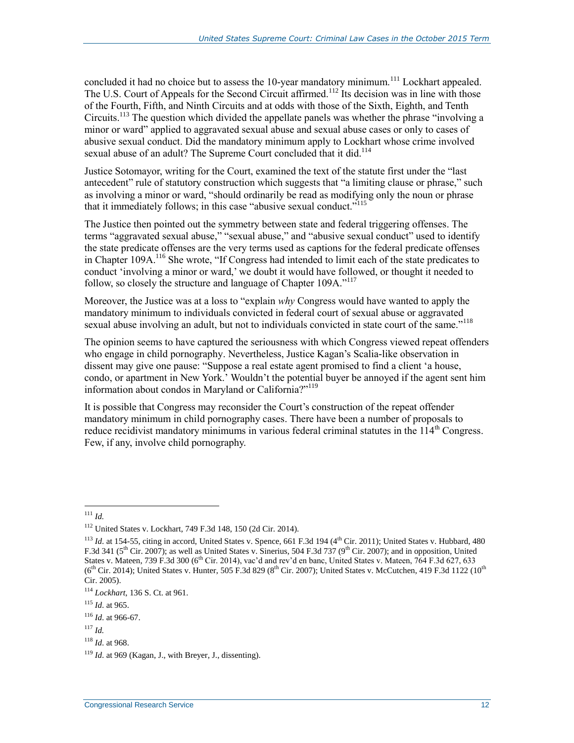concluded it had no choice but to assess the 10-year mandatory minimum.[111] Lockhart appealed. The U.S. Court of Appeals for the Second Circuit affirmed.[112] Its decision was in line with those of the Fourth, Fifth, and Ninth Circuits and at odds with those of the Sixth, Eighth, and Tenth Circuits.[113] The question which divided the appellate panels was whether the phrase "involving a minor or ward" applied to aggravated sexual abuse and sexual abuse cases or only to cases of abusive sexual conduct. Did the mandatory minimum apply to Lockhart whose crime involved sexual abuse of an adult? The Supreme Court concluded that it did.[114]

Justice Sotomayor, writing for the Court, examined the text of the statute first under the "last antecedent" rule of statutory construction which suggests that "a limiting clause or phrase," such as involving a minor or ward, "should ordinarily be read as modifying only the noun or phrase that it immediately follows; in this case "abusive sexual conduct."[115]

The Justice then pointed out the symmetry between state and federal triggering offenses. The terms "aggravated sexual abuse," "sexual abuse," and "abusive sexual conduct" used to identify the state predicate offenses are the very terms used as captions for the federal predicate offenses in Chapter 109A.[116] She wrote, "If Congress had intended to limit each of the state predicates to conduct 'involving a minor or ward,' we doubt it would have followed, or thought it needed to follow, so closely the structure and language of Chapter 109A."[117]

Moreover, the Justice was at a loss to "explain *why* Congress would have wanted to apply the mandatory minimum to individuals convicted in federal court of sexual abuse or aggravated sexual abuse involving an adult, but not to individuals convicted in state court of the same."[118]

The opinion seems to have captured the seriousness with which Congress viewed repeat offenders who engage in child pornography. Nevertheless, Justice Kagan's Scalia-like observation in dissent may give one pause: "Suppose a real estate agent promised to find a client 'a house, condo, or apartment in New York.' Wouldn't the potential buyer be annoyed if the agent sent him information about condos in Maryland or California?"[119]

It is possible that Congress may reconsider the Court's construction of the repeat offender mandatory minimum in child pornography cases. There have been a number of proposals to reduce recidivist mandatory minimums in various federal criminal statutes in the 114th Congress. Few, if any, involve child pornography.

---

[111] *Id.*

[112] United States v. Lockhart, 749 F.3d 148, 150 (2d Cir. 2014).

[113] *Id.* at 154-55, citing in accord, United States v. Spence, 661 F.3d 194 (4th Cir. 2011); United States v. Hubbard, 480 F.3d 341 (5th Cir. 2007); as well as United States v. Sinerius, 504 F.3d 737 (9th Cir. 2007); and in opposition, United States v. Mateen, 739 F.3d 300 (6th Cir. 2014), vac'd and rev'd en banc, United States v. Mateen, 764 F.3d 627, 633 (6th Cir. 2014); United States v. Hunter, 505 F.3d 829 (8th Cir. 2007); United States v. McCutchen, 419 F.3d 1122 (10th Cir. 2005).

[114] *Lockhart*, 136 S. Ct. at 961.

[115] *Id.* at 965.

[116] *Id.* at 966-67.

[117] *Id.*

[118] *Id.* at 968.

[119] *Id.* at 969 (Kagan, J., with Breyer, J., dissenting).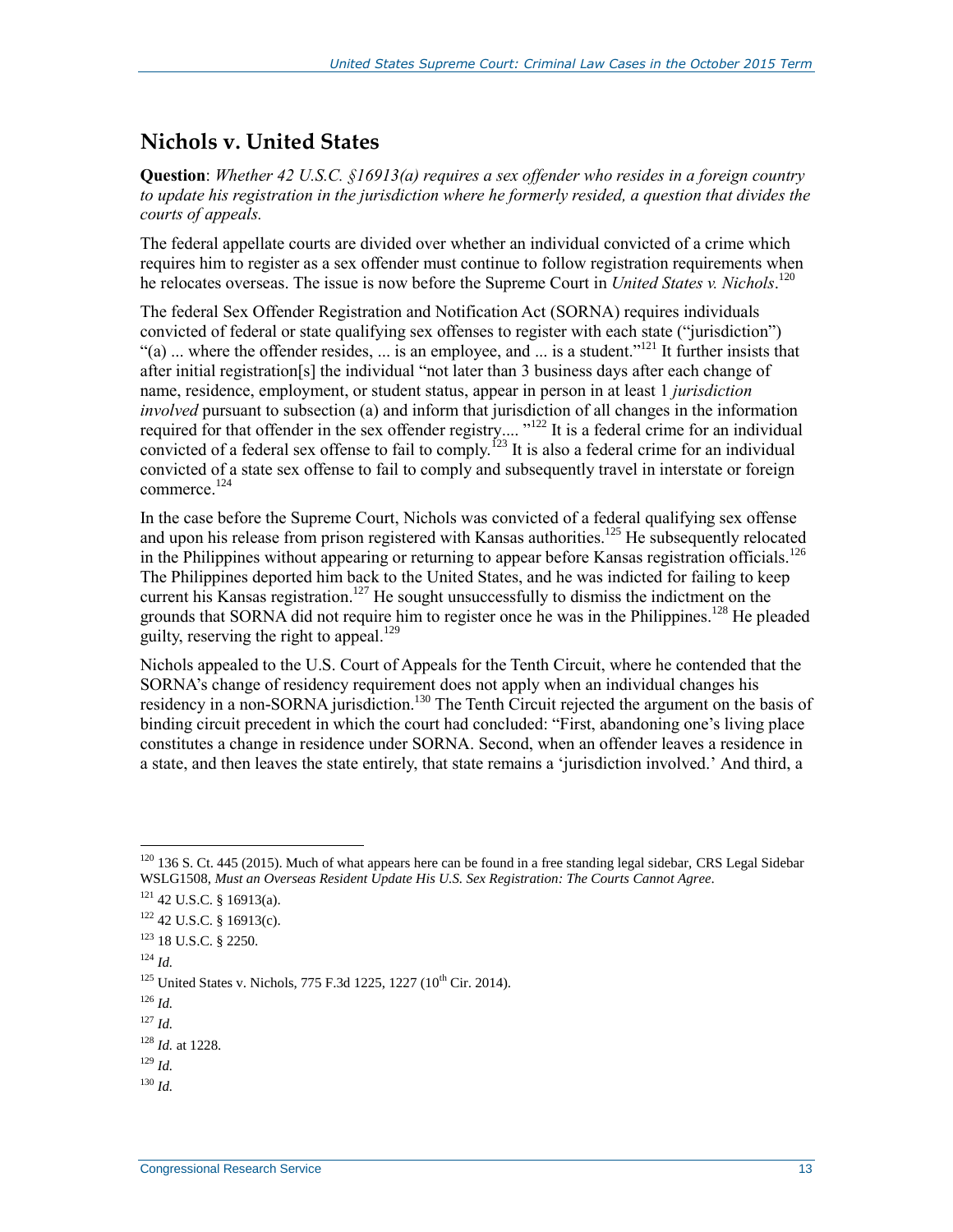## Nichols v. United States

**Question**: *Whether 42 U.S.C. §16913(a) requires a sex offender who resides in a foreign country to update his registration in the jurisdiction where he formerly resided, a question that divides the courts of appeals.*

The federal appellate courts are divided over whether an individual convicted of a crime which requires him to register as a sex offender must continue to follow registration requirements when he relocates overseas. The issue is now before the Supreme Court in *United States v. Nichols*.[120]

The federal Sex Offender Registration and Notification Act (SORNA) requires individuals convicted of federal or state qualifying sex offenses to register with each state ("jurisdiction") "(a) ... where the offender resides, ... is an employee, and ... is a student."[121] It further insists that after initial registration[s] the individual "not later than 3 business days after each change of name, residence, employment, or student status, appear in person in at least 1 *jurisdiction involved* pursuant to subsection (a) and inform that jurisdiction of all changes in the information required for that offender in the sex offender registry.... "[122] It is a federal crime for an individual convicted of a federal sex offense to fail to comply.[123] It is also a federal crime for an individual convicted of a state sex offense to fail to comply and subsequently travel in interstate or foreign commerce.[124]

In the case before the Supreme Court, Nichols was convicted of a federal qualifying sex offense and upon his release from prison registered with Kansas authorities.[125] He subsequently relocated in the Philippines without appearing or returning to appear before Kansas registration officials.[126] The Philippines deported him back to the United States, and he was indicted for failing to keep current his Kansas registration.[127] He sought unsuccessfully to dismiss the indictment on the grounds that SORNA did not require him to register once he was in the Philippines.[128] He pleaded guilty, reserving the right to appeal.[129]

Nichols appealed to the U.S. Court of Appeals for the Tenth Circuit, where he contended that the SORNA's change of residency requirement does not apply when an individual changes his residency in a non-SORNA jurisdiction.[130] The Tenth Circuit rejected the argument on the basis of binding circuit precedent in which the court had concluded: "First, abandoning one's living place constitutes a change in residence under SORNA. Second, when an offender leaves a residence in a state, and then leaves the state entirely, that state remains a 'jurisdiction involved.' And third, a

---

[120] 136 S. Ct. 445 (2015). Much of what appears here can be found in a free standing legal sidebar, CRS Legal Sidebar WSLG1508, *Must an Overseas Resident Update His U.S. Sex Registration: The Courts Cannot Agree*.

[121] 42 U.S.C. § 16913(a).

[122] 42 U.S.C. § 16913(c).

[123] 18 U.S.C. § 2250.

[124] *Id.*

[125] United States v. Nichols, 775 F.3d 1225, 1227 (10th Cir. 2014).

[126] *Id.*

[127] *Id.*

[128] *Id.* at 1228.

[129] *Id.*

[130] *Id.*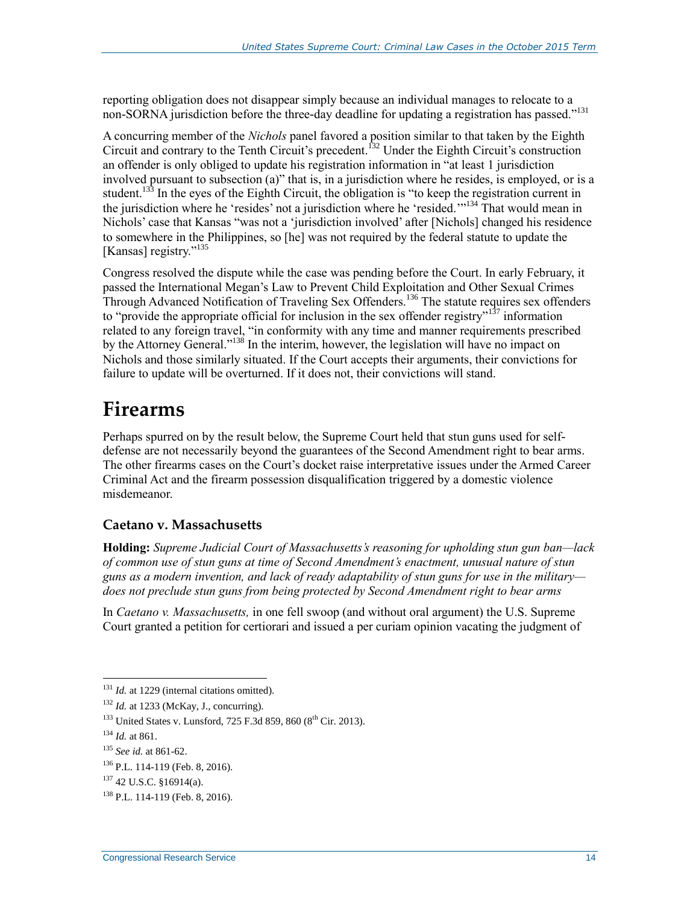reporting obligation does not disappear simply because an individual manages to relocate to a non-SORNA jurisdiction before the three-day deadline for updating a registration has passed."[131]

A concurring member of the *Nichols* panel favored a position similar to that taken by the Eighth Circuit and contrary to the Tenth Circuit's precedent.[132] Under the Eighth Circuit's construction an offender is only obliged to update his registration information in "at least 1 jurisdiction involved pursuant to subsection (a)" that is, in a jurisdiction where he resides, is employed, or is a student.[133] In the eyes of the Eighth Circuit, the obligation is "to keep the registration current in the jurisdiction where he 'resides' not a jurisdiction where he 'resided.'"[134] That would mean in Nichols' case that Kansas "was not a 'jurisdiction involved' after [Nichols] changed his residence to somewhere in the Philippines, so [he] was not required by the federal statute to update the [Kansas] registry."[135]

Congress resolved the dispute while the case was pending before the Court. In early February, it passed the International Megan's Law to Prevent Child Exploitation and Other Sexual Crimes Through Advanced Notification of Traveling Sex Offenders.[136] The statute requires sex offenders to "provide the appropriate official for inclusion in the sex offender registry"[137] information related to any foreign travel, "in conformity with any time and manner requirements prescribed by the Attorney General."[138] In the interim, however, the legislation will have no impact on Nichols and those similarly situated. If the Court accepts their arguments, their convictions for failure to update will be overturned. If it does not, their convictions will stand.

# Firearms

Perhaps spurred on by the result below, the Supreme Court held that stun guns used for self-defense are not necessarily beyond the guarantees of the Second Amendment right to bear arms. The other firearms cases on the Court's docket raise interpretative issues under the Armed Career Criminal Act and the firearm possession disqualification triggered by a domestic violence misdemeanor.

## Caetano v. Massachusetts

**Holding:** *Supreme Judicial Court of Massachusetts's reasoning for upholding stun gun ban—lack of common use of stun guns at time of Second Amendment's enactment, unusual nature of stun guns as a modern invention, and lack of ready adaptability of stun guns for use in the military—does not preclude stun guns from being protected by Second Amendment right to bear arms*

In *Caetano v. Massachusetts,* in one fell swoop (and without oral argument) the U.S. Supreme Court granted a petition for certiorari and issued a per curiam opinion vacating the judgment of

---

[131] *Id.* at 1229 (internal citations omitted).

[132] *Id.* at 1233 (McKay, J., concurring).

[133] United States v. Lunsford, 725 F.3d 859, 860 (8th Cir. 2013).

[134] *Id.* at 861.

[135] *See id.* at 861-62.

[136] P.L. 114-119 (Feb. 8, 2016).

[137] 42 U.S.C. §16914(a).

[138] P.L. 114-119 (Feb. 8, 2016).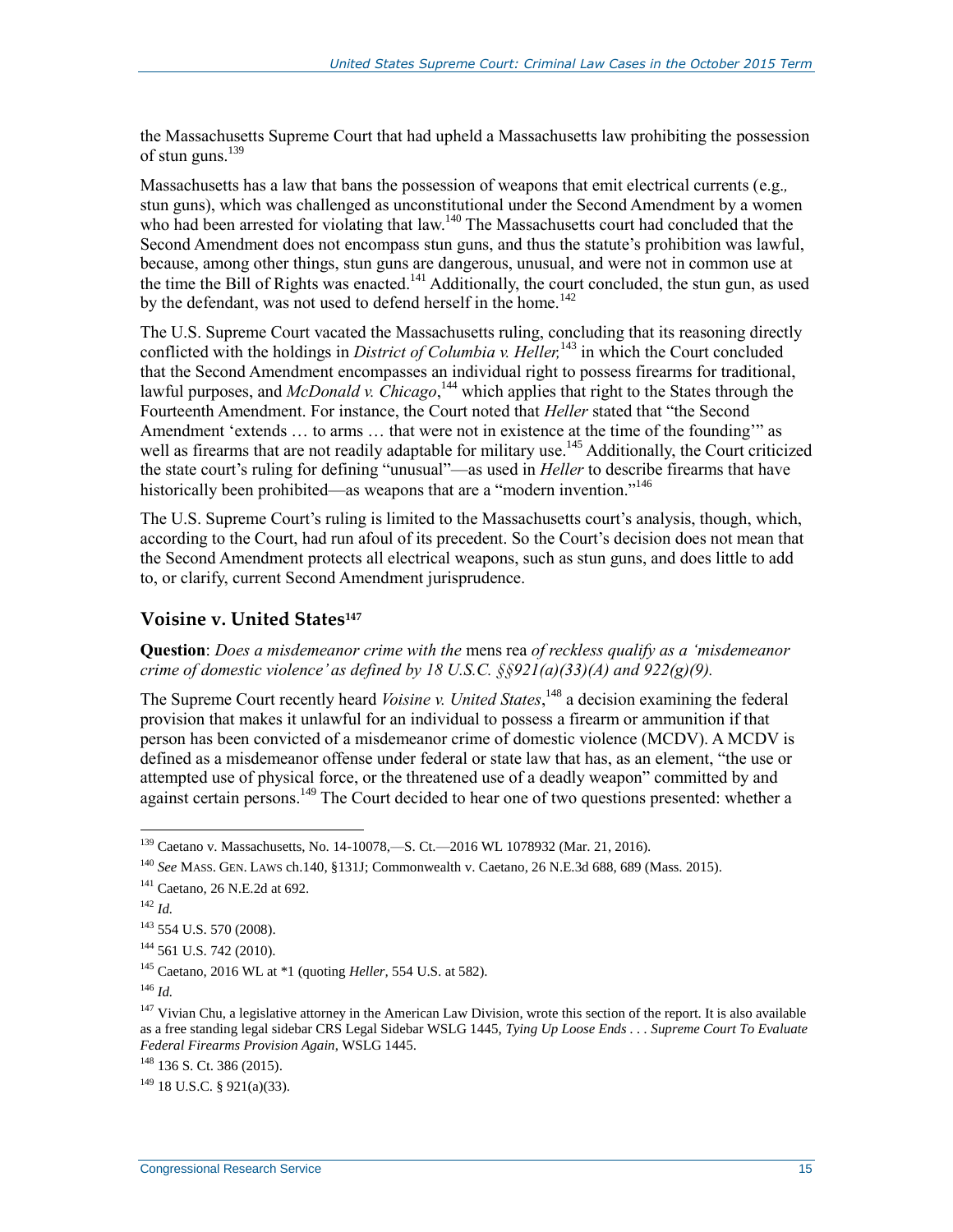the Massachusetts Supreme Court that had upheld a Massachusetts law prohibiting the possession of stun guns.[139]

Massachusetts has a law that bans the possession of weapons that emit electrical currents (e.g., stun guns), which was challenged as unconstitutional under the Second Amendment by a women who had been arrested for violating that law.[140] The Massachusetts court had concluded that the Second Amendment does not encompass stun guns, and thus the statute's prohibition was lawful, because, among other things, stun guns are dangerous, unusual, and were not in common use at the time the Bill of Rights was enacted.[141] Additionally, the court concluded, the stun gun, as used by the defendant, was not used to defend herself in the home.[142]

The U.S. Supreme Court vacated the Massachusetts ruling, concluding that its reasoning directly conflicted with the holdings in *District of Columbia v. Heller,*[143] in which the Court concluded that the Second Amendment encompasses an individual right to possess firearms for traditional, lawful purposes, and *McDonald v. Chicago*,[144] which applies that right to the States through the Fourteenth Amendment. For instance, the Court noted that *Heller* stated that "the Second Amendment 'extends … to arms … that were not in existence at the time of the founding'" as well as firearms that are not readily adaptable for military use.[145] Additionally, the Court criticized the state court's ruling for defining "unusual"—as used in *Heller* to describe firearms that have historically been prohibited—as weapons that are a "modern invention."[146]

The U.S. Supreme Court's ruling is limited to the Massachusetts court's analysis, though, which, according to the Court, had run afoul of its precedent. So the Court's decision does not mean that the Second Amendment protects all electrical weapons, such as stun guns, and does little to add to, or clarify, current Second Amendment jurisprudence.

### Voisine v. United States[147]

**Question**: *Does a misdemeanor crime with the* mens rea *of reckless qualify as a 'misdemeanor crime of domestic violence' as defined by 18 U.S.C. §§921(a)(33)(A) and 922(g)(9).*

The Supreme Court recently heard *Voisine v. United States*,[148] a decision examining the federal provision that makes it unlawful for an individual to possess a firearm or ammunition if that person has been convicted of a misdemeanor crime of domestic violence (MCDV). A MCDV is defined as a misdemeanor offense under federal or state law that has, as an element, "the use or attempted use of physical force, or the threatened use of a deadly weapon" committed by and against certain persons.[149] The Court decided to hear one of two questions presented: whether a

---

[139] Caetano v. Massachusetts, No. 14-10078,—S. Ct.—2016 WL 1078932 (Mar. 21, 2016).

[140] *See* MASS. GEN. LAWS ch.140, §131J; Commonwealth v. Caetano, 26 N.E.3d 688, 689 (Mass. 2015).

[141] Caetano, 26 N.E.2d at 692.

[142] *Id.*

[143] 554 U.S. 570 (2008).

[144] 561 U.S. 742 (2010).

[145] Caetano, 2016 WL at *1 (quoting *Heller,* 554 U.S. at 582).

[146] *Id.*

[147] Vivian Chu, a legislative attorney in the American Law Division, wrote this section of the report. It is also available as a free standing legal sidebar CRS Legal Sidebar WSLG 1445, *Tying Up Loose Ends . . . Supreme Court To Evaluate Federal Firearms Provision Again*, WSLG 1445.

[148] 136 S. Ct. 386 (2015).

[149] 18 U.S.C. § 921(a)(33).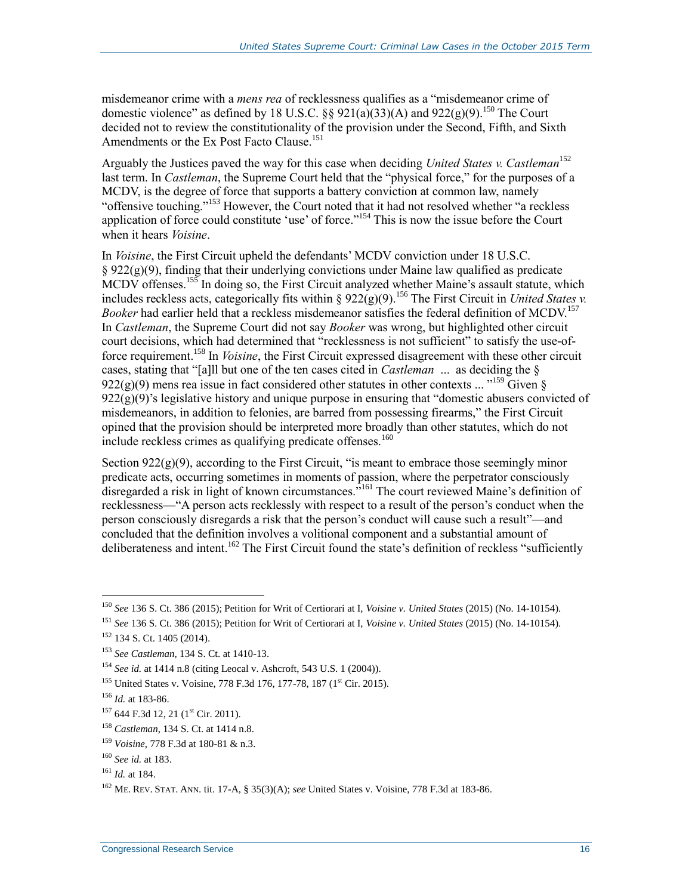misdemeanor crime with a *mens rea* of recklessness qualifies as a "misdemeanor crime of domestic violence" as defined by 18 U.S.C. §§ 921(a)(33)(A) and 922(g)(9).[150] The Court decided not to review the constitutionality of the provision under the Second, Fifth, and Sixth Amendments or the Ex Post Facto Clause.[151]

Arguably the Justices paved the way for this case when deciding *United States v. Castleman*[152] last term. In *Castleman*, the Supreme Court held that the "physical force," for the purposes of a MCDV, is the degree of force that supports a battery conviction at common law, namely "offensive touching."[153] However, the Court noted that it had not resolved whether "a reckless application of force could constitute 'use' of force."[154] This is now the issue before the Court when it hears *Voisine*.

In *Voisine*, the First Circuit upheld the defendants' MCDV conviction under 18 U.S.C. § 922(g)(9), finding that their underlying convictions under Maine law qualified as predicate MCDV offenses.[155] In doing so, the First Circuit analyzed whether Maine's assault statute, which includes reckless acts, categorically fits within § 922(g)(9).[156] The First Circuit in *United States v. Booker* had earlier held that a reckless misdemeanor satisfies the federal definition of MCDV.[157] In *Castleman*, the Supreme Court did not say *Booker* was wrong, but highlighted other circuit court decisions, which had determined that "recklessness is not sufficient" to satisfy the use-of-force requirement.[158] In *Voisine*, the First Circuit expressed disagreement with these other circuit cases, stating that "[a]ll but one of the ten cases cited in *Castleman* ... as deciding the § 922(g)(9) mens rea issue in fact considered other statutes in other contexts ... "[159] Given § 922(g)(9)'s legislative history and unique purpose in ensuring that "domestic abusers convicted of misdemeanors, in addition to felonies, are barred from possessing firearms," the First Circuit opined that the provision should be interpreted more broadly than other statutes, which do not include reckless crimes as qualifying predicate offenses.[160]

Section 922(g)(9), according to the First Circuit, "is meant to embrace those seemingly minor predicate acts, occurring sometimes in moments of passion, where the perpetrator consciously disregarded a risk in light of known circumstances."[161] The court reviewed Maine's definition of recklessness—"A person acts recklessly with respect to a result of the person's conduct when the person consciously disregards a risk that the person's conduct will cause such a result"—and concluded that the definition involves a volitional component and a substantial amount of deliberateness and intent.[162] The First Circuit found the state's definition of reckless "sufficiently

---

[150] *See* 136 S. Ct. 386 (2015); Petition for Writ of Certiorari at I, *Voisine v. United States* (2015) (No. 14-10154).

[151] *See* 136 S. Ct. 386 (2015); Petition for Writ of Certiorari at I, *Voisine v. United States* (2015) (No. 14-10154).

[152] 134 S. Ct. 1405 (2014).

[153] *See Castleman*, 134 S. Ct. at 1410-13.

[154] *See id.* at 1414 n.8 (citing Leocal v. Ashcroft, 543 U.S. 1 (2004)).

[155] United States v. Voisine, 778 F.3d 176, 177-78, 187 (1st Cir. 2015).

[156] *Id.* at 183-86.

[157] 644 F.3d 12, 21 (1st Cir. 2011).

[158] *Castleman*, 134 S. Ct. at 1414 n.8.

[159] *Voisine*, 778 F.3d at 180-81 & n.3.

[160] *See id.* at 183.

[161] *Id.* at 184.

[162] ME. REV. STAT. ANN. tit. 17-A, § 35(3)(A); *see* United States v. Voisine, 778 F.3d at 183-86.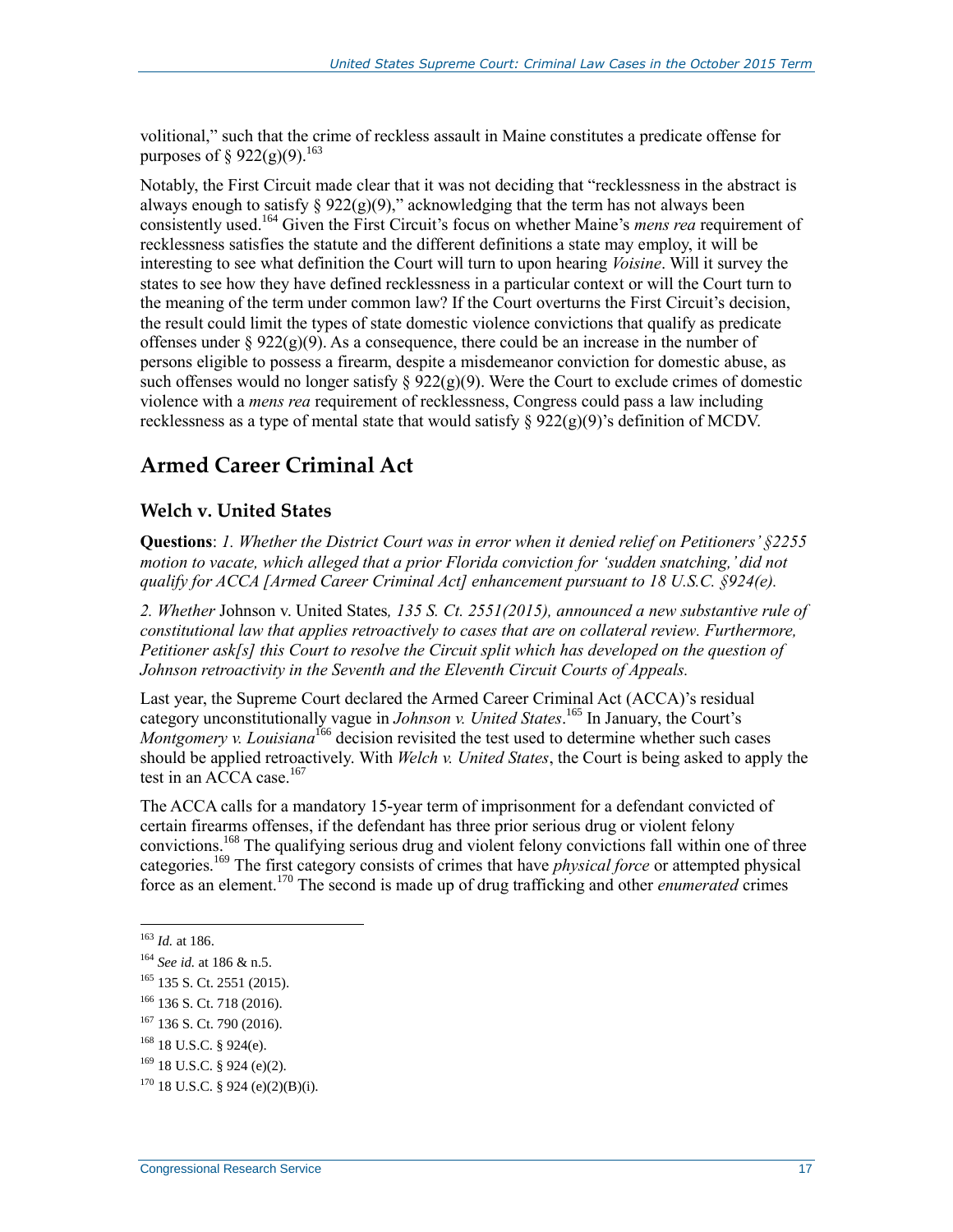volitional," such that the crime of reckless assault in Maine constitutes a predicate offense for purposes of § 922(g)(9).[163]

Notably, the First Circuit made clear that it was not deciding that "recklessness in the abstract is always enough to satisfy § 922(g)(9)," acknowledging that the term has not always been consistently used.[164] Given the First Circuit's focus on whether Maine's *mens rea* requirement of recklessness satisfies the statute and the different definitions a state may employ, it will be interesting to see what definition the Court will turn to upon hearing *Voisine*. Will it survey the states to see how they have defined recklessness in a particular context or will the Court turn to the meaning of the term under common law? If the Court overturns the First Circuit's decision, the result could limit the types of state domestic violence convictions that qualify as predicate offenses under § 922(g)(9). As a consequence, there could be an increase in the number of persons eligible to possess a firearm, despite a misdemeanor conviction for domestic abuse, as such offenses would no longer satisfy § 922(g)(9). Were the Court to exclude crimes of domestic violence with a *mens rea* requirement of recklessness, Congress could pass a law including recklessness as a type of mental state that would satisfy § 922(g)(9)'s definition of MCDV.

## Armed Career Criminal Act

### Welch v. United States

**Questions**: *1. Whether the District Court was in error when it denied relief on Petitioners' §2255 motion to vacate, which alleged that a prior Florida conviction for 'sudden snatching,' did not qualify for ACCA [Armed Career Criminal Act] enhancement pursuant to 18 U.S.C. §924(e).*

*2. Whether* Johnson v. United States*, 135 S. Ct. 2551(2015), announced a new substantive rule of constitutional law that applies retroactively to cases that are on collateral review. Furthermore, Petitioner ask[s] this Court to resolve the Circuit split which has developed on the question of Johnson retroactivity in the Seventh and the Eleventh Circuit Courts of Appeals.*

Last year, the Supreme Court declared the Armed Career Criminal Act (ACCA)'s residual category unconstitutionally vague in *Johnson v. United States*.[165] In January, the Court's *Montgomery v. Louisiana*[166] decision revisited the test used to determine whether such cases should be applied retroactively. With *Welch v. United States*, the Court is being asked to apply the test in an ACCA case.[167]

The ACCA calls for a mandatory 15-year term of imprisonment for a defendant convicted of certain firearms offenses, if the defendant has three prior serious drug or violent felony convictions.[168] The qualifying serious drug and violent felony convictions fall within one of three categories.[169] The first category consists of crimes that have *physical force* or attempted physical force as an element.[170] The second is made up of drug trafficking and other *enumerated* crimes

[163] *Id.* at 186.

[164] *See id.* at 186 & n.5.

[165] 135 S. Ct. 2551 (2015).

[166] 136 S. Ct. 718 (2016).

[167] 136 S. Ct. 790 (2016).

[168] 18 U.S.C. § 924(e).

[169] 18 U.S.C. § 924 (e)(2).

[170] 18 U.S.C. § 924 (e)(2)(B)(i).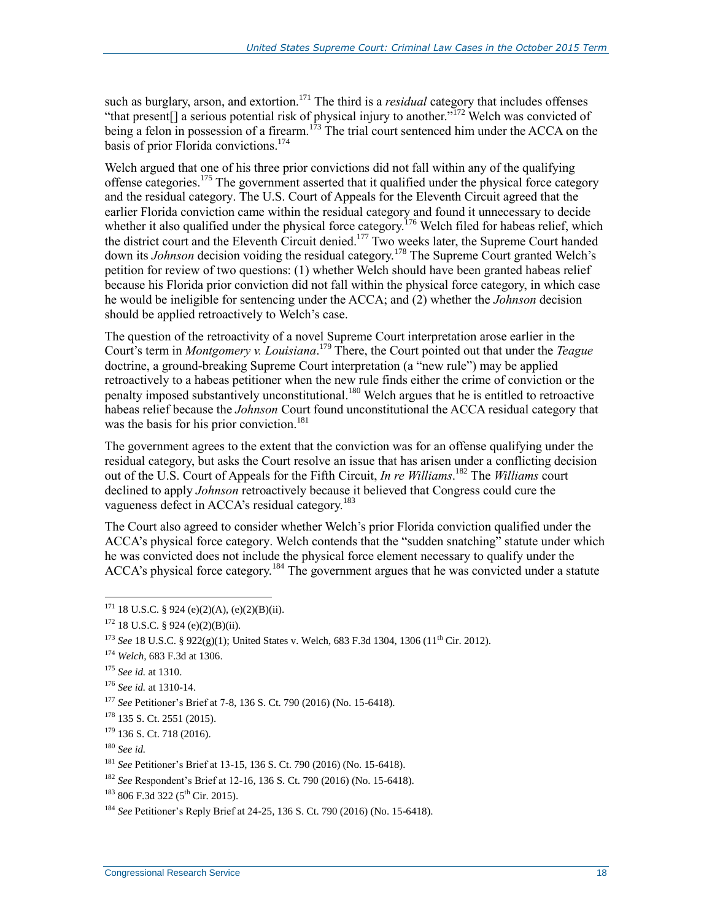such as burglary, arson, and extortion.[171] The third is a *residual* category that includes offenses "that present[] a serious potential risk of physical injury to another."[172] Welch was convicted of being a felon in possession of a firearm.[173] The trial court sentenced him under the ACCA on the basis of prior Florida convictions.[174]

Welch argued that one of his three prior convictions did not fall within any of the qualifying offense categories.[175] The government asserted that it qualified under the physical force category and the residual category. The U.S. Court of Appeals for the Eleventh Circuit agreed that the earlier Florida conviction came within the residual category and found it unnecessary to decide whether it also qualified under the physical force category.[176] Welch filed for habeas relief, which the district court and the Eleventh Circuit denied.[177] Two weeks later, the Supreme Court handed down its *Johnson* decision voiding the residual category.[178] The Supreme Court granted Welch's petition for review of two questions: (1) whether Welch should have been granted habeas relief because his Florida prior conviction did not fall within the physical force category, in which case he would be ineligible for sentencing under the ACCA; and (2) whether the *Johnson* decision should be applied retroactively to Welch's case.

The question of the retroactivity of a novel Supreme Court interpretation arose earlier in the Court's term in *Montgomery v. Louisiana*.[179] There, the Court pointed out that under the *Teague* doctrine, a ground-breaking Supreme Court interpretation (a "new rule") may be applied retroactively to a habeas petitioner when the new rule finds either the crime of conviction or the penalty imposed substantively unconstitutional.[180] Welch argues that he is entitled to retroactive habeas relief because the *Johnson* Court found unconstitutional the ACCA residual category that was the basis for his prior conviction.[181]

The government agrees to the extent that the conviction was for an offense qualifying under the residual category, but asks the Court resolve an issue that has arisen under a conflicting decision out of the U.S. Court of Appeals for the Fifth Circuit, *In re Williams*.[182] The *Williams* court declined to apply *Johnson* retroactively because it believed that Congress could cure the vagueness defect in ACCA's residual category.[183]

The Court also agreed to consider whether Welch's prior Florida conviction qualified under the ACCA's physical force category. Welch contends that the "sudden snatching" statute under which he was convicted does not include the physical force element necessary to qualify under the ACCA's physical force category.[184] The government argues that he was convicted under a statute

---

[171] 18 U.S.C. § 924 (e)(2)(A), (e)(2)(B)(ii).

[172] 18 U.S.C. § 924 (e)(2)(B)(ii).

[173] *See* 18 U.S.C. § 922(g)(1); United States v. Welch, 683 F.3d 1304, 1306 (11th Cir. 2012).

[174] *Welch*, 683 F.3d at 1306.

[175] *See id.* at 1310.

[176] *See id.* at 1310-14.

[177] *See* Petitioner's Brief at 7-8, 136 S. Ct. 790 (2016) (No. 15-6418).

[178] 135 S. Ct. 2551 (2015).

[179] 136 S. Ct. 718 (2016).

[180] *See id.*

[181] *See* Petitioner's Brief at 13-15, 136 S. Ct. 790 (2016) (No. 15-6418).

[182] *See* Respondent's Brief at 12-16, 136 S. Ct. 790 (2016) (No. 15-6418).

[183] 806 F.3d 322 (5th Cir. 2015).

[184] *See* Petitioner's Reply Brief at 24-25, 136 S. Ct. 790 (2016) (No. 15-6418).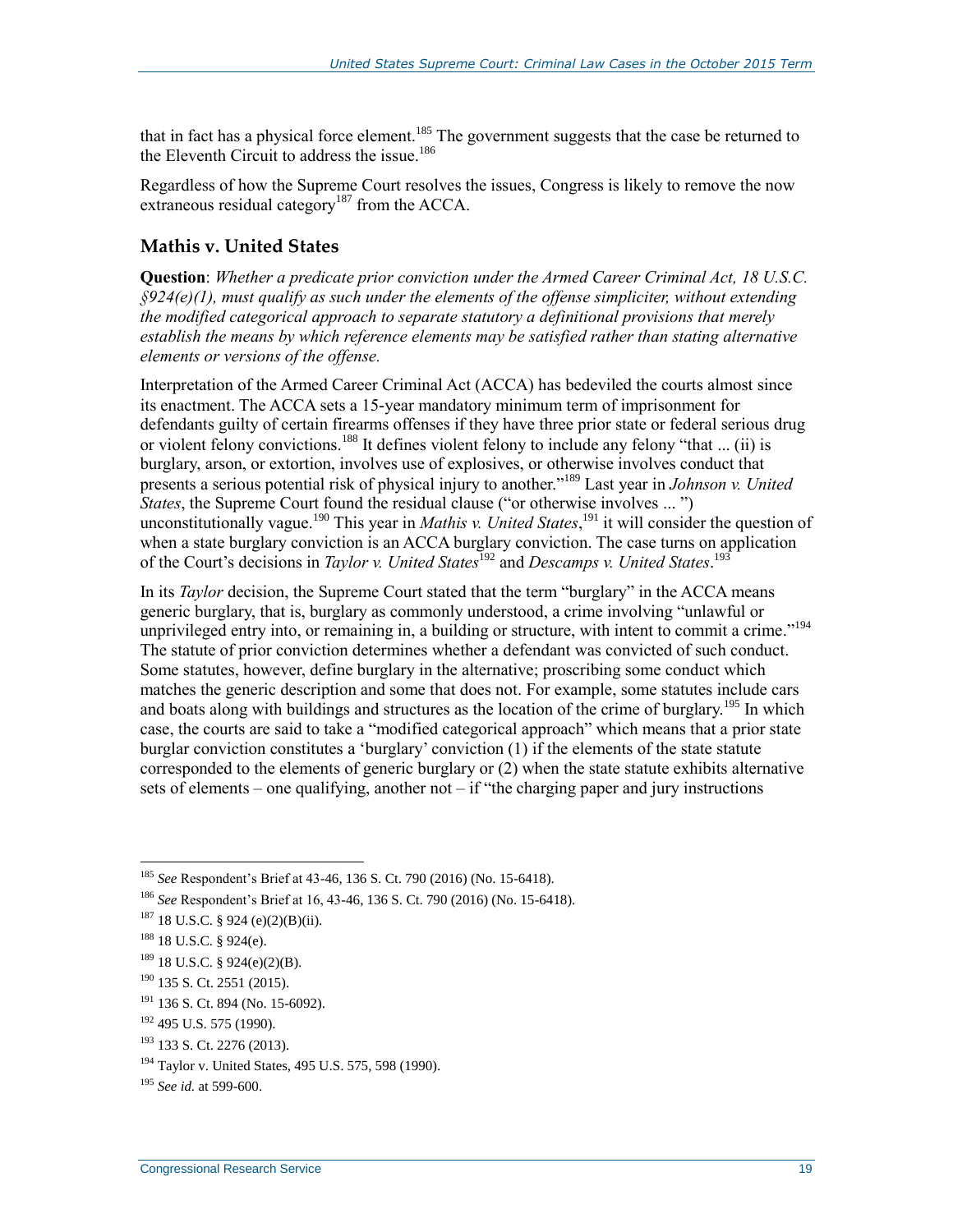that in fact has a physical force element.[185] The government suggests that the case be returned to the Eleventh Circuit to address the issue.[186]

Regardless of how the Supreme Court resolves the issues, Congress is likely to remove the now extraneous residual category[187] from the ACCA.

## Mathis v. United States

**Question**: *Whether a predicate prior conviction under the Armed Career Criminal Act, 18 U.S.C. §924(e)(1), must qualify as such under the elements of the offense simpliciter, without extending the modified categorical approach to separate statutory a definitional provisions that merely establish the means by which reference elements may be satisfied rather than stating alternative elements or versions of the offense.*

Interpretation of the Armed Career Criminal Act (ACCA) has bedeviled the courts almost since its enactment. The ACCA sets a 15-year mandatory minimum term of imprisonment for defendants guilty of certain firearms offenses if they have three prior state or federal serious drug or violent felony convictions.[188] It defines violent felony to include any felony "that ... (ii) is burglary, arson, or extortion, involves use of explosives, or otherwise involves conduct that presents a serious potential risk of physical injury to another."[189] Last year in *Johnson v. United States*, the Supreme Court found the residual clause ("or otherwise involves ... ") unconstitutionally vague.[190] This year in *Mathis v. United States*,[191] it will consider the question of when a state burglary conviction is an ACCA burglary conviction. The case turns on application of the Court's decisions in *Taylor v. United States*[192] and *Descamps v. United States*.[193]

In its *Taylor* decision, the Supreme Court stated that the term "burglary" in the ACCA means generic burglary, that is, burglary as commonly understood, a crime involving "unlawful or unprivileged entry into, or remaining in, a building or structure, with intent to commit a crime."[194] The statute of prior conviction determines whether a defendant was convicted of such conduct. Some statutes, however, define burglary in the alternative; proscribing some conduct which matches the generic description and some that does not. For example, some statutes include cars and boats along with buildings and structures as the location of the crime of burglary.[195] In which case, the courts are said to take a "modified categorical approach" which means that a prior state burglar conviction constitutes a 'burglary' conviction (1) if the elements of the state statute corresponded to the elements of generic burglary or (2) when the state statute exhibits alternative sets of elements – one qualifying, another not – if "the charging paper and jury instructions

---

[185] *See* Respondent's Brief at 43-46, 136 S. Ct. 790 (2016) (No. 15-6418).

[186] *See* Respondent's Brief at 16, 43-46, 136 S. Ct. 790 (2016) (No. 15-6418).

[187] 18 U.S.C. § 924 (e)(2)(B)(ii).

[188] 18 U.S.C. § 924(e).

[189] 18 U.S.C. § 924(e)(2)(B).

[190] 135 S. Ct. 2551 (2015).

[191] 136 S. Ct. 894 (No. 15-6092).

[192] 495 U.S. 575 (1990).

[193] 133 S. Ct. 2276 (2013).

[194] Taylor v. United States, 495 U.S. 575, 598 (1990).

[195] *See id.* at 599-600.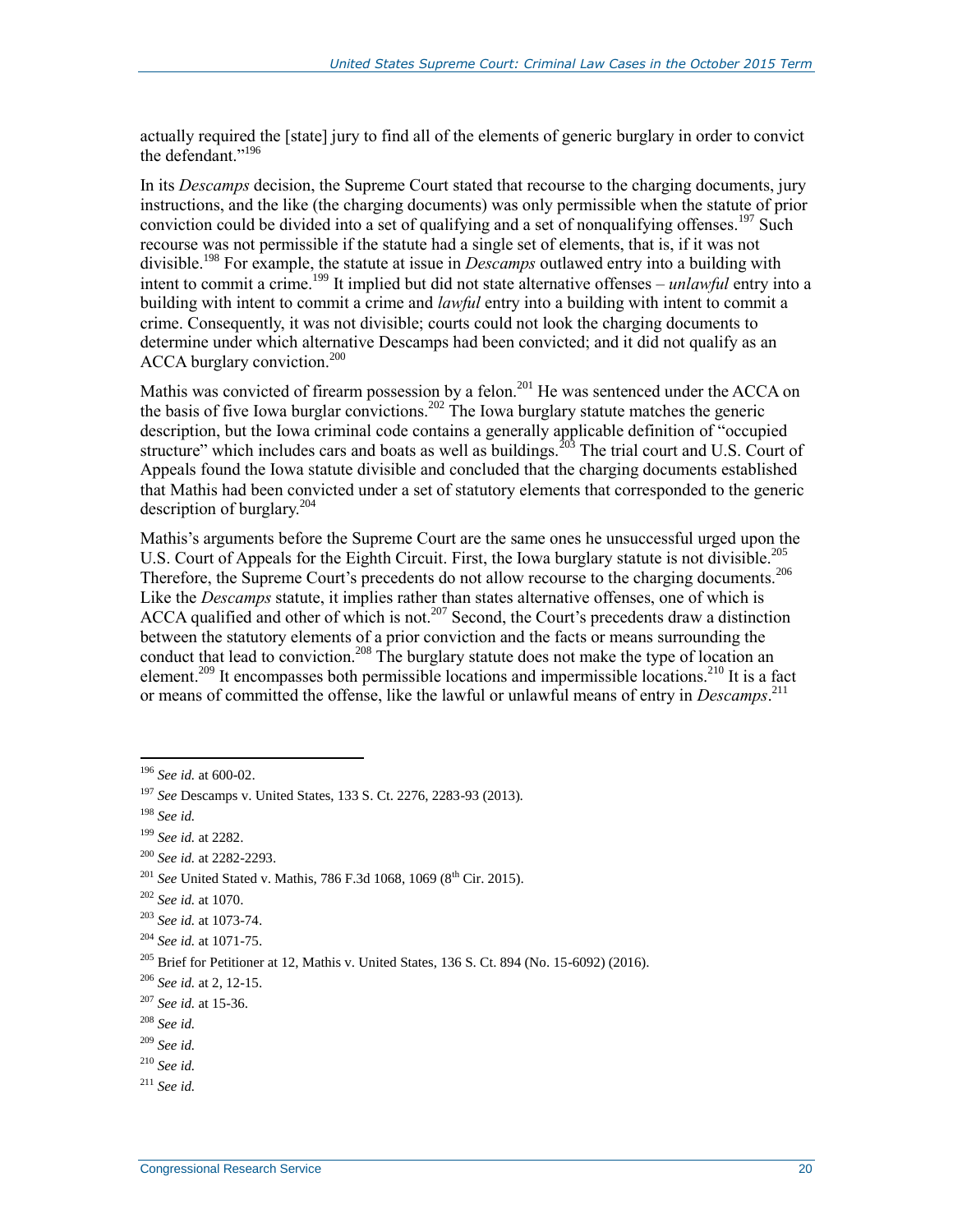actually required the [state] jury to find all of the elements of generic burglary in order to convict the defendant."[196]

In its *Descamps* decision, the Supreme Court stated that recourse to the charging documents, jury instructions, and the like (the charging documents) was only permissible when the statute of prior conviction could be divided into a set of qualifying and a set of nonqualifying offenses.[197] Such recourse was not permissible if the statute had a single set of elements, that is, if it was not divisible.[198] For example, the statute at issue in *Descamps* outlawed entry into a building with intent to commit a crime.[199] It implied but did not state alternative offenses – *unlawful* entry into a building with intent to commit a crime and *lawful* entry into a building with intent to commit a crime. Consequently, it was not divisible; courts could not look the charging documents to determine under which alternative Descamps had been convicted; and it did not qualify as an ACCA burglary conviction.[200]

Mathis was convicted of firearm possession by a felon.[201] He was sentenced under the ACCA on the basis of five Iowa burglar convictions.[202] The Iowa burglary statute matches the generic description, but the Iowa criminal code contains a generally applicable definition of "occupied structure" which includes cars and boats as well as buildings.[203] The trial court and U.S. Court of Appeals found the Iowa statute divisible and concluded that the charging documents established that Mathis had been convicted under a set of statutory elements that corresponded to the generic description of burglary.[204]

Mathis's arguments before the Supreme Court are the same ones he unsuccessful urged upon the U.S. Court of Appeals for the Eighth Circuit. First, the Iowa burglary statute is not divisible.[205] Therefore, the Supreme Court's precedents do not allow recourse to the charging documents.[206] Like the *Descamps* statute, it implies rather than states alternative offenses, one of which is ACCA qualified and other of which is not.[207] Second, the Court's precedents draw a distinction between the statutory elements of a prior conviction and the facts or means surrounding the conduct that lead to conviction.[208] The burglary statute does not make the type of location an element.[209] It encompasses both permissible locations and impermissible locations.[210] It is a fact or means of committed the offense, like the lawful or unlawful means of entry in *Descamps*.[211]

---

[196] *See id.* at 600-02.

[197] *See* Descamps v. United States, 133 S. Ct. 2276, 2283-93 (2013).

[198] *See id.*

[199] *See id.* at 2282.

[200] *See id.* at 2282-2293.

[201] *See* United Stated v. Mathis, 786 F.3d 1068, 1069 (8th Cir. 2015).

[202] *See id.* at 1070.

[203] *See id.* at 1073-74.

[204] *See id.* at 1071-75.

[205] Brief for Petitioner at 12, Mathis v. United States, 136 S. Ct. 894 (No. 15-6092) (2016).

[206] *See id.* at 2, 12-15.

[207] *See id.* at 15-36.

[208] *See id.*

[209] *See id.*

[210] *See id.*

[211] *See id.*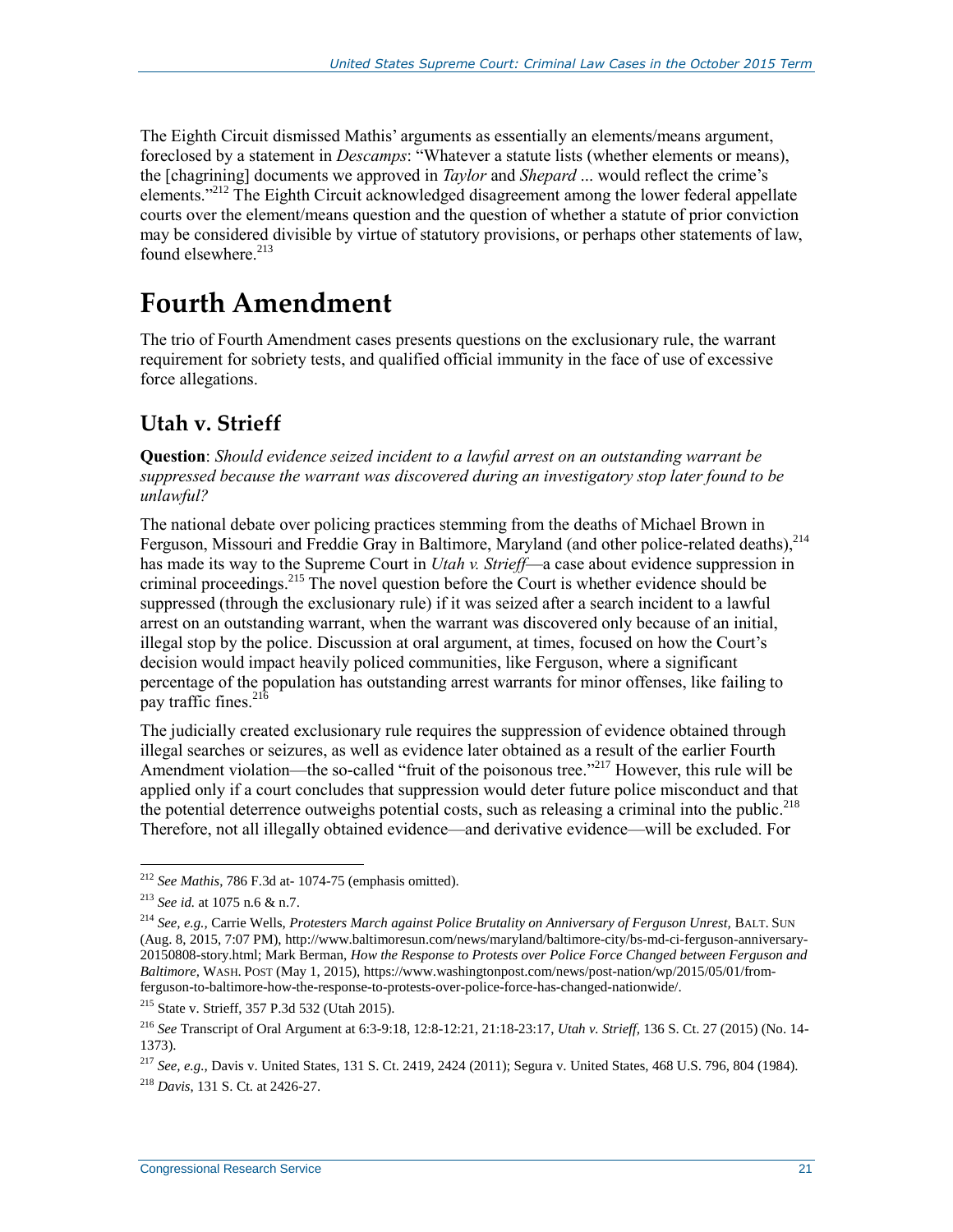The Eighth Circuit dismissed Mathis' arguments as essentially an elements/means argument, foreclosed by a statement in *Descamps*: "Whatever a statute lists (whether elements or means), the [chagrining] documents we approved in *Taylor* and *Shepard* ... would reflect the crime's elements."[212] The Eighth Circuit acknowledged disagreement among the lower federal appellate courts over the element/means question and the question of whether a statute of prior conviction may be considered divisible by virtue of statutory provisions, or perhaps other statements of law, found elsewhere.[213]

# Fourth Amendment

The trio of Fourth Amendment cases presents questions on the exclusionary rule, the warrant requirement for sobriety tests, and qualified official immunity in the face of use of excessive force allegations.

## Utah v. Strieff

**Question**: *Should evidence seized incident to a lawful arrest on an outstanding warrant be suppressed because the warrant was discovered during an investigatory stop later found to be unlawful?*

The national debate over policing practices stemming from the deaths of Michael Brown in Ferguson, Missouri and Freddie Gray in Baltimore, Maryland (and other police-related deaths),[214] has made its way to the Supreme Court in *Utah v. Strieff*—a case about evidence suppression in criminal proceedings.[215] The novel question before the Court is whether evidence should be suppressed (through the exclusionary rule) if it was seized after a search incident to a lawful arrest on an outstanding warrant, when the warrant was discovered only because of an initial, illegal stop by the police. Discussion at oral argument, at times, focused on how the Court's decision would impact heavily policed communities, like Ferguson, where a significant percentage of the population has outstanding arrest warrants for minor offenses, like failing to pay traffic fines.[216]

The judicially created exclusionary rule requires the suppression of evidence obtained through illegal searches or seizures, as well as evidence later obtained as a result of the earlier Fourth Amendment violation—the so-called "fruit of the poisonous tree."[217] However, this rule will be applied only if a court concludes that suppression would deter future police misconduct and that the potential deterrence outweighs potential costs, such as releasing a criminal into the public.[218] Therefore, not all illegally obtained evidence—and derivative evidence—will be excluded. For

---

[212] *See Mathis*, 786 F.3d at- 1074-75 (emphasis omitted).

[213] *See id.* at 1075 n.6 & n.7.

[214] *See, e.g.*, Carrie Wells, *Protesters March against Police Brutality on Anniversary of Ferguson Unrest,* BALT. SUN (Aug. 8, 2015, 7:07 PM), http://www.baltimoresun.com/news/maryland/baltimore-city/bs-md-ci-ferguson-anniversary-20150808-story.html; Mark Berman, *How the Response to Protests over Police Force Changed between Ferguson and Baltimore*, WASH. POST (May 1, 2015), https://www.washingtonpost.com/news/post-nation/wp/2015/05/01/from-ferguson-to-baltimore-how-the-response-to-protests-over-police-force-has-changed-nationwide/.

[215] State v. Strieff, 357 P.3d 532 (Utah 2015).

[216] *See* Transcript of Oral Argument at 6:3-9:18, 12:8-12:21, 21:18-23:17, *Utah v. Strieff*, 136 S. Ct. 27 (2015) (No. 14-1373).

[217] *See, e.g.*, Davis v. United States, 131 S. Ct. 2419, 2424 (2011); Segura v. United States, 468 U.S. 796, 804 (1984).

[218] *Davis*, 131 S. Ct. at 2426-27.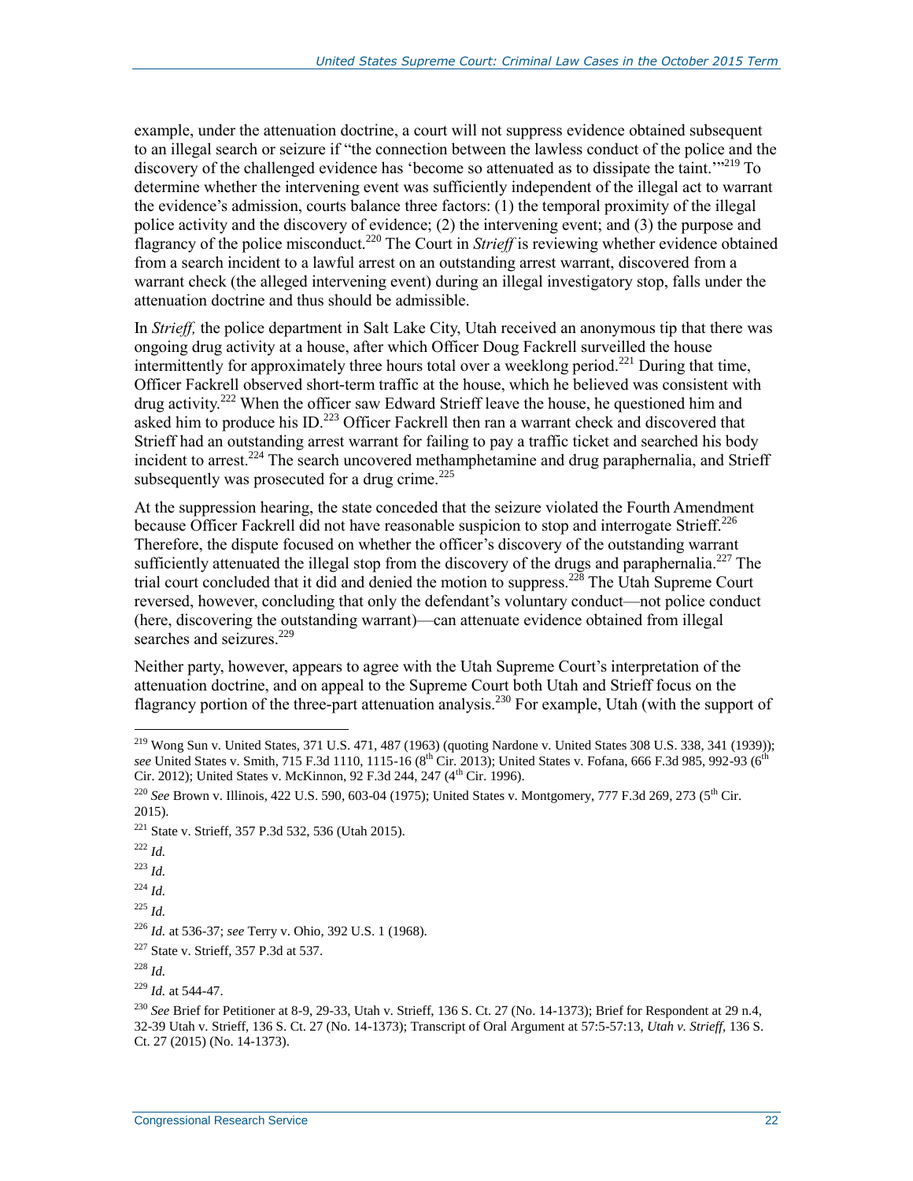example, under the attenuation doctrine, a court will not suppress evidence obtained subsequent to an illegal search or seizure if "the connection between the lawless conduct of the police and the discovery of the challenged evidence has 'become so attenuated as to dissipate the taint.'"[219] To determine whether the intervening event was sufficiently independent of the illegal act to warrant the evidence's admission, courts balance three factors: (1) the temporal proximity of the illegal police activity and the discovery of evidence; (2) the intervening event; and (3) the purpose and flagrancy of the police misconduct.[220] The Court in *Strieff* is reviewing whether evidence obtained from a search incident to a lawful arrest on an outstanding arrest warrant, discovered from a warrant check (the alleged intervening event) during an illegal investigatory stop, falls under the attenuation doctrine and thus should be admissible.

In *Strieff,* the police department in Salt Lake City, Utah received an anonymous tip that there was ongoing drug activity at a house, after which Officer Doug Fackrell surveilled the house intermittently for approximately three hours total over a weeklong period.[221] During that time, Officer Fackrell observed short-term traffic at the house, which he believed was consistent with drug activity.[222] When the officer saw Edward Strieff leave the house, he questioned him and asked him to produce his ID.[223] Officer Fackrell then ran a warrant check and discovered that Strieff had an outstanding arrest warrant for failing to pay a traffic ticket and searched his body incident to arrest.[224] The search uncovered methamphetamine and drug paraphernalia, and Strieff subsequently was prosecuted for a drug crime.[225]

At the suppression hearing, the state conceded that the seizure violated the Fourth Amendment because Officer Fackrell did not have reasonable suspicion to stop and interrogate Strieff.[226] Therefore, the dispute focused on whether the officer's discovery of the outstanding warrant sufficiently attenuated the illegal stop from the discovery of the drugs and paraphernalia.[227] The trial court concluded that it did and denied the motion to suppress.[228] The Utah Supreme Court reversed, however, concluding that only the defendant's voluntary conduct—not police conduct (here, discovering the outstanding warrant)—can attenuate evidence obtained from illegal searches and seizures.[229]

Neither party, however, appears to agree with the Utah Supreme Court's interpretation of the attenuation doctrine, and on appeal to the Supreme Court both Utah and Strieff focus on the flagrancy portion of the three-part attenuation analysis.[230] For example, Utah (with the support of

---

[219] Wong Sun v. United States, 371 U.S. 471, 487 (1963) (quoting Nardone v. United States 308 U.S. 338, 341 (1939)); *see* United States v. Smith, 715 F.3d 1110, 1115-16 (8th Cir. 2013); United States v. Fofana, 666 F.3d 985, 992-93 (6th Cir. 2012); United States v. McKinnon, 92 F.3d 244, 247 (4th Cir. 1996).

[220] *See* Brown v. Illinois, 422 U.S. 590, 603-04 (1975); United States v. Montgomery, 777 F.3d 269, 273 (5th Cir. 2015).

[221] State v. Strieff, 357 P.3d 532, 536 (Utah 2015).

[222] *Id.*

[223] *Id.*

[224] *Id.*

[225] *Id.*

[226] *Id.* at 536-37; *see* Terry v. Ohio, 392 U.S. 1 (1968).

[227] State v. Strieff, 357 P.3d at 537.

[228] *Id.*

[229] *Id.* at 544-47.

[230] *See* Brief for Petitioner at 8-9, 29-33, Utah v. Strieff, 136 S. Ct. 27 (No. 14-1373); Brief for Respondent at 29 n.4, 32-39 Utah v. Strieff, 136 S. Ct. 27 (No. 14-1373); Transcript of Oral Argument at 57:5-57:13, *Utah v. Strieff*, 136 S. Ct. 27 (2015) (No. 14-1373).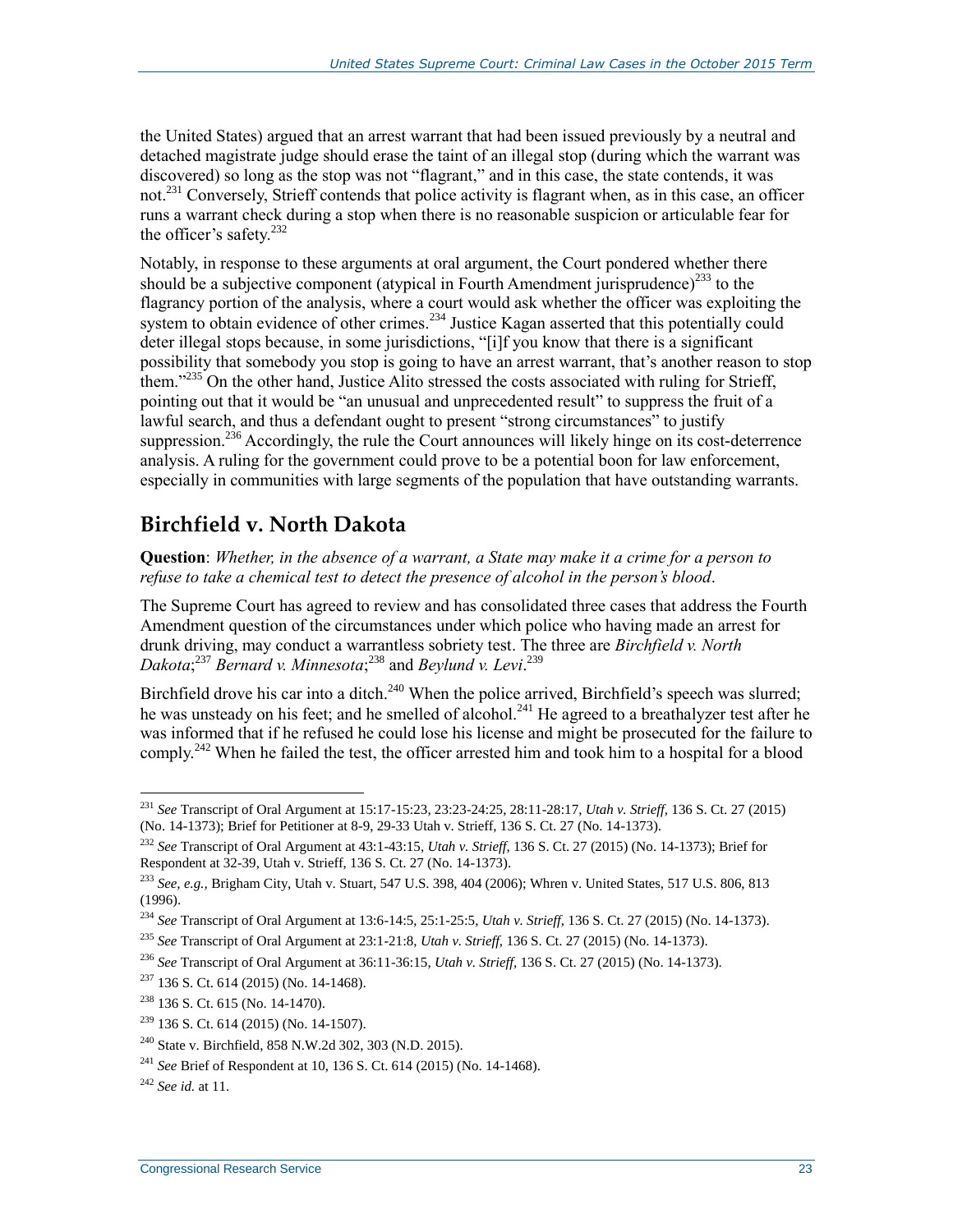the United States) argued that an arrest warrant that had been issued previously by a neutral and detached magistrate judge should erase the taint of an illegal stop (during which the warrant was discovered) so long as the stop was not "flagrant," and in this case, the state contends, it was not.[231] Conversely, Strieff contends that police activity is flagrant when, as in this case, an officer runs a warrant check during a stop when there is no reasonable suspicion or articulable fear for the officer's safety.[232]

Notably, in response to these arguments at oral argument, the Court pondered whether there should be a subjective component (atypical in Fourth Amendment jurisprudence)[233] to the flagrancy portion of the analysis, where a court would ask whether the officer was exploiting the system to obtain evidence of other crimes.[234] Justice Kagan asserted that this potentially could deter illegal stops because, in some jurisdictions, "[i]f you know that there is a significant possibility that somebody you stop is going to have an arrest warrant, that's another reason to stop them."[235] On the other hand, Justice Alito stressed the costs associated with ruling for Strieff, pointing out that it would be "an unusual and unprecedented result" to suppress the fruit of a lawful search, and thus a defendant ought to present "strong circumstances" to justify suppression.[236] Accordingly, the rule the Court announces will likely hinge on its cost-deterrence analysis. A ruling for the government could prove to be a potential boon for law enforcement, especially in communities with large segments of the population that have outstanding warrants.

## Birchfield v. North Dakota

**Question**: *Whether, in the absence of a warrant, a State may make it a crime for a person to refuse to take a chemical test to detect the presence of alcohol in the person's blood*.

The Supreme Court has agreed to review and has consolidated three cases that address the Fourth Amendment question of the circumstances under which police who having made an arrest for drunk driving, may conduct a warrantless sobriety test. The three are *Birchfield v. North Dakota*;[237] *Bernard v. Minnesota*;[238] and *Beylund v. Levi*.[239]

Birchfield drove his car into a ditch.[240] When the police arrived, Birchfield's speech was slurred; he was unsteady on his feet; and he smelled of alcohol.[241] He agreed to a breathalyzer test after he was informed that if he refused he could lose his license and might be prosecuted for the failure to comply.[242] When he failed the test, the officer arrested him and took him to a hospital for a blood

---

[231] *See* Transcript of Oral Argument at 15:17-15:23, 23:23-24:25, 28:11-28:17, *Utah v. Strieff*, 136 S. Ct. 27 (2015) (No. 14-1373); Brief for Petitioner at 8-9, 29-33 Utah v. Strieff, 136 S. Ct. 27 (No. 14-1373).

[232] *See* Transcript of Oral Argument at 43:1-43:15, *Utah v. Strieff*, 136 S. Ct. 27 (2015) (No. 14-1373); Brief for Respondent at 32-39, Utah v. Strieff, 136 S. Ct. 27 (No. 14-1373).

[233] *See, e.g.,* Brigham City, Utah v. Stuart, 547 U.S. 398, 404 (2006); Whren v. United States, 517 U.S. 806, 813 (1996).

[234] *See* Transcript of Oral Argument at 13:6-14:5, 25:1-25:5, *Utah v. Strieff*, 136 S. Ct. 27 (2015) (No. 14-1373).

[235] *See* Transcript of Oral Argument at 23:1-21:8, *Utah v. Strieff*, 136 S. Ct. 27 (2015) (No. 14-1373).

[236] *See* Transcript of Oral Argument at 36:11-36:15, *Utah v. Strieff*, 136 S. Ct. 27 (2015) (No. 14-1373).

[237] 136 S. Ct. 614 (2015) (No. 14-1468).

[238] 136 S. Ct. 615 (No. 14-1470).

[239] 136 S. Ct. 614 (2015) (No. 14-1507).

[240] State v. Birchfield, 858 N.W.2d 302, 303 (N.D. 2015).

[241] *See* Brief of Respondent at 10, 136 S. Ct. 614 (2015) (No. 14-1468).

[242] *See id.* at 11.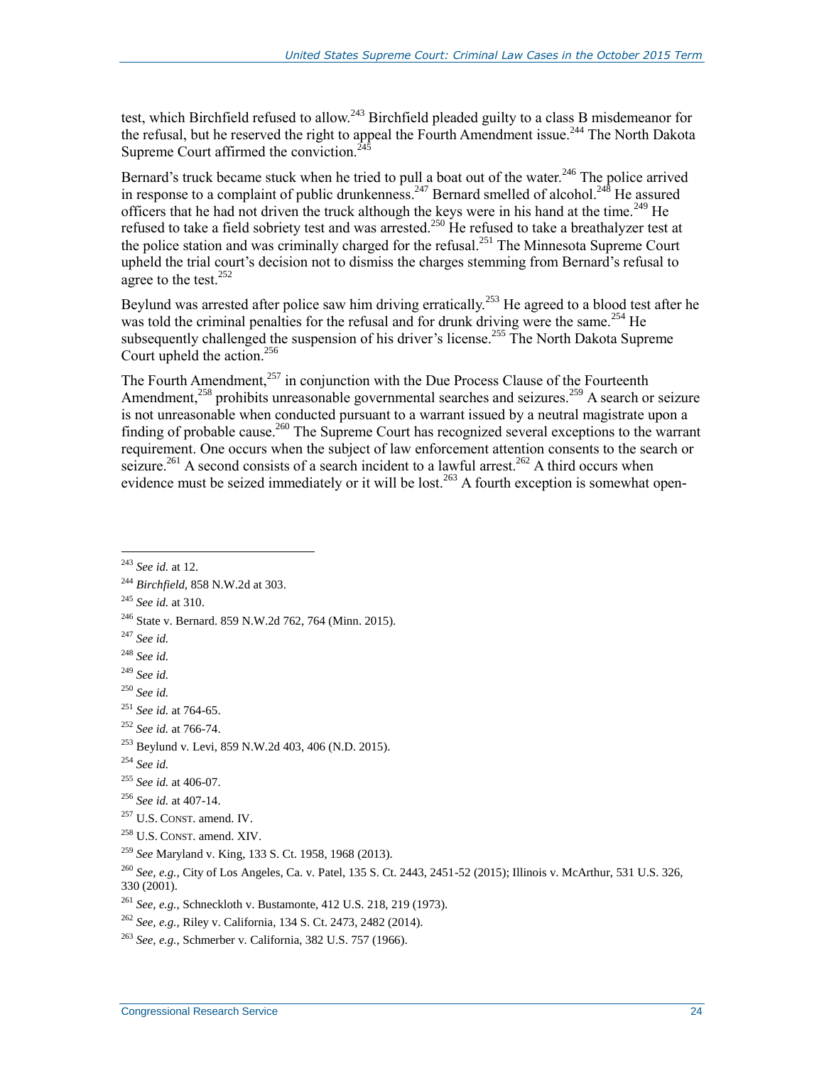test, which Birchfield refused to allow.[243] Birchfield pleaded guilty to a class B misdemeanor for the refusal, but he reserved the right to appeal the Fourth Amendment issue.[244] The North Dakota Supreme Court affirmed the conviction.[245]

Bernard's truck became stuck when he tried to pull a boat out of the water.[246] The police arrived in response to a complaint of public drunkenness.[247] Bernard smelled of alcohol.[248] He assured officers that he had not driven the truck although the keys were in his hand at the time.[249] He refused to take a field sobriety test and was arrested.[250] He refused to take a breathalyzer test at the police station and was criminally charged for the refusal.[251] The Minnesota Supreme Court upheld the trial court's decision not to dismiss the charges stemming from Bernard's refusal to agree to the test.[252]

Beylund was arrested after police saw him driving erratically.[253] He agreed to a blood test after he was told the criminal penalties for the refusal and for drunk driving were the same.[254] He subsequently challenged the suspension of his driver's license.[255] The North Dakota Supreme Court upheld the action.[256]

The Fourth Amendment,[257] in conjunction with the Due Process Clause of the Fourteenth Amendment,[258] prohibits unreasonable governmental searches and seizures.[259] A search or seizure is not unreasonable when conducted pursuant to a warrant issued by a neutral magistrate upon a finding of probable cause.[260] The Supreme Court has recognized several exceptions to the warrant requirement. One occurs when the subject of law enforcement attention consents to the search or seizure.[261] A second consists of a search incident to a lawful arrest.[262] A third occurs when evidence must be seized immediately or it will be lost.[263] A fourth exception is somewhat open-

---

[243] *See id.* at 12.

[244] *Birchfield,* 858 N.W.2d at 303.

[245] *See id.* at 310.

[246] State v. Bernard. 859 N.W.2d 762, 764 (Minn. 2015).

[247] *See id.*

[248] *See id.*

[249] *See id.*

[250] *See id.*

[251] *See id.* at 764-65.

[252] *See id.* at 766-74.

[253] Beylund v. Levi, 859 N.W.2d 403, 406 (N.D. 2015).

[254] *See id.*

[255] *See id.* at 406-07.

[256] *See id.* at 407-14.

[257] U.S. CONST. amend. IV.

[258] U.S. CONST. amend. XIV.

[259] *See* Maryland v. King, 133 S. Ct. 1958, 1968 (2013).

[260] *See, e.g.,* City of Los Angeles, Ca. v. Patel, 135 S. Ct. 2443, 2451-52 (2015); Illinois v. McArthur, 531 U.S. 326, 330 (2001).

[261] *See, e.g.,* Schneckloth v. Bustamonte, 412 U.S. 218, 219 (1973).

[262] *See, e.g.,* Riley v. California, 134 S. Ct. 2473, 2482 (2014).

[263] *See, e.g.,* Schmerber v. California, 382 U.S. 757 (1966).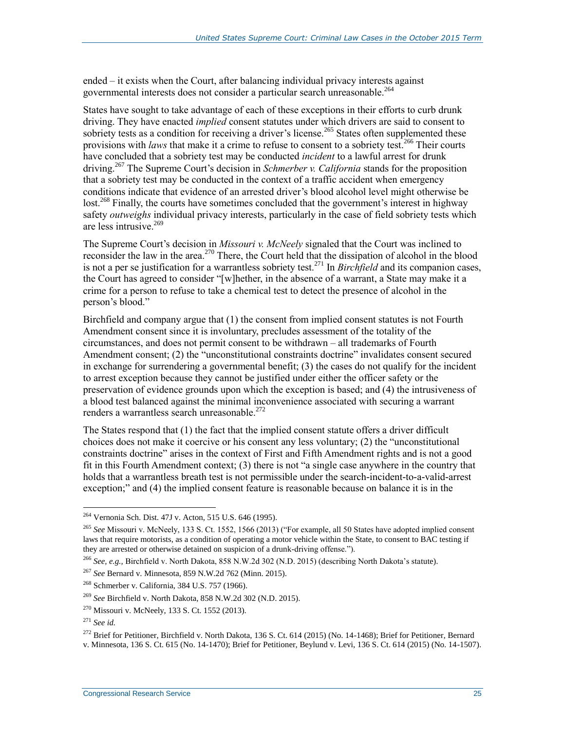ended – it exists when the Court, after balancing individual privacy interests against governmental interests does not consider a particular search unreasonable.[264]

States have sought to take advantage of each of these exceptions in their efforts to curb drunk driving. They have enacted *implied* consent statutes under which drivers are said to consent to sobriety tests as a condition for receiving a driver's license.[265] States often supplemented these provisions with *laws* that make it a crime to refuse to consent to a sobriety test.[266] Their courts have concluded that a sobriety test may be conducted *incident* to a lawful arrest for drunk driving.[267] The Supreme Court's decision in *Schmerber v. California* stands for the proposition that a sobriety test may be conducted in the context of a traffic accident when emergency conditions indicate that evidence of an arrested driver's blood alcohol level might otherwise be lost.[268] Finally, the courts have sometimes concluded that the government's interest in highway safety *outweighs* individual privacy interests, particularly in the case of field sobriety tests which are less intrusive.[269]

The Supreme Court's decision in *Missouri v. McNeely* signaled that the Court was inclined to reconsider the law in the area.[270] There, the Court held that the dissipation of alcohol in the blood is not a per se justification for a warrantless sobriety test.[271] In *Birchfield* and its companion cases, the Court has agreed to consider "[w]hether, in the absence of a warrant, a State may make it a crime for a person to refuse to take a chemical test to detect the presence of alcohol in the person's blood."

Birchfield and company argue that (1) the consent from implied consent statutes is not Fourth Amendment consent since it is involuntary, precludes assessment of the totality of the circumstances, and does not permit consent to be withdrawn – all trademarks of Fourth Amendment consent; (2) the "unconstitutional constraints doctrine" invalidates consent secured in exchange for surrendering a governmental benefit; (3) the cases do not qualify for the incident to arrest exception because they cannot be justified under either the officer safety or the preservation of evidence grounds upon which the exception is based; and (4) the intrusiveness of a blood test balanced against the minimal inconvenience associated with securing a warrant renders a warrantless search unreasonable.[272]

The States respond that (1) the fact that the implied consent statute offers a driver difficult choices does not make it coercive or his consent any less voluntary; (2) the "unconstitutional constraints doctrine" arises in the context of First and Fifth Amendment rights and is not a good fit in this Fourth Amendment context; (3) there is not "a single case anywhere in the country that holds that a warrantless breath test is not permissible under the search-incident-to-a-valid-arrest exception;" and (4) the implied consent feature is reasonable because on balance it is in the

---

[264] Vernonia Sch. Dist. 47J v. Acton, 515 U.S. 646 (1995).

[265] *See* Missouri v. McNeely, 133 S. Ct. 1552, 1566 (2013) ("For example, all 50 States have adopted implied consent laws that require motorists, as a condition of operating a motor vehicle within the State, to consent to BAC testing if they are arrested or otherwise detained on suspicion of a drunk-driving offense.").

[266] *See, e.g.,* Birchfield v. North Dakota, 858 N.W.2d 302 (N.D. 2015) (describing North Dakota's statute).

[267] *See* Bernard v. Minnesota, 859 N.W.2d 762 (Minn. 2015).

[268] Schmerber v. California, 384 U.S. 757 (1966).

[269] *See* Birchfield v. North Dakota, 858 N.W.2d 302 (N.D. 2015).

[270] Missouri v. McNeely, 133 S. Ct. 1552 (2013).

[271] *See id.*

[272] Brief for Petitioner, Birchfield v. North Dakota, 136 S. Ct. 614 (2015) (No. 14-1468); Brief for Petitioner, Bernard v. Minnesota, 136 S. Ct. 615 (No. 14-1470); Brief for Petitioner, Beylund v. Levi, 136 S. Ct. 614 (2015) (No. 14-1507).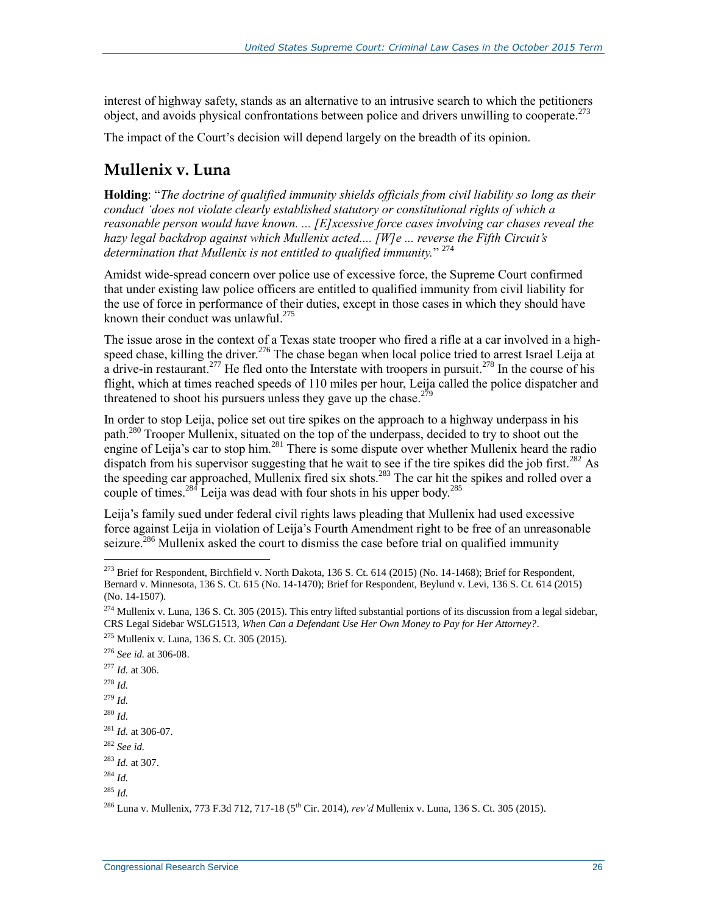interest of highway safety, stands as an alternative to an intrusive search to which the petitioners object, and avoids physical confrontations between police and drivers unwilling to cooperate.[273]

The impact of the Court's decision will depend largely on the breadth of its opinion.

## Mullenix v. Luna

**Holding**: "*The doctrine of qualified immunity shields officials from civil liability so long as their conduct 'does not violate clearly established statutory or constitutional rights of which a reasonable person would have known. ... [E]xcessive force cases involving car chases reveal the hazy legal backdrop against which Mullenix acted.... [W]e ... reverse the Fifth Circuit's determination that Mullenix is not entitled to qualified immunity.*" [274]

Amidst wide-spread concern over police use of excessive force, the Supreme Court confirmed that under existing law police officers are entitled to qualified immunity from civil liability for the use of force in performance of their duties, except in those cases in which they should have known their conduct was unlawful.[275]

The issue arose in the context of a Texas state trooper who fired a rifle at a car involved in a high-speed chase, killing the driver.[276] The chase began when local police tried to arrest Israel Leija at a drive-in restaurant.[277] He fled onto the Interstate with troopers in pursuit.[278] In the course of his flight, which at times reached speeds of 110 miles per hour, Leija called the police dispatcher and threatened to shoot his pursuers unless they gave up the chase.[279]

In order to stop Leija, police set out tire spikes on the approach to a highway underpass in his path.[280] Trooper Mullenix, situated on the top of the underpass, decided to try to shoot out the engine of Leija's car to stop him.[281] There is some dispute over whether Mullenix heard the radio dispatch from his supervisor suggesting that he wait to see if the tire spikes did the job first.[282] As the speeding car approached, Mullenix fired six shots.[283] The car hit the spikes and rolled over a couple of times.[284] Leija was dead with four shots in his upper body.[285]

Leija's family sued under federal civil rights laws pleading that Mullenix had used excessive force against Leija in violation of Leija's Fourth Amendment right to be free of an unreasonable seizure.[286] Mullenix asked the court to dismiss the case before trial on qualified immunity

---

[273] Brief for Respondent, Birchfield v. North Dakota, 136 S. Ct. 614 (2015) (No. 14-1468); Brief for Respondent, Bernard v. Minnesota, 136 S. Ct. 615 (No. 14-1470); Brief for Respondent, Beylund v. Levi, 136 S. Ct. 614 (2015) (No. 14-1507).

[274] Mullenix v. Luna, 136 S. Ct. 305 (2015). This entry lifted substantial portions of its discussion from a legal sidebar, CRS Legal Sidebar WSLG1513, *When Can a Defendant Use Her Own Money to Pay for Her Attorney?*.

[275] Mullenix v. Luna, 136 S. Ct. 305 (2015).

[276] *See id.* at 306-08.

[277] *Id.* at 306.

[278] *Id.*

[279] *Id.*

[280] *Id.*

[281] *Id.* at 306-07.

[282] *See id.*

[283] *Id.* at 307.

[284] *Id.*

[285] *Id.*

[286] Luna v. Mullenix, 773 F.3d 712, 717-18 (5th Cir. 2014), *rev'd* Mullenix v. Luna, 136 S. Ct. 305 (2015).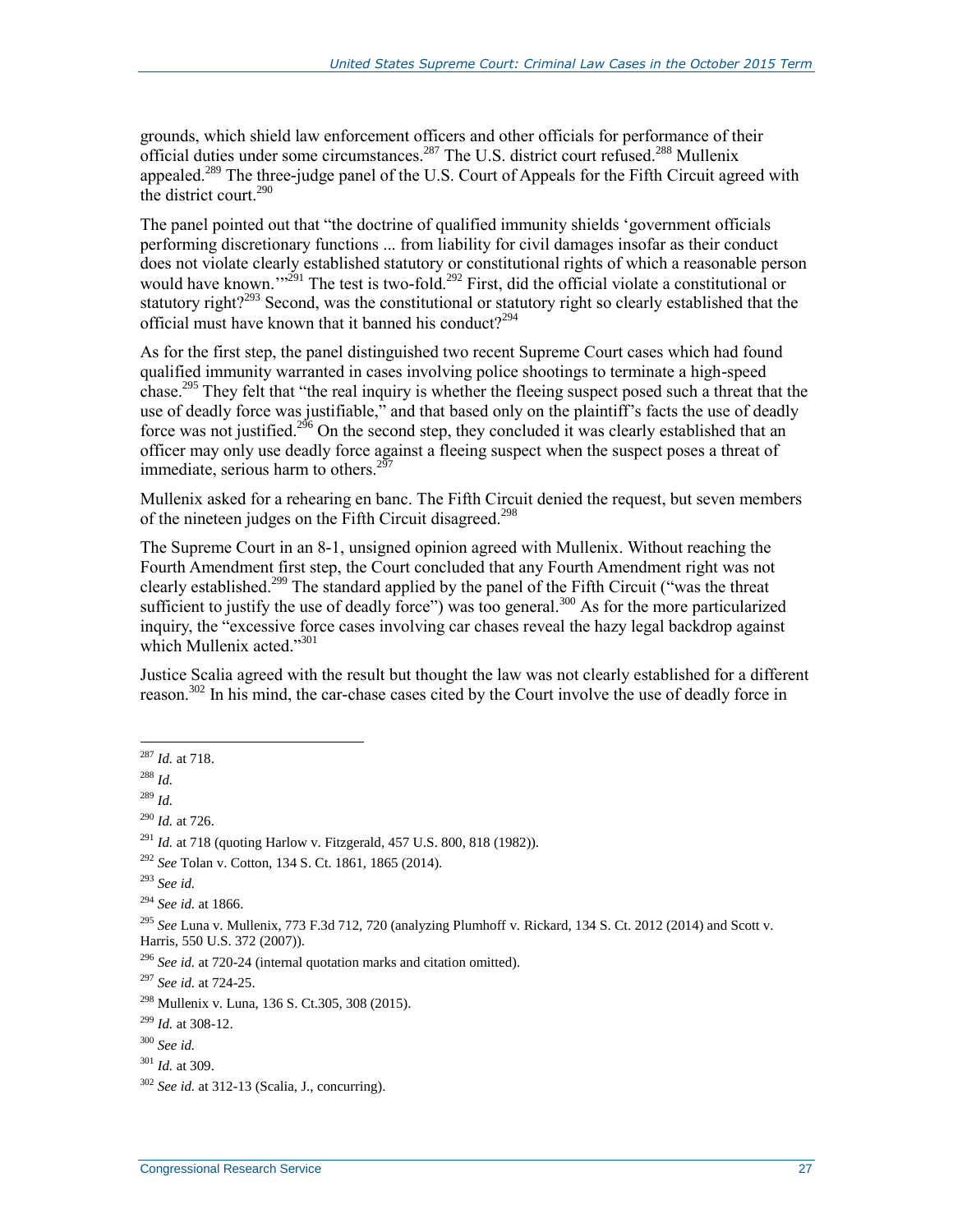grounds, which shield law enforcement officers and other officials for performance of their official duties under some circumstances.[287] The U.S. district court refused.[288] Mullenix appealed.[289] The three-judge panel of the U.S. Court of Appeals for the Fifth Circuit agreed with the district court.[290]

The panel pointed out that "the doctrine of qualified immunity shields 'government officials performing discretionary functions ... from liability for civil damages insofar as their conduct does not violate clearly established statutory or constitutional rights of which a reasonable person would have known.'"[291] The test is two-fold.[292] First, did the official violate a constitutional or statutory right?[293] Second, was the constitutional or statutory right so clearly established that the official must have known that it banned his conduct?[294]

As for the first step, the panel distinguished two recent Supreme Court cases which had found qualified immunity warranted in cases involving police shootings to terminate a high-speed chase.[295] They felt that "the real inquiry is whether the fleeing suspect posed such a threat that the use of deadly force was justifiable," and that based only on the plaintiff's facts the use of deadly force was not justified.[296] On the second step, they concluded it was clearly established that an officer may only use deadly force against a fleeing suspect when the suspect poses a threat of immediate, serious harm to others.[297]

Mullenix asked for a rehearing en banc. The Fifth Circuit denied the request, but seven members of the nineteen judges on the Fifth Circuit disagreed.[298]

The Supreme Court in an 8-1, unsigned opinion agreed with Mullenix. Without reaching the Fourth Amendment first step, the Court concluded that any Fourth Amendment right was not clearly established.[299] The standard applied by the panel of the Fifth Circuit ("was the threat sufficient to justify the use of deadly force") was too general.[300] As for the more particularized inquiry, the "excessive force cases involving car chases reveal the hazy legal backdrop against which Mullenix acted."[301]

Justice Scalia agreed with the result but thought the law was not clearly established for a different reason.[302] In his mind, the car-chase cases cited by the Court involve the use of deadly force in

---

[287] *Id.* at 718.

[288] *Id.*

[289] *Id.*

[290] *Id.* at 726.

[291] *Id.* at 718 (quoting Harlow v. Fitzgerald, 457 U.S. 800, 818 (1982)).

[292] *See* Tolan v. Cotton, 134 S. Ct. 1861, 1865 (2014).

[293] *See id.*

[294] *See id.* at 1866.

[295] *See* Luna v. Mullenix, 773 F.3d 712, 720 (analyzing Plumhoff v. Rickard, 134 S. Ct. 2012 (2014) and Scott v. Harris, 550 U.S. 372 (2007)).

[296] *See id.* at 720-24 (internal quotation marks and citation omitted).

[297] *See id.* at 724-25.

[298] Mullenix v. Luna, 136 S. Ct.305, 308 (2015).

[299] *Id.* at 308-12.

[300] *See id.*

[301] *Id.* at 309.

[302] *See id.* at 312-13 (Scalia, J., concurring).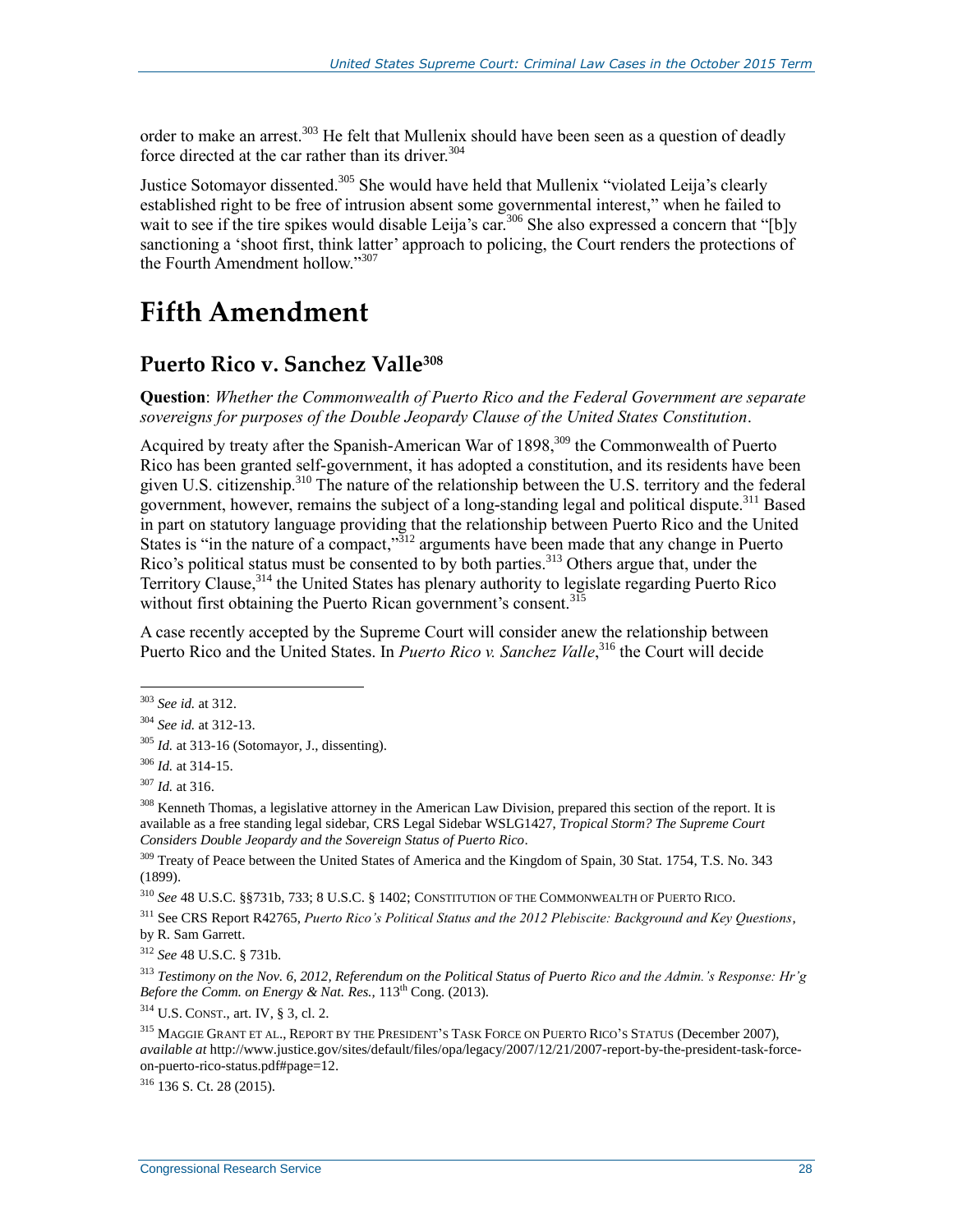order to make an arrest.[303] He felt that Mullenix should have been seen as a question of deadly force directed at the car rather than its driver.[304]

Justice Sotomayor dissented.[305] She would have held that Mullenix "violated Leija's clearly established right to be free of intrusion absent some governmental interest," when he failed to wait to see if the tire spikes would disable Leija's car.[306] She also expressed a concern that "[b]y sanctioning a 'shoot first, think latter' approach to policing, the Court renders the protections of the Fourth Amendment hollow."[307]

# Fifth Amendment

## Puerto Rico v. Sanchez Valle[308]

**Question**: *Whether the Commonwealth of Puerto Rico and the Federal Government are separate sovereigns for purposes of the Double Jeopardy Clause of the United States Constitution*.

Acquired by treaty after the Spanish-American War of 1898,[309] the Commonwealth of Puerto Rico has been granted self-government, it has adopted a constitution, and its residents have been given U.S. citizenship.[310] The nature of the relationship between the U.S. territory and the federal government, however, remains the subject of a long-standing legal and political dispute.[311] Based in part on statutory language providing that the relationship between Puerto Rico and the United States is "in the nature of a compact,"[312] arguments have been made that any change in Puerto Rico's political status must be consented to by both parties.[313] Others argue that, under the Territory Clause,[314] the United States has plenary authority to legislate regarding Puerto Rico without first obtaining the Puerto Rican government's consent.[315]

A case recently accepted by the Supreme Court will consider anew the relationship between Puerto Rico and the United States. In *Puerto Rico v. Sanchez Valle*,[316] the Court will decide

---

[303] *See id.* at 312.

[304] *See id.* at 312-13.

[305] *Id.* at 313-16 (Sotomayor, J., dissenting).

[306] *Id.* at 314-15.

[307] *Id.* at 316.

[308] Kenneth Thomas, a legislative attorney in the American Law Division, prepared this section of the report. It is available as a free standing legal sidebar, CRS Legal Sidebar WSLG1427, *Tropical Storm? The Supreme Court Considers Double Jeopardy and the Sovereign Status of Puerto Rico*.

[309] Treaty of Peace between the United States of America and the Kingdom of Spain, 30 Stat. 1754, T.S. No. 343 (1899).

[310] *See* 48 U.S.C. §§731b, 733; 8 U.S.C. § 1402; CONSTITUTION OF THE COMMONWEALTH OF PUERTO RICO.

[311] See CRS Report R42765, *Puerto Rico's Political Status and the 2012 Plebiscite: Background and Key Questions*, by R. Sam Garrett.

[312] *See* 48 U.S.C. § 731b.

[313] *Testimony on the Nov. 6, 2012, Referendum on the Political Status of Puerto Rico and the Admin.'s Response: Hr'g Before the Comm. on Energy & Nat. Res.,* 113th Cong. (2013).

[314] U.S. CONST., art. IV, § 3, cl. 2.

[315] MAGGIE GRANT ET AL., REPORT BY THE PRESIDENT'S TASK FORCE ON PUERTO RICO'S STATUS (December 2007), *available at* http://www.justice.gov/sites/default/files/opa/legacy/2007/12/21/2007-report-by-the-president-task-force-on-puerto-rico-status.pdf#page=12.

[316] 136 S. Ct. 28 (2015).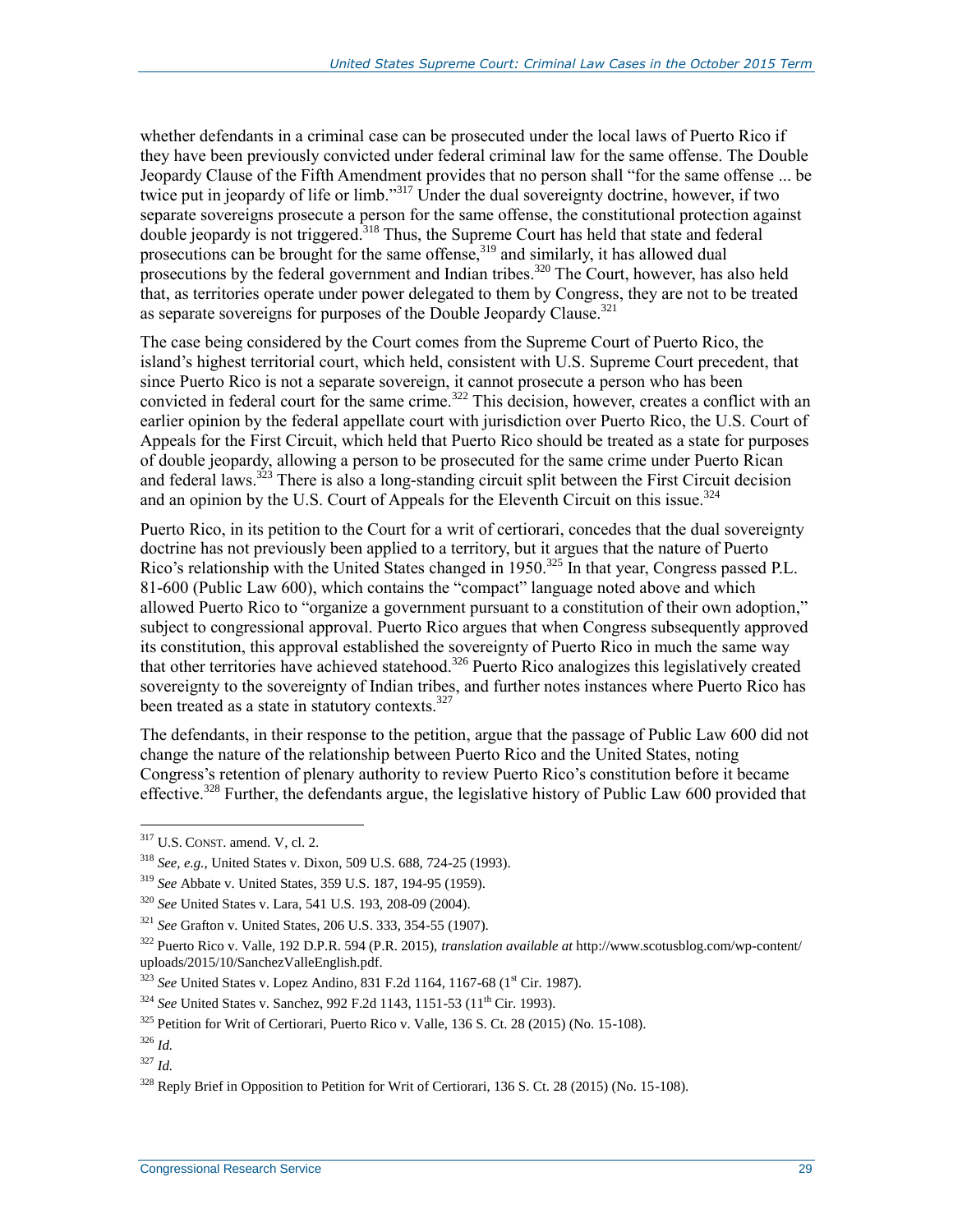whether defendants in a criminal case can be prosecuted under the local laws of Puerto Rico if they have been previously convicted under federal criminal law for the same offense. The Double Jeopardy Clause of the Fifth Amendment provides that no person shall "for the same offense ... be twice put in jeopardy of life or limb."[317] Under the dual sovereignty doctrine, however, if two separate sovereigns prosecute a person for the same offense, the constitutional protection against double jeopardy is not triggered.[318] Thus, the Supreme Court has held that state and federal prosecutions can be brought for the same offense,[319] and similarly, it has allowed dual prosecutions by the federal government and Indian tribes.[320] The Court, however, has also held that, as territories operate under power delegated to them by Congress, they are not to be treated as separate sovereigns for purposes of the Double Jeopardy Clause.[321]

The case being considered by the Court comes from the Supreme Court of Puerto Rico, the island's highest territorial court, which held, consistent with U.S. Supreme Court precedent, that since Puerto Rico is not a separate sovereign, it cannot prosecute a person who has been convicted in federal court for the same crime.[322] This decision, however, creates a conflict with an earlier opinion by the federal appellate court with jurisdiction over Puerto Rico, the U.S. Court of Appeals for the First Circuit, which held that Puerto Rico should be treated as a state for purposes of double jeopardy, allowing a person to be prosecuted for the same crime under Puerto Rican and federal laws.[323] There is also a long-standing circuit split between the First Circuit decision and an opinion by the U.S. Court of Appeals for the Eleventh Circuit on this issue.[324]

Puerto Rico, in its petition to the Court for a writ of certiorari, concedes that the dual sovereignty doctrine has not previously been applied to a territory, but it argues that the nature of Puerto Rico's relationship with the United States changed in 1950.[325] In that year, Congress passed P.L. 81-600 (Public Law 600), which contains the "compact" language noted above and which allowed Puerto Rico to "organize a government pursuant to a constitution of their own adoption," subject to congressional approval. Puerto Rico argues that when Congress subsequently approved its constitution, this approval established the sovereignty of Puerto Rico in much the same way that other territories have achieved statehood.[326] Puerto Rico analogizes this legislatively created sovereignty to the sovereignty of Indian tribes, and further notes instances where Puerto Rico has been treated as a state in statutory contexts.[327]

The defendants, in their response to the petition, argue that the passage of Public Law 600 did not change the nature of the relationship between Puerto Rico and the United States, noting Congress's retention of plenary authority to review Puerto Rico's constitution before it became effective.[328] Further, the defendants argue, the legislative history of Public Law 600 provided that

---

[317] U.S. CONST. amend. V, cl. 2.

[318] *See, e.g.,* United States v. Dixon, 509 U.S. 688, 724-25 (1993).

[319] *See* Abbate v. United States, 359 U.S. 187, 194-95 (1959).

[320] *See* United States v. Lara, 541 U.S. 193, 208-09 (2004).

[321] *See* Grafton v. United States, 206 U.S. 333, 354-55 (1907).

[322] Puerto Rico v. Valle, 192 D.P.R. 594 (P.R. 2015), *translation available at* http://www.scotusblog.com/wp-content/uploads/2015/10/SanchezValleEnglish.pdf.

[323] *See* United States v. Lopez Andino, 831 F.2d 1164, 1167-68 (1st Cir. 1987).

[324] *See* United States v. Sanchez, 992 F.2d 1143, 1151-53 (11th Cir. 1993).

[325] Petition for Writ of Certiorari, Puerto Rico v. Valle, 136 S. Ct. 28 (2015) (No. 15-108).

[326] *Id.*

[327] *Id.*

[328] Reply Brief in Opposition to Petition for Writ of Certiorari, 136 S. Ct. 28 (2015) (No. 15-108).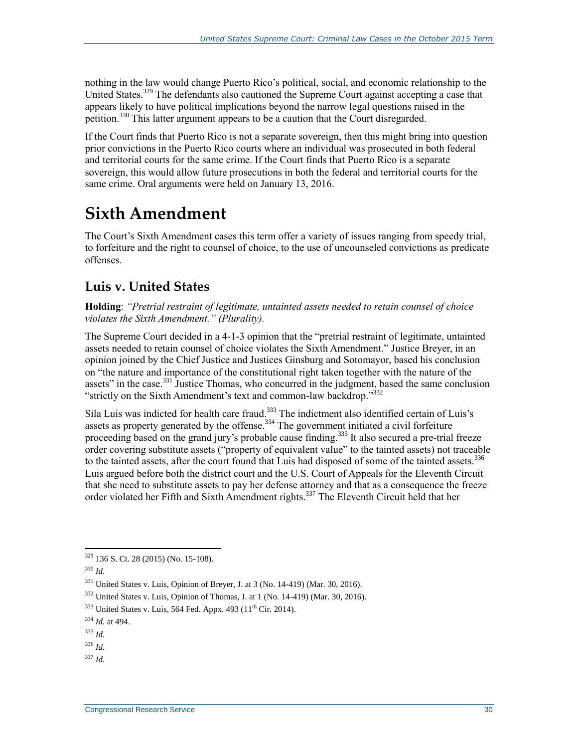nothing in the law would change Puerto Rico's political, social, and economic relationship to the United States.[329] The defendants also cautioned the Supreme Court against accepting a case that appears likely to have political implications beyond the narrow legal questions raised in the petition.[330] This latter argument appears to be a caution that the Court disregarded.

If the Court finds that Puerto Rico is not a separate sovereign, then this might bring into question prior convictions in the Puerto Rico courts where an individual was prosecuted in both federal and territorial courts for the same crime. If the Court finds that Puerto Rico is a separate sovereign, this would allow future prosecutions in both the federal and territorial courts for the same crime. Oral arguments were held on January 13, 2016.

# Sixth Amendment

The Court's Sixth Amendment cases this term offer a variety of issues ranging from speedy trial, to forfeiture and the right to counsel of choice, to the use of uncounseled convictions as predicate offenses.

## Luis v. United States

**Holding**: *"Pretrial restraint of legitimate, untainted assets needed to retain counsel of choice violates the Sixth Amendment." (Plurality).*

The Supreme Court decided in a 4-1-3 opinion that the "pretrial restraint of legitimate, untainted assets needed to retain counsel of choice violates the Sixth Amendment." Justice Breyer, in an opinion joined by the Chief Justice and Justices Ginsburg and Sotomayor, based his conclusion on "the nature and importance of the constitutional right taken together with the nature of the assets" in the case.[331] Justice Thomas, who concurred in the judgment, based the same conclusion "strictly on the Sixth Amendment's text and common-law backdrop."[332]

Sila Luis was indicted for health care fraud.[333] The indictment also identified certain of Luis's assets as property generated by the offense.[334] The government initiated a civil forfeiture proceeding based on the grand jury's probable cause finding.[335] It also secured a pre-trial freeze order covering substitute assets ("property of equivalent value" to the tainted assets) not traceable to the tainted assets, after the court found that Luis had disposed of some of the tainted assets.[336] Luis argued before both the district court and the U.S. Court of Appeals for the Eleventh Circuit that she need to substitute assets to pay her defense attorney and that as a consequence the freeze order violated her Fifth and Sixth Amendment rights.[337] The Eleventh Circuit held that her

---

[329] 136 S. Ct. 28 (2015) (No. 15-108).

[330] *Id*.

[331] United States v. Luis, Opinion of Breyer, J. at 3 (No. 14-419) (Mar. 30, 2016).

[332] United States v. Luis, Opinion of Thomas, J. at 1 (No. 14-419) (Mar. 30, 2016).

[333] United States v. Luis, 564 Fed. Appx. 493 (11th Cir. 2014).

[334] *Id.* at 494.

[335] *Id.*

[336] *Id.*

[337] *Id.*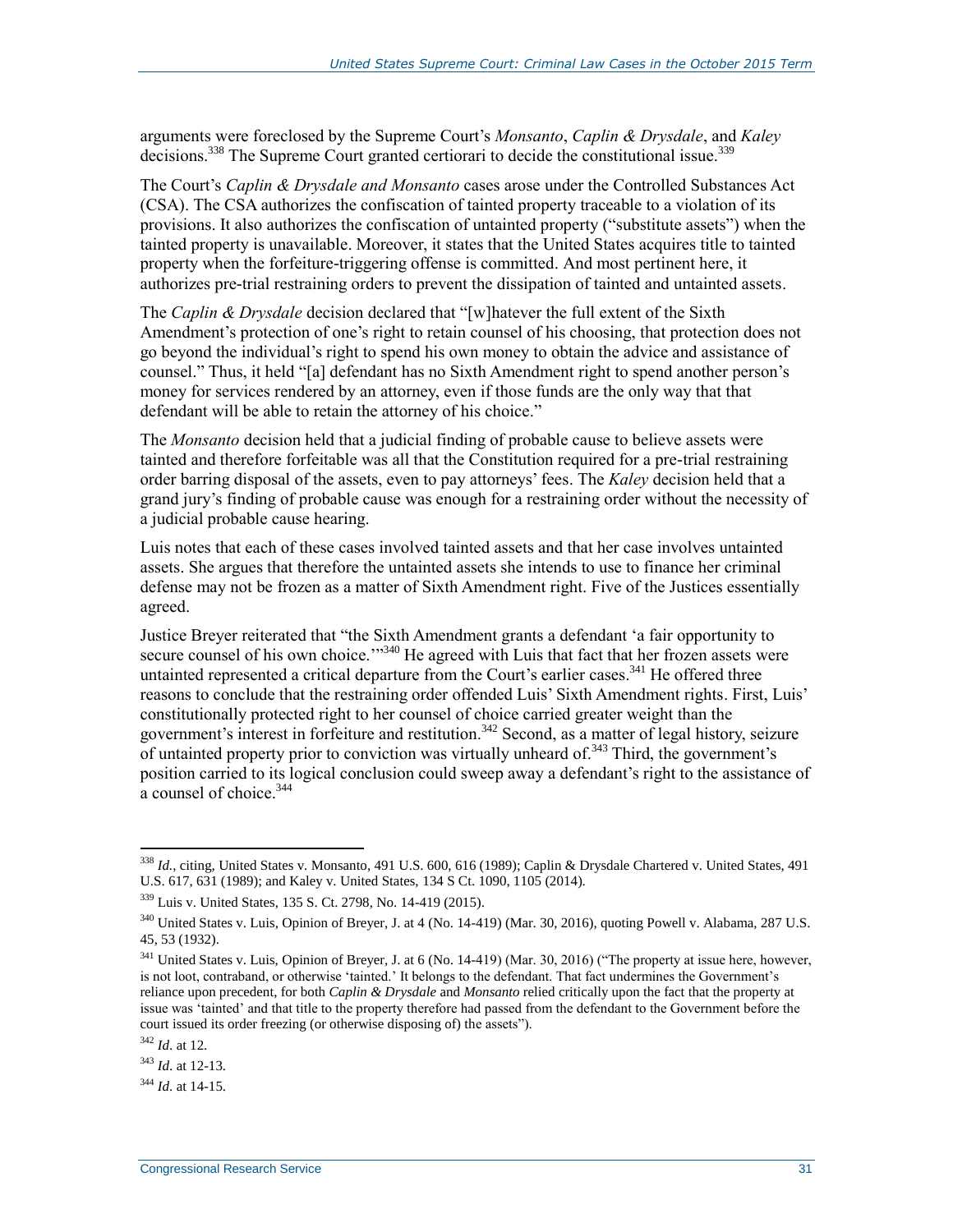arguments were foreclosed by the Supreme Court's *Monsanto*, *Caplin & Drysdale*, and *Kaley* decisions.[338] The Supreme Court granted certiorari to decide the constitutional issue.[339]

The Court's *Caplin & Drysdale and Monsanto* cases arose under the Controlled Substances Act (CSA). The CSA authorizes the confiscation of tainted property traceable to a violation of its provisions. It also authorizes the confiscation of untainted property ("substitute assets") when the tainted property is unavailable. Moreover, it states that the United States acquires title to tainted property when the forfeiture-triggering offense is committed. And most pertinent here, it authorizes pre-trial restraining orders to prevent the dissipation of tainted and untainted assets.

The *Caplin & Drysdale* decision declared that "[w]hatever the full extent of the Sixth Amendment's protection of one's right to retain counsel of his choosing, that protection does not go beyond the individual's right to spend his own money to obtain the advice and assistance of counsel." Thus, it held "[a] defendant has no Sixth Amendment right to spend another person's money for services rendered by an attorney, even if those funds are the only way that that defendant will be able to retain the attorney of his choice."

The *Monsanto* decision held that a judicial finding of probable cause to believe assets were tainted and therefore forfeitable was all that the Constitution required for a pre-trial restraining order barring disposal of the assets, even to pay attorneys' fees. The *Kaley* decision held that a grand jury's finding of probable cause was enough for a restraining order without the necessity of a judicial probable cause hearing.

Luis notes that each of these cases involved tainted assets and that her case involves untainted assets. She argues that therefore the untainted assets she intends to use to finance her criminal defense may not be frozen as a matter of Sixth Amendment right. Five of the Justices essentially agreed.

Justice Breyer reiterated that "the Sixth Amendment grants a defendant 'a fair opportunity to secure counsel of his own choice.'"[340] He agreed with Luis that fact that her frozen assets were untainted represented a critical departure from the Court's earlier cases.[341] He offered three reasons to conclude that the restraining order offended Luis' Sixth Amendment rights. First, Luis' constitutionally protected right to her counsel of choice carried greater weight than the government's interest in forfeiture and restitution.[342] Second, as a matter of legal history, seizure of untainted property prior to conviction was virtually unheard of.[343] Third, the government's position carried to its logical conclusion could sweep away a defendant's right to the assistance of a counsel of choice.[344]

---

[338] *Id.*, citing, United States v. Monsanto, 491 U.S. 600, 616 (1989); Caplin & Drysdale Chartered v. United States, 491 U.S. 617, 631 (1989); and Kaley v. United States, 134 S Ct. 1090, 1105 (2014).

[339] Luis v. United States, 135 S. Ct. 2798, No. 14-419 (2015).

[340] United States v. Luis, Opinion of Breyer, J. at 4 (No. 14-419) (Mar. 30, 2016), quoting Powell v. Alabama, 287 U.S. 45, 53 (1932).

[341] United States v. Luis, Opinion of Breyer, J. at 6 (No. 14-419) (Mar. 30, 2016) ("The property at issue here, however, is not loot, contraband, or otherwise 'tainted.' It belongs to the defendant. That fact undermines the Government's reliance upon precedent, for both *Caplin & Drysdale* and *Monsanto* relied critically upon the fact that the property at issue was 'tainted' and that title to the property therefore had passed from the defendant to the Government before the court issued its order freezing (or otherwise disposing of) the assets").

[342] *Id*. at 12.

[343] *Id*. at 12-13.

[344] *Id*. at 14-15.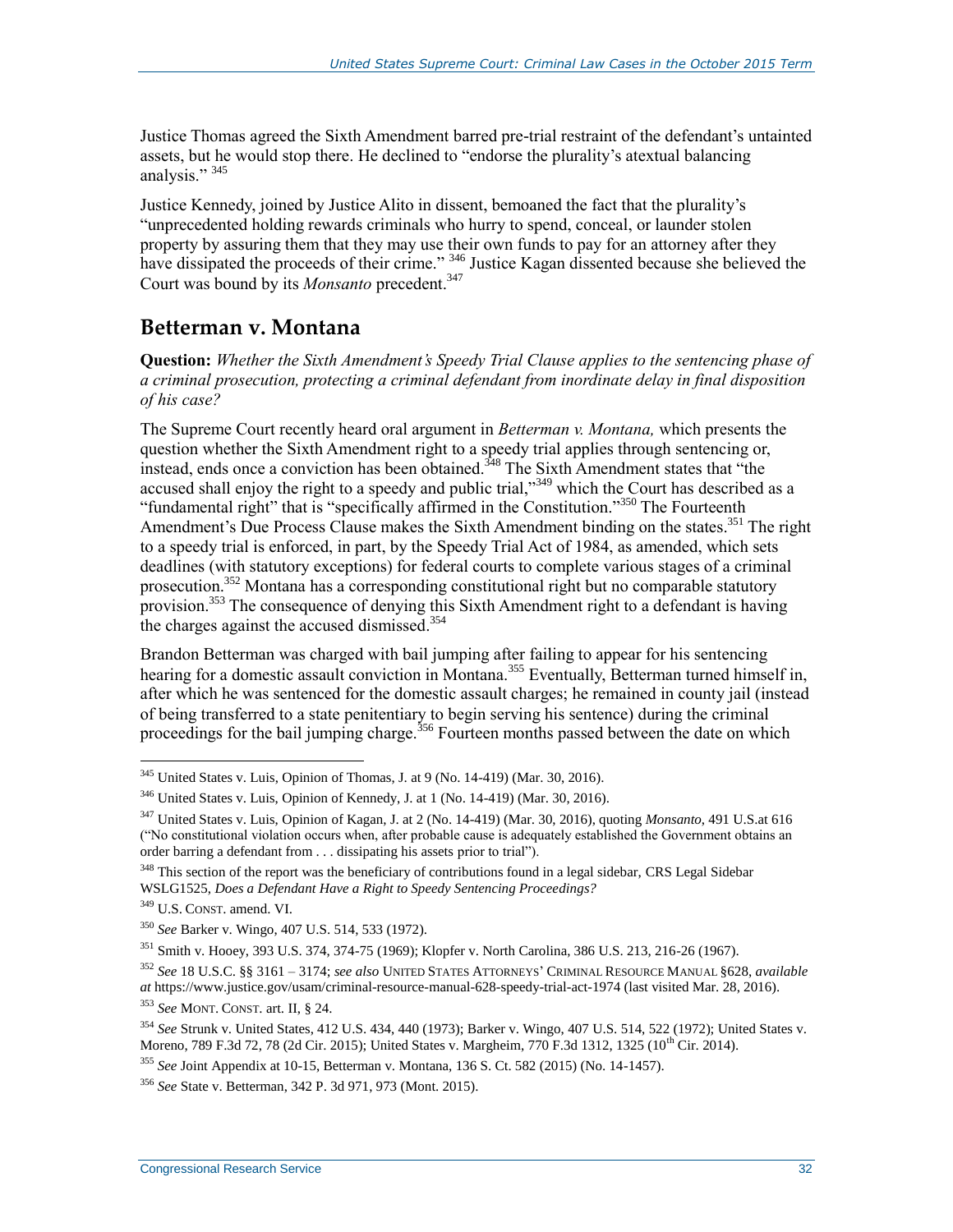Justice Thomas agreed the Sixth Amendment barred pre-trial restraint of the defendant's untainted assets, but he would stop there. He declined to "endorse the plurality's atextual balancing analysis." [345]

Justice Kennedy, joined by Justice Alito in dissent, bemoaned the fact that the plurality's "unprecedented holding rewards criminals who hurry to spend, conceal, or launder stolen property by assuring them that they may use their own funds to pay for an attorney after they have dissipated the proceeds of their crime." [346] Justice Kagan dissented because she believed the Court was bound by its *Monsanto* precedent.[347]

## Betterman v. Montana

**Question:** *Whether the Sixth Amendment's Speedy Trial Clause applies to the sentencing phase of a criminal prosecution, protecting a criminal defendant from inordinate delay in final disposition of his case?*

The Supreme Court recently heard oral argument in *Betterman v. Montana,* which presents the question whether the Sixth Amendment right to a speedy trial applies through sentencing or, instead, ends once a conviction has been obtained.[348] The Sixth Amendment states that "the accused shall enjoy the right to a speedy and public trial,"[349] which the Court has described as a "fundamental right" that is "specifically affirmed in the Constitution."[350] The Fourteenth Amendment's Due Process Clause makes the Sixth Amendment binding on the states.[351] The right to a speedy trial is enforced, in part, by the Speedy Trial Act of 1984, as amended, which sets deadlines (with statutory exceptions) for federal courts to complete various stages of a criminal prosecution.[352] Montana has a corresponding constitutional right but no comparable statutory provision.[353] The consequence of denying this Sixth Amendment right to a defendant is having the charges against the accused dismissed.[354]

Brandon Betterman was charged with bail jumping after failing to appear for his sentencing hearing for a domestic assault conviction in Montana.[355] Eventually, Betterman turned himself in, after which he was sentenced for the domestic assault charges; he remained in county jail (instead of being transferred to a state penitentiary to begin serving his sentence) during the criminal proceedings for the bail jumping charge.[356] Fourteen months passed between the date on which

---

[345] United States v. Luis, Opinion of Thomas, J. at 9 (No. 14-419) (Mar. 30, 2016).

[346] United States v. Luis, Opinion of Kennedy, J. at 1 (No. 14-419) (Mar. 30, 2016).

[347] United States v. Luis, Opinion of Kagan, J. at 2 (No. 14-419) (Mar. 30, 2016), quoting *Monsanto*, 491 U.S.at 616 ("No constitutional violation occurs when, after probable cause is adequately established the Government obtains an order barring a defendant from . . . dissipating his assets prior to trial").

[348] This section of the report was the beneficiary of contributions found in a legal sidebar, CRS Legal Sidebar WSLG1525, *Does a Defendant Have a Right to Speedy Sentencing Proceedings?*

[349] U.S. CONST. amend. VI.

[350] *See* Barker v. Wingo, 407 U.S. 514, 533 (1972).

[351] Smith v. Hooey, 393 U.S. 374, 374-75 (1969); Klopfer v. North Carolina, 386 U.S. 213, 216-26 (1967).

[352] *See* 18 U.S.C. §§ 3161 – 3174; *see also* UNITED STATES ATTORNEYS' CRIMINAL RESOURCE MANUAL §628, *available at* https://www.justice.gov/usam/criminal-resource-manual-628-speedy-trial-act-1974 (last visited Mar. 28, 2016).

[353] *See* MONT. CONST. art. II, § 24.

[354] *See* Strunk v. United States, 412 U.S. 434, 440 (1973); Barker v. Wingo, 407 U.S. 514, 522 (1972); United States v. Moreno, 789 F.3d 72, 78 (2d Cir. 2015); United States v. Margheim, 770 F.3d 1312, 1325 (10th Cir. 2014).

[355] *See* Joint Appendix at 10-15, Betterman v. Montana, 136 S. Ct. 582 (2015) (No. 14-1457).

[356] *See* State v. Betterman, 342 P. 3d 971, 973 (Mont. 2015).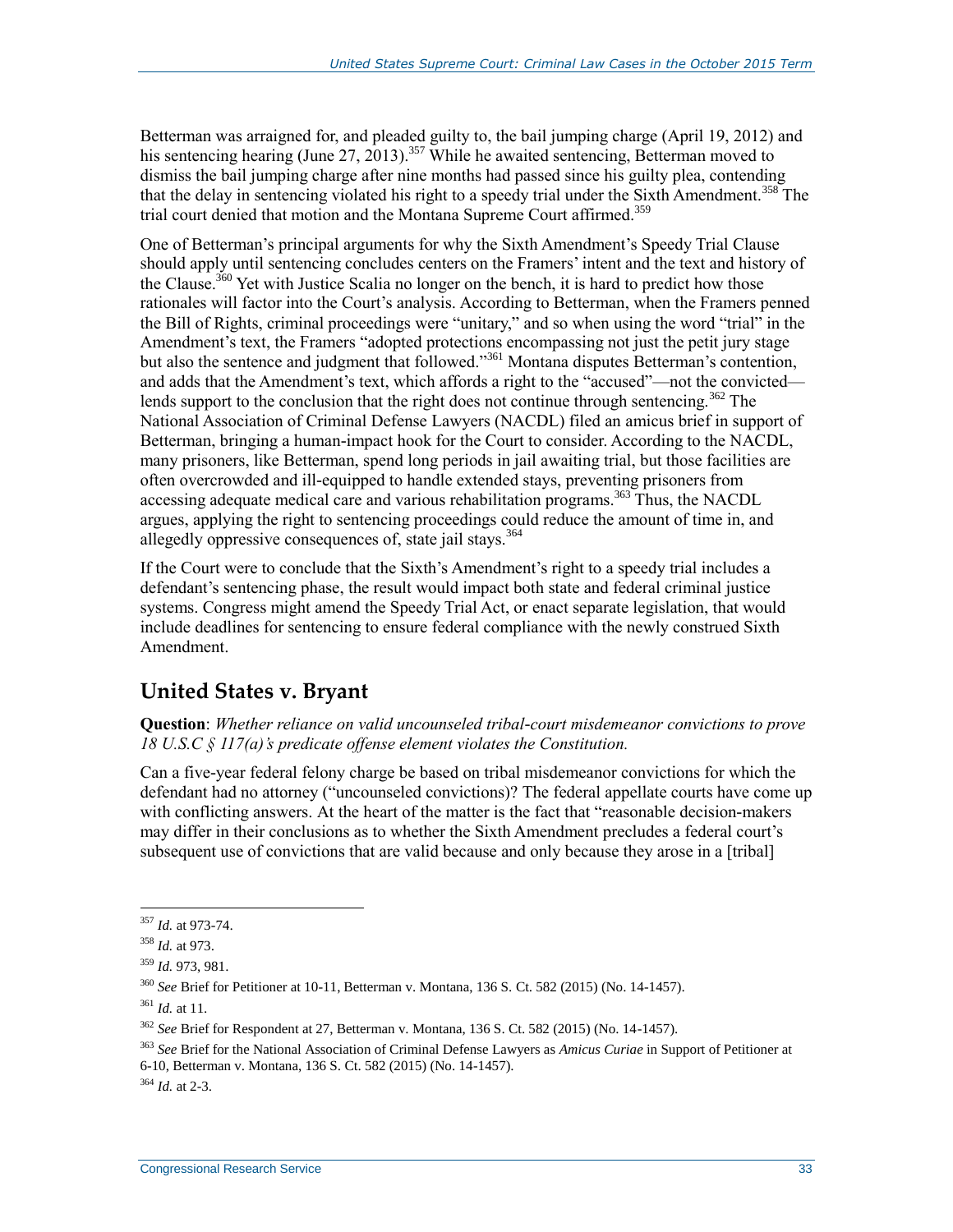Betterman was arraigned for, and pleaded guilty to, the bail jumping charge (April 19, 2012) and his sentencing hearing (June 27, 2013).[357] While he awaited sentencing, Betterman moved to dismiss the bail jumping charge after nine months had passed since his guilty plea, contending that the delay in sentencing violated his right to a speedy trial under the Sixth Amendment.[358] The trial court denied that motion and the Montana Supreme Court affirmed.[359]

One of Betterman's principal arguments for why the Sixth Amendment's Speedy Trial Clause should apply until sentencing concludes centers on the Framers' intent and the text and history of the Clause.[360] Yet with Justice Scalia no longer on the bench, it is hard to predict how those rationales will factor into the Court's analysis. According to Betterman, when the Framers penned the Bill of Rights, criminal proceedings were "unitary," and so when using the word "trial" in the Amendment's text, the Framers "adopted protections encompassing not just the petit jury stage but also the sentence and judgment that followed."[361] Montana disputes Betterman's contention, and adds that the Amendment's text, which affords a right to the "accused"—not the convicted—lends support to the conclusion that the right does not continue through sentencing.[362] The National Association of Criminal Defense Lawyers (NACDL) filed an amicus brief in support of Betterman, bringing a human-impact hook for the Court to consider. According to the NACDL, many prisoners, like Betterman, spend long periods in jail awaiting trial, but those facilities are often overcrowded and ill-equipped to handle extended stays, preventing prisoners from accessing adequate medical care and various rehabilitation programs.[363] Thus, the NACDL argues, applying the right to sentencing proceedings could reduce the amount of time in, and allegedly oppressive consequences of, state jail stays.[364]

If the Court were to conclude that the Sixth's Amendment's right to a speedy trial includes a defendant's sentencing phase, the result would impact both state and federal criminal justice systems. Congress might amend the Speedy Trial Act, or enact separate legislation, that would include deadlines for sentencing to ensure federal compliance with the newly construed Sixth Amendment.

## United States v. Bryant

**Question**: *Whether reliance on valid uncounseled tribal-court misdemeanor convictions to prove 18 U.S.C § 117(a)'s predicate offense element violates the Constitution.*

Can a five-year federal felony charge be based on tribal misdemeanor convictions for which the defendant had no attorney ("uncounseled convictions)? The federal appellate courts have come up with conflicting answers. At the heart of the matter is the fact that "reasonable decision-makers may differ in their conclusions as to whether the Sixth Amendment precludes a federal court's subsequent use of convictions that are valid because and only because they arose in a [tribal]

---

[357] *Id.* at 973-74.

[358] *Id.* at 973.

[359] *Id.* 973, 981.

[360] *See* Brief for Petitioner at 10-11, Betterman v. Montana, 136 S. Ct. 582 (2015) (No. 14-1457).

[361] *Id.* at 11.

[362] *See* Brief for Respondent at 27, Betterman v. Montana, 136 S. Ct. 582 (2015) (No. 14-1457).

[363] *See* Brief for the National Association of Criminal Defense Lawyers as *Amicus Curiae* in Support of Petitioner at 6-10, Betterman v. Montana, 136 S. Ct. 582 (2015) (No. 14-1457).

[364] *Id.* at 2-3.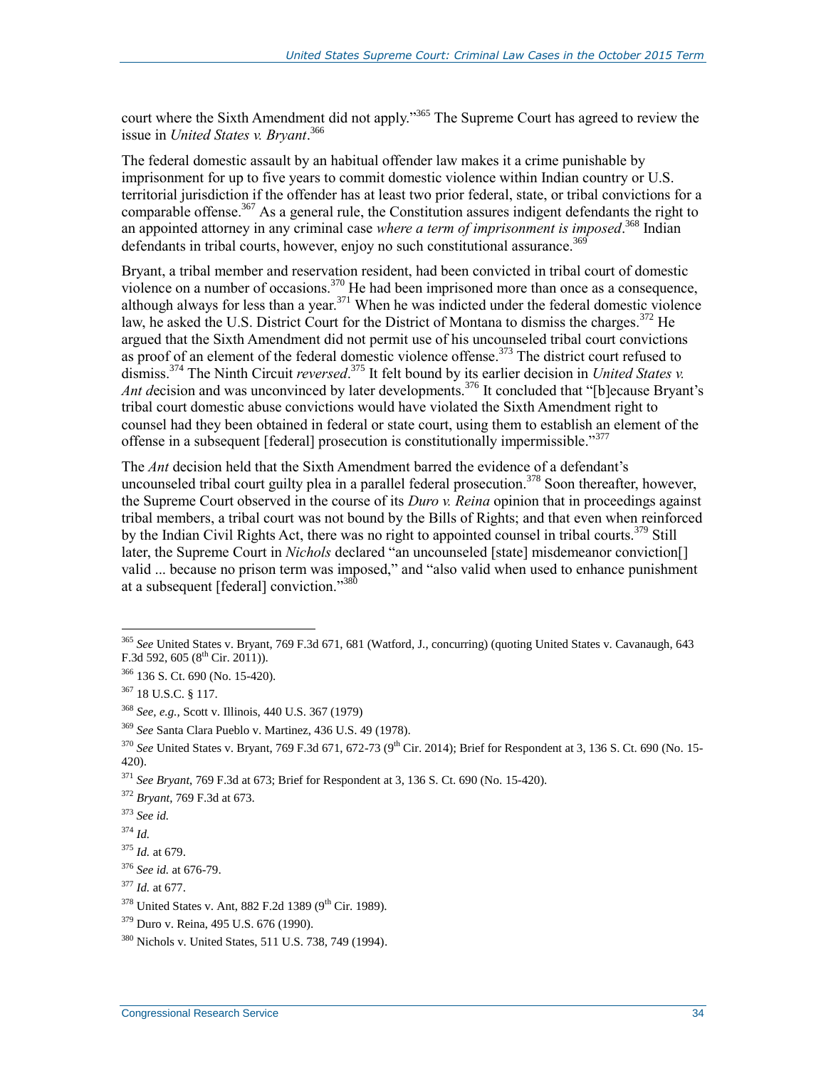court where the Sixth Amendment did not apply."[365] The Supreme Court has agreed to review the issue in *United States v. Bryant*.[366]

The federal domestic assault by an habitual offender law makes it a crime punishable by imprisonment for up to five years to commit domestic violence within Indian country or U.S. territorial jurisdiction if the offender has at least two prior federal, state, or tribal convictions for a comparable offense.[367] As a general rule, the Constitution assures indigent defendants the right to an appointed attorney in any criminal case *where a term of imprisonment is imposed*.[368] Indian defendants in tribal courts, however, enjoy no such constitutional assurance.[369]

Bryant, a tribal member and reservation resident, had been convicted in tribal court of domestic violence on a number of occasions.[370] He had been imprisoned more than once as a consequence, although always for less than a year.[371] When he was indicted under the federal domestic violence law, he asked the U.S. District Court for the District of Montana to dismiss the charges.[372] He argued that the Sixth Amendment did not permit use of his uncounseled tribal court convictions as proof of an element of the federal domestic violence offense.[373] The district court refused to dismiss.[374] The Ninth Circuit *reversed*.[375] It felt bound by its earlier decision in *United States v. Ant d*ecision and was unconvinced by later developments.[376] It concluded that "[b]ecause Bryant's tribal court domestic abuse convictions would have violated the Sixth Amendment right to counsel had they been obtained in federal or state court, using them to establish an element of the offense in a subsequent [federal] prosecution is constitutionally impermissible."[377]

The *Ant* decision held that the Sixth Amendment barred the evidence of a defendant's uncounseled tribal court guilty plea in a parallel federal prosecution.[378] Soon thereafter, however, the Supreme Court observed in the course of its *Duro v. Reina* opinion that in proceedings against tribal members, a tribal court was not bound by the Bills of Rights; and that even when reinforced by the Indian Civil Rights Act, there was no right to appointed counsel in tribal courts.[379] Still later, the Supreme Court in *Nichols* declared "an uncounseled [state] misdemeanor conviction[] valid ... because no prison term was imposed," and "also valid when used to enhance punishment at a subsequent [federal] conviction."[380]

---

[365] *See* United States v. Bryant, 769 F.3d 671, 681 (Watford, J., concurring) (quoting United States v. Cavanaugh, 643 F.3d 592, 605 (8th Cir. 2011)).

[366] 136 S. Ct. 690 (No. 15-420).

[367] 18 U.S.C. § 117.

[368] *See, e.g.,* Scott v. Illinois, 440 U.S. 367 (1979)

[369] *See* Santa Clara Pueblo v. Martinez, 436 U.S. 49 (1978).

[370] *See* United States v. Bryant, 769 F.3d 671, 672-73 (9th Cir. 2014); Brief for Respondent at 3, 136 S. Ct. 690 (No. 15-420).

[371] *See Bryant*, 769 F.3d at 673; Brief for Respondent at 3, 136 S. Ct. 690 (No. 15-420).

[372] *Bryant*, 769 F.3d at 673.

[373] *See id.*

[374] *Id.*

[375] *Id.* at 679.

[376] *See id.* at 676-79.

[377] *Id.* at 677.

[378] United States v. Ant, 882 F.2d 1389 (9th Cir. 1989).

[379] Duro v. Reina, 495 U.S. 676 (1990).

[380] Nichols v. United States, 511 U.S. 738, 749 (1994).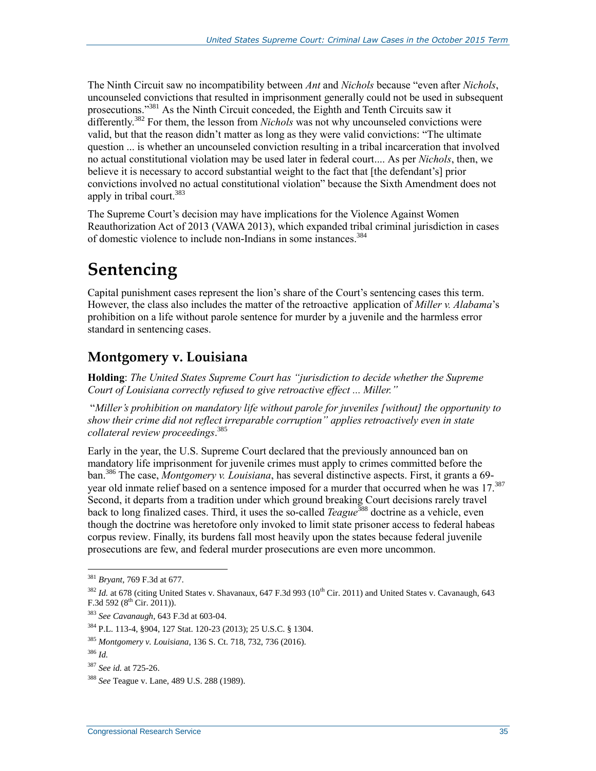The Ninth Circuit saw no incompatibility between *Ant* and *Nichols* because "even after *Nichols*, uncounseled convictions that resulted in imprisonment generally could not be used in subsequent prosecutions."[381] As the Ninth Circuit conceded, the Eighth and Tenth Circuits saw it differently.[382] For them, the lesson from *Nichols* was not why uncounseled convictions were valid, but that the reason didn't matter as long as they were valid convictions: "The ultimate question ... is whether an uncounseled conviction resulting in a tribal incarceration that involved no actual constitutional violation may be used later in federal court.... As per *Nichols*, then, we believe it is necessary to accord substantial weight to the fact that [the defendant's] prior convictions involved no actual constitutional violation" because the Sixth Amendment does not apply in tribal court.[383]

The Supreme Court's decision may have implications for the Violence Against Women Reauthorization Act of 2013 (VAWA 2013), which expanded tribal criminal jurisdiction in cases of domestic violence to include non-Indians in some instances.[384]

# Sentencing

Capital punishment cases represent the lion's share of the Court's sentencing cases this term. However, the class also includes the matter of the retroactive application of *Miller v. Alabama*'s prohibition on a life without parole sentence for murder by a juvenile and the harmless error standard in sentencing cases.

## Montgomery v. Louisiana

**Holding**: *The United States Supreme Court has "jurisdiction to decide whether the Supreme Court of Louisiana correctly refused to give retroactive effect ... Miller."*

"*Miller's prohibition on mandatory life without parole for juveniles [without] the opportunity to show their crime did not reflect irreparable corruption" applies retroactively even in state collateral review proceedings*.[385]

Early in the year, the U.S. Supreme Court declared that the previously announced ban on mandatory life imprisonment for juvenile crimes must apply to crimes committed before the ban.[386] The case, *Montgomery v. Louisiana*, has several distinctive aspects. First, it grants a 69-year old inmate relief based on a sentence imposed for a murder that occurred when he was 17.[387] Second, it departs from a tradition under which ground breaking Court decisions rarely travel back to long finalized cases. Third, it uses the so-called *Teague*[388] doctrine as a vehicle, even though the doctrine was heretofore only invoked to limit state prisoner access to federal habeas corpus review. Finally, its burdens fall most heavily upon the states because federal juvenile prosecutions are few, and federal murder prosecutions are even more uncommon.

---

[381] *Bryant*, 769 F.3d at 677.

[382] *Id.* at 678 (citing United States v. Shavanaux, 647 F.3d 993 (10th Cir. 2011) and United States v. Cavanaugh, 643 F.3d 592 (8th Cir. 2011)).

[383] *See Cavanaugh*, 643 F.3d at 603-04.

[384] P.L. 113-4, §904, 127 Stat. 120-23 (2013); 25 U.S.C. § 1304.

[385] *Montgomery v. Louisiana*, 136 S. Ct. 718, 732, 736 (2016).

[386] *Id.*

[387] *See id.* at 725-26.

[388] *See* Teague v. Lane, 489 U.S. 288 (1989).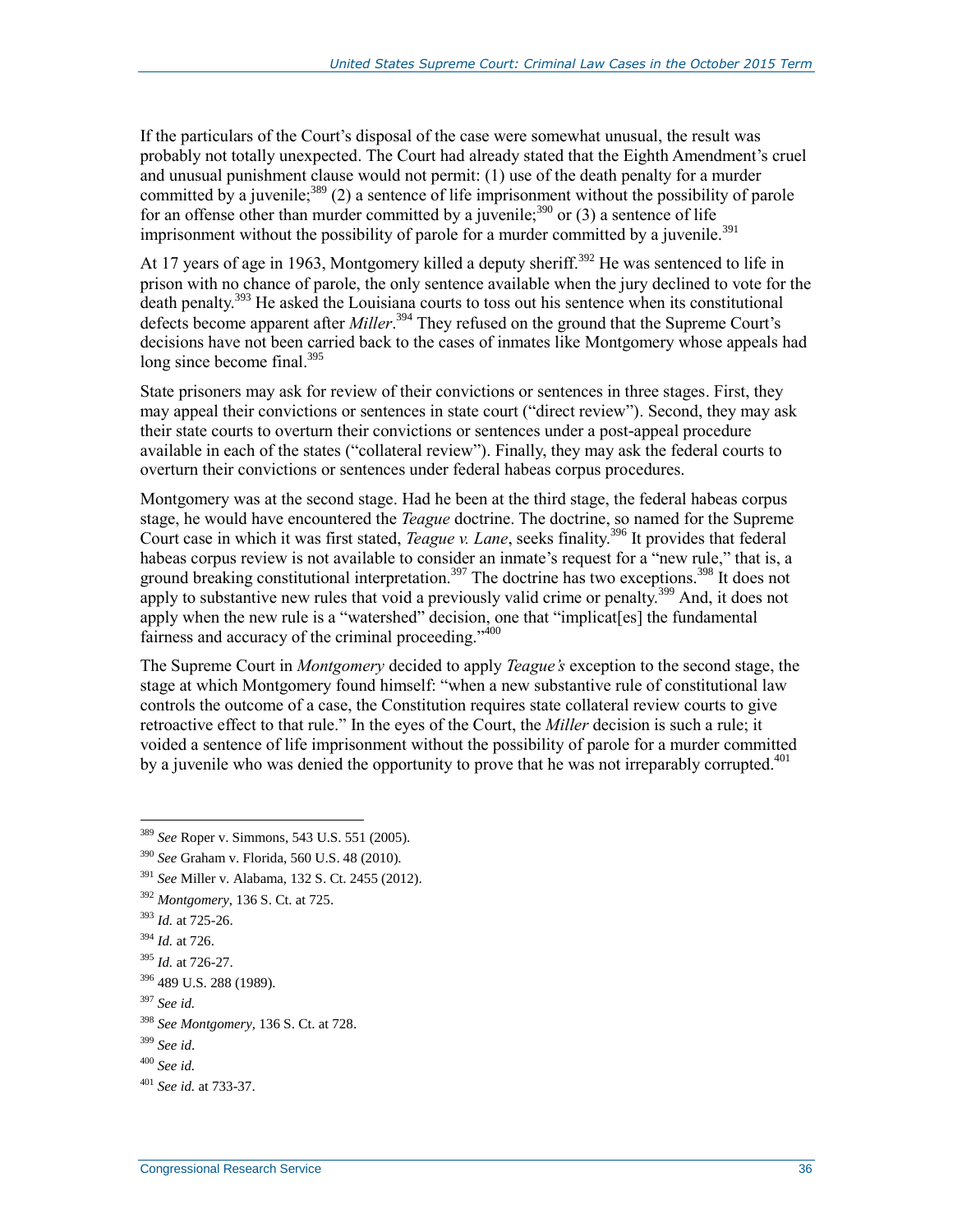If the particulars of the Court's disposal of the case were somewhat unusual, the result was probably not totally unexpected. The Court had already stated that the Eighth Amendment's cruel and unusual punishment clause would not permit: (1) use of the death penalty for a murder committed by a juvenile;[389] (2) a sentence of life imprisonment without the possibility of parole for an offense other than murder committed by a juvenile;[390] or (3) a sentence of life imprisonment without the possibility of parole for a murder committed by a juvenile.[391]

At 17 years of age in 1963, Montgomery killed a deputy sheriff.[392] He was sentenced to life in prison with no chance of parole, the only sentence available when the jury declined to vote for the death penalty.[393] He asked the Louisiana courts to toss out his sentence when its constitutional defects become apparent after *Miller*.[394] They refused on the ground that the Supreme Court's decisions have not been carried back to the cases of inmates like Montgomery whose appeals had long since become final.[395]

State prisoners may ask for review of their convictions or sentences in three stages. First, they may appeal their convictions or sentences in state court ("direct review"). Second, they may ask their state courts to overturn their convictions or sentences under a post-appeal procedure available in each of the states ("collateral review"). Finally, they may ask the federal courts to overturn their convictions or sentences under federal habeas corpus procedures.

Montgomery was at the second stage. Had he been at the third stage, the federal habeas corpus stage, he would have encountered the *Teague* doctrine. The doctrine, so named for the Supreme Court case in which it was first stated, *Teague v. Lane*, seeks finality.[396] It provides that federal habeas corpus review is not available to consider an inmate's request for a "new rule," that is, a ground breaking constitutional interpretation.[397] The doctrine has two exceptions.[398] It does not apply to substantive new rules that void a previously valid crime or penalty.[399] And, it does not apply when the new rule is a "watershed" decision, one that "implicat[es] the fundamental fairness and accuracy of the criminal proceeding."[400]

The Supreme Court in *Montgomery* decided to apply *Teague's* exception to the second stage, the stage at which Montgomery found himself: "when a new substantive rule of constitutional law controls the outcome of a case, the Constitution requires state collateral review courts to give retroactive effect to that rule." In the eyes of the Court, the *Miller* decision is such a rule; it voided a sentence of life imprisonment without the possibility of parole for a murder committed by a juvenile who was denied the opportunity to prove that he was not irreparably corrupted.[401]

---

[389] *See* Roper v. Simmons, 543 U.S. 551 (2005).

[390] *See* Graham v. Florida, 560 U.S. 48 (2010).

[391] *See* Miller v. Alabama, 132 S. Ct. 2455 (2012).

[392] *Montgomery*, 136 S. Ct. at 725.

[393] *Id.* at 725-26.

[394] *Id.* at 726.

[395] *Id.* at 726-27.

[396] 489 U.S. 288 (1989).

[397] *See id.*

[398] *See Montgomery*, 136 S. Ct. at 728.

[399] *See id*.

[400] *See id.*

[401] *See id.* at 733-37.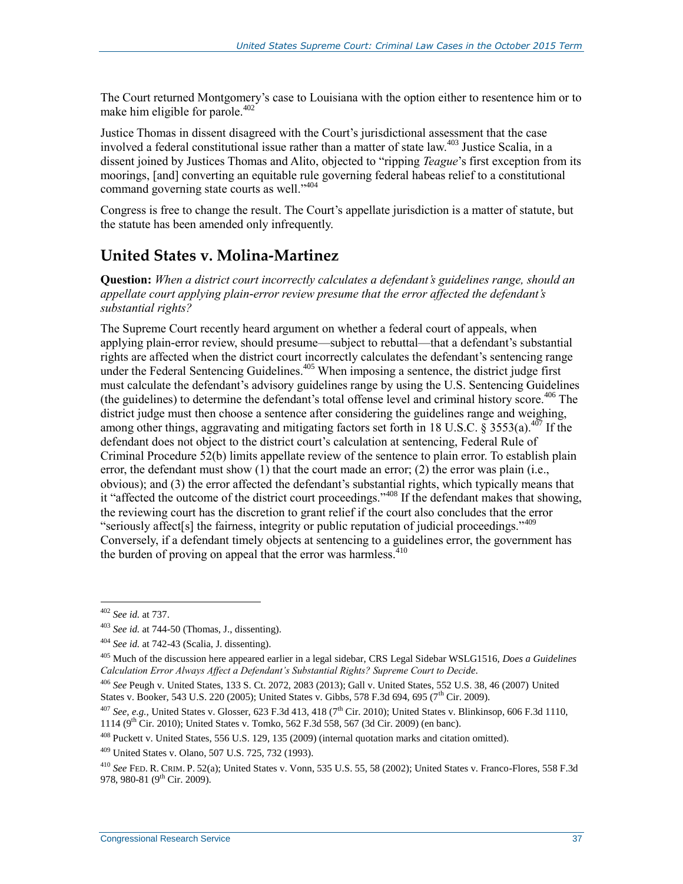The Court returned Montgomery's case to Louisiana with the option either to resentence him or to make him eligible for parole.[402]

Justice Thomas in dissent disagreed with the Court's jurisdictional assessment that the case involved a federal constitutional issue rather than a matter of state law.[403] Justice Scalia, in a dissent joined by Justices Thomas and Alito, objected to "ripping *Teague*'s first exception from its moorings, [and] converting an equitable rule governing federal habeas relief to a constitutional command governing state courts as well."[404]

Congress is free to change the result. The Court's appellate jurisdiction is a matter of statute, but the statute has been amended only infrequently.

## United States v. Molina-Martinez

**Question:** *When a district court incorrectly calculates a defendant's guidelines range, should an appellate court applying plain-error review presume that the error affected the defendant's substantial rights?*

The Supreme Court recently heard argument on whether a federal court of appeals, when applying plain-error review, should presume—subject to rebuttal—that a defendant's substantial rights are affected when the district court incorrectly calculates the defendant's sentencing range under the Federal Sentencing Guidelines.[405] When imposing a sentence, the district judge first must calculate the defendant's advisory guidelines range by using the U.S. Sentencing Guidelines (the guidelines) to determine the defendant's total offense level and criminal history score.[406] The district judge must then choose a sentence after considering the guidelines range and weighing, among other things, aggravating and mitigating factors set forth in 18 U.S.C. § 3553(a).[407] If the defendant does not object to the district court's calculation at sentencing, Federal Rule of Criminal Procedure 52(b) limits appellate review of the sentence to plain error. To establish plain error, the defendant must show (1) that the court made an error; (2) the error was plain (i.e., obvious); and (3) the error affected the defendant's substantial rights, which typically means that it "affected the outcome of the district court proceedings."[408] If the defendant makes that showing, the reviewing court has the discretion to grant relief if the court also concludes that the error "seriously affect[s] the fairness, integrity or public reputation of judicial proceedings."[409] Conversely, if a defendant timely objects at sentencing to a guidelines error, the government has the burden of proving on appeal that the error was harmless.[410]

---

[402] *See id.* at 737.

[403] *See id.* at 744-50 (Thomas, J., dissenting).

[404] *See id.* at 742-43 (Scalia, J. dissenting).

[405] Much of the discussion here appeared earlier in a legal sidebar, CRS Legal Sidebar WSLG1516, *Does a Guidelines Calculation Error Always Affect a Defendant's Substantial Rights? Supreme Court to Decide*.

[406] *See* Peugh v. United States, 133 S. Ct. 2072, 2083 (2013); Gall v. United States, 552 U.S. 38, 46 (2007) United States v. Booker, 543 U.S. 220 (2005); United States v. Gibbs, 578 F.3d 694, 695 (7th Cir. 2009).

[407] *See, e.g.,* United States v. Glosser, 623 F.3d 413, 418 (7th Cir. 2010); United States v. Blinkinsop, 606 F.3d 1110, 1114 (9th Cir. 2010); United States v. Tomko, 562 F.3d 558, 567 (3d Cir. 2009) (en banc).

[408] Puckett v. United States, 556 U.S. 129, 135 (2009) (internal quotation marks and citation omitted).

[409] United States v. Olano, 507 U.S. 725, 732 (1993).

[410] *See* FED. R. CRIM. P. 52(a); United States v. Vonn, 535 U.S. 55, 58 (2002); United States v. Franco-Flores, 558 F.3d 978, 980-81 (9th Cir. 2009).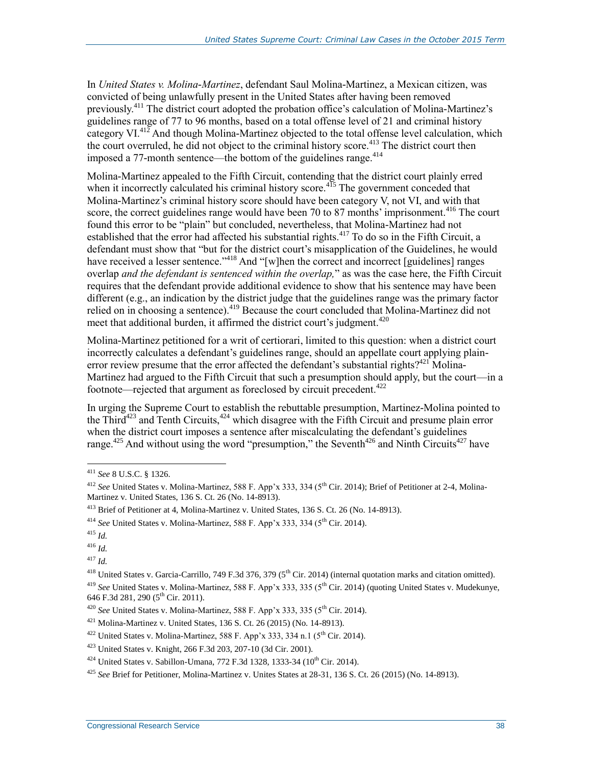In *United States v. Molina-Martinez*, defendant Saul Molina-Martinez, a Mexican citizen, was convicted of being unlawfully present in the United States after having been removed previously.[411] The district court adopted the probation office's calculation of Molina-Martinez's guidelines range of 77 to 96 months, based on a total offense level of 21 and criminal history category VI.[412] And though Molina-Martinez objected to the total offense level calculation, which the court overruled, he did not object to the criminal history score.[413] The district court then imposed a 77-month sentence—the bottom of the guidelines range.[414]

Molina-Martinez appealed to the Fifth Circuit, contending that the district court plainly erred when it incorrectly calculated his criminal history score.[415] The government conceded that Molina-Martinez's criminal history score should have been category V, not VI, and with that score, the correct guidelines range would have been 70 to 87 months' imprisonment.[416] The court found this error to be "plain" but concluded, nevertheless, that Molina-Martinez had not established that the error had affected his substantial rights.[417] To do so in the Fifth Circuit, a defendant must show that "but for the district court's misapplication of the Guidelines, he would have received a lesser sentence."[418] And "[w]hen the correct and incorrect [guidelines] ranges overlap *and the defendant is sentenced within the overlap,*" as was the case here, the Fifth Circuit requires that the defendant provide additional evidence to show that his sentence may have been different (e.g., an indication by the district judge that the guidelines range was the primary factor relied on in choosing a sentence).[419] Because the court concluded that Molina-Martinez did not meet that additional burden, it affirmed the district court's judgment.[420]

Molina-Martinez petitioned for a writ of certiorari, limited to this question: when a district court incorrectly calculates a defendant's guidelines range, should an appellate court applying plain-error review presume that the error affected the defendant's substantial rights?[421] Molina-Martinez had argued to the Fifth Circuit that such a presumption should apply, but the court—in a footnote—rejected that argument as foreclosed by circuit precedent.[422]

In urging the Supreme Court to establish the rebuttable presumption, Martinez-Molina pointed to the Third[423] and Tenth Circuits,[424] which disagree with the Fifth Circuit and presume plain error when the district court imposes a sentence after miscalculating the defendant's guidelines range.[425] And without using the word "presumption," the Seventh[426] and Ninth Circuits[427] have

---

[411] *See* 8 U.S.C. § 1326.

[412] *See* United States v. Molina-Martinez, 588 F. App'x 333, 334 (5th Cir. 2014); Brief of Petitioner at 2-4, Molina-Martinez v. United States, 136 S. Ct. 26 (No. 14-8913).

[413] Brief of Petitioner at 4, Molina-Martinez v. United States, 136 S. Ct. 26 (No. 14-8913).

[414] *See* United States v. Molina-Martinez, 588 F. App'x 333, 334 (5th Cir. 2014).

[415] *Id.*

[416] *Id.*

[417] *Id.*

[418] United States v. Garcia-Carrillo, 749 F.3d 376, 379 (5th Cir. 2014) (internal quotation marks and citation omitted).

[419] *See* United States v. Molina-Martinez, 588 F. App'x 333, 335 (5th Cir. 2014) (quoting United States v. Mudekunye, 646 F.3d 281, 290 (5th Cir. 2011).

[420] *See* United States v. Molina-Martinez, 588 F. App'x 333, 335 (5th Cir. 2014).

[421] Molina-Martinez v. United States, 136 S. Ct. 26 (2015) (No. 14-8913).

[422] United States v. Molina-Martinez, 588 F. App'x 333, 334 n.1 (5th Cir. 2014).

[423] United States v. Knight, 266 F.3d 203, 207-10 (3d Cir. 2001).

[424] United States v. Sabillon-Umana, 772 F.3d 1328, 1333-34 (10th Cir. 2014).

[425] *See* Brief for Petitioner, Molina-Martinez v. Unites States at 28-31, 136 S. Ct. 26 (2015) (No. 14-8913).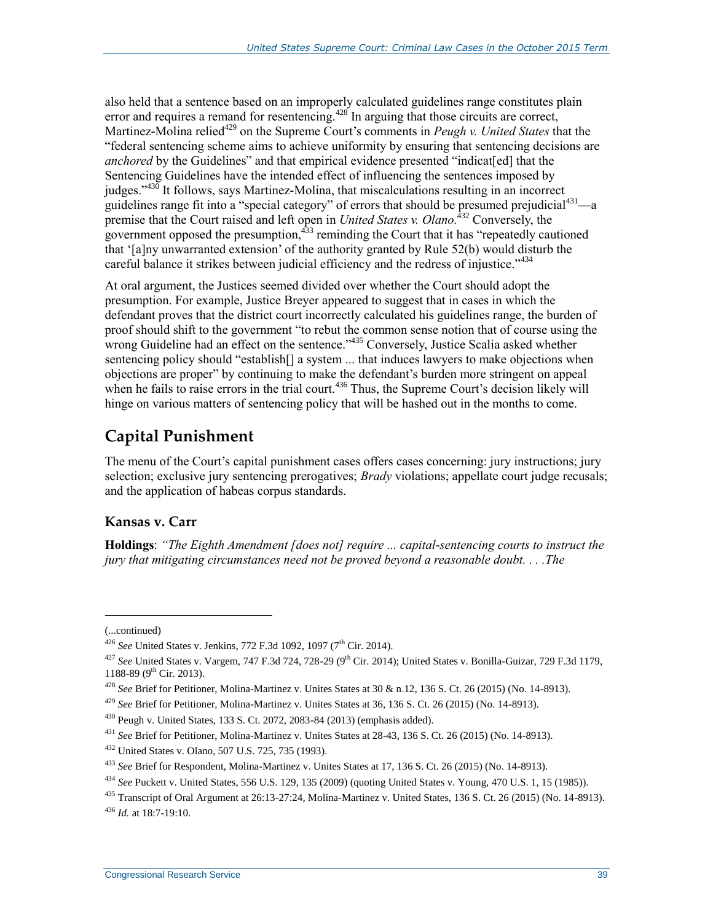also held that a sentence based on an improperly calculated guidelines range constitutes plain error and requires a remand for resentencing.[428] In arguing that those circuits are correct, Martinez-Molina relied[429] on the Supreme Court's comments in *Peugh v. United States* that the "federal sentencing scheme aims to achieve uniformity by ensuring that sentencing decisions are *anchored* by the Guidelines" and that empirical evidence presented "indicat[ed] that the Sentencing Guidelines have the intended effect of influencing the sentences imposed by judges."[430] It follows, says Martinez-Molina, that miscalculations resulting in an incorrect guidelines range fit into a "special category" of errors that should be presumed prejudicial[431]—a premise that the Court raised and left open in *United States v. Olano.*[432] Conversely, the government opposed the presumption,[433] reminding the Court that it has "repeatedly cautioned that '[a]ny unwarranted extension' of the authority granted by Rule 52(b) would disturb the careful balance it strikes between judicial efficiency and the redress of injustice."[434]

At oral argument, the Justices seemed divided over whether the Court should adopt the presumption. For example, Justice Breyer appeared to suggest that in cases in which the defendant proves that the district court incorrectly calculated his guidelines range, the burden of proof should shift to the government "to rebut the common sense notion that of course using the wrong Guideline had an effect on the sentence."[435] Conversely, Justice Scalia asked whether sentencing policy should "establish[] a system ... that induces lawyers to make objections when objections are proper" by continuing to make the defendant's burden more stringent on appeal when he fails to raise errors in the trial court.[436] Thus, the Supreme Court's decision likely will hinge on various matters of sentencing policy that will be hashed out in the months to come.

## Capital Punishment

The menu of the Court's capital punishment cases offers cases concerning: jury instructions; jury selection; exclusive jury sentencing prerogatives; *Brady* violations; appellate court judge recusals; and the application of habeas corpus standards.

### Kansas v. Carr

**Holdings**: *"The Eighth Amendment [does not] require ... capital-sentencing courts to instruct the jury that mitigating circumstances need not be proved beyond a reasonable doubt. . . .The*

---

(...continued)

[426] *See* United States v. Jenkins, 772 F.3d 1092, 1097 (7th Cir. 2014).

[427] *See* United States v. Vargem, 747 F.3d 724, 728-29 (9th Cir. 2014); United States v. Bonilla-Guizar, 729 F.3d 1179, 1188-89 (9th Cir. 2013).

[428] *See* Brief for Petitioner, Molina-Martinez v. Unites States at 30 & n.12, 136 S. Ct. 26 (2015) (No. 14-8913).

[429] *See* Brief for Petitioner, Molina-Martinez v. Unites States at 36, 136 S. Ct. 26 (2015) (No. 14-8913).

[430] Peugh v. United States, 133 S. Ct. 2072, 2083-84 (2013) (emphasis added).

[431] *See* Brief for Petitioner, Molina-Martinez v. Unites States at 28-43, 136 S. Ct. 26 (2015) (No. 14-8913).

[432] United States v. Olano, 507 U.S. 725, 735 (1993).

[433] *See* Brief for Respondent, Molina-Martinez v. Unites States at 17, 136 S. Ct. 26 (2015) (No. 14-8913).

[434] *See* Puckett v. United States, 556 U.S. 129, 135 (2009) (quoting United States v. Young, 470 U.S. 1, 15 (1985)).

[435] Transcript of Oral Argument at 26:13-27:24, Molina-Martinez v. United States, 136 S. Ct. 26 (2015) (No. 14-8913).

[436] *Id.* at 18:7-19:10.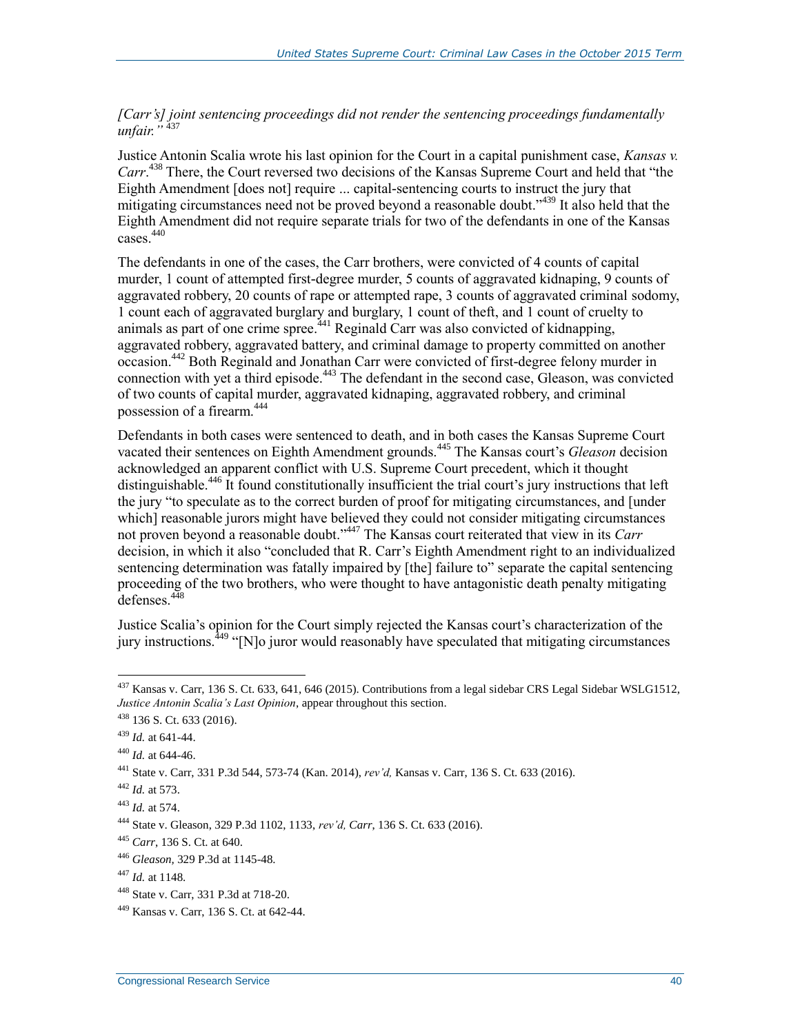*[Carr's] joint sentencing proceedings did not render the sentencing proceedings fundamentally unfair."* [437]

Justice Antonin Scalia wrote his last opinion for the Court in a capital punishment case, *Kansas v. Carr*.[438] There, the Court reversed two decisions of the Kansas Supreme Court and held that "the Eighth Amendment [does not] require ... capital-sentencing courts to instruct the jury that mitigating circumstances need not be proved beyond a reasonable doubt."[439] It also held that the Eighth Amendment did not require separate trials for two of the defendants in one of the Kansas cases.[440]

The defendants in one of the cases, the Carr brothers, were convicted of 4 counts of capital murder, 1 count of attempted first-degree murder, 5 counts of aggravated kidnaping, 9 counts of aggravated robbery, 20 counts of rape or attempted rape, 3 counts of aggravated criminal sodomy, 1 count each of aggravated burglary and burglary, 1 count of theft, and 1 count of cruelty to animals as part of one crime spree.[441] Reginald Carr was also convicted of kidnapping, aggravated robbery, aggravated battery, and criminal damage to property committed on another occasion.[442] Both Reginald and Jonathan Carr were convicted of first-degree felony murder in connection with yet a third episode.[443] The defendant in the second case, Gleason, was convicted of two counts of capital murder, aggravated kidnaping, aggravated robbery, and criminal possession of a firearm.[444]

Defendants in both cases were sentenced to death, and in both cases the Kansas Supreme Court vacated their sentences on Eighth Amendment grounds.[445] The Kansas court's *Gleason* decision acknowledged an apparent conflict with U.S. Supreme Court precedent, which it thought distinguishable.[446] It found constitutionally insufficient the trial court's jury instructions that left the jury "to speculate as to the correct burden of proof for mitigating circumstances, and [under which] reasonable jurors might have believed they could not consider mitigating circumstances not proven beyond a reasonable doubt."[447] The Kansas court reiterated that view in its *Carr* decision, in which it also "concluded that R. Carr's Eighth Amendment right to an individualized sentencing determination was fatally impaired by [the] failure to" separate the capital sentencing proceeding of the two brothers, who were thought to have antagonistic death penalty mitigating defenses.[448]

Justice Scalia's opinion for the Court simply rejected the Kansas court's characterization of the jury instructions.[449] "[N]o juror would reasonably have speculated that mitigating circumstances

---

[437] Kansas v. Carr, 136 S. Ct. 633, 641, 646 (2015). Contributions from a legal sidebar CRS Legal Sidebar WSLG1512, *Justice Antonin Scalia's Last Opinion*, appear throughout this section.

[438] 136 S. Ct. 633 (2016).

[439] *Id.* at 641-44.

[440] *Id.* at 644-46.

[441] State v. Carr, 331 P.3d 544, 573-74 (Kan. 2014), *rev'd,* Kansas v. Carr, 136 S. Ct. 633 (2016).

[442] *Id.* at 573.

[443] *Id.* at 574.

[444] State v. Gleason, 329 P.3d 1102, 1133, *rev'd, Carr*, 136 S. Ct. 633 (2016).

[445] *Carr*, 136 S. Ct. at 640.

[446] *Gleason,* 329 P.3d at 1145-48.

[447] *Id.* at 1148.

[448] State v. Carr, 331 P.3d at 718-20.

[449] Kansas v. Carr, 136 S. Ct. at 642-44.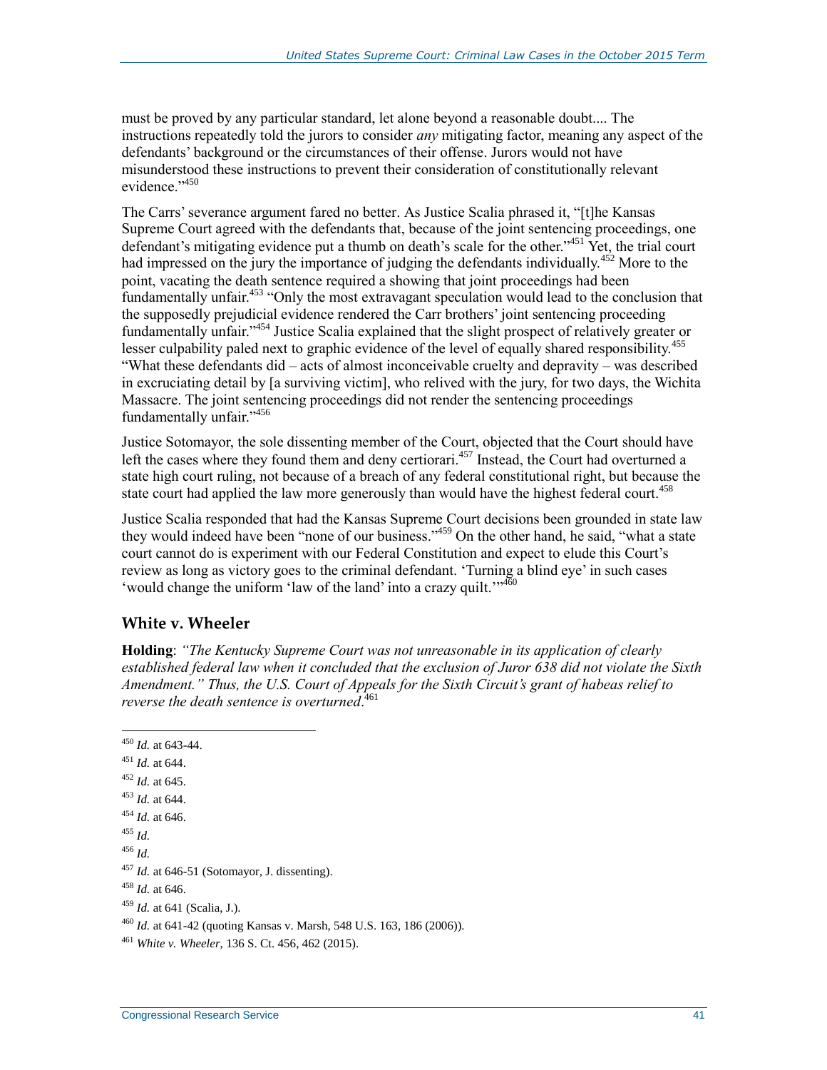must be proved by any particular standard, let alone beyond a reasonable doubt.... The instructions repeatedly told the jurors to consider *any* mitigating factor, meaning any aspect of the defendants' background or the circumstances of their offense. Jurors would not have misunderstood these instructions to prevent their consideration of constitutionally relevant evidence."[450]

The Carrs' severance argument fared no better. As Justice Scalia phrased it, "[t]he Kansas Supreme Court agreed with the defendants that, because of the joint sentencing proceedings, one defendant's mitigating evidence put a thumb on death's scale for the other."[451] Yet, the trial court had impressed on the jury the importance of judging the defendants individually.[452] More to the point, vacating the death sentence required a showing that joint proceedings had been fundamentally unfair.[453] "Only the most extravagant speculation would lead to the conclusion that the supposedly prejudicial evidence rendered the Carr brothers' joint sentencing proceeding fundamentally unfair."[454] Justice Scalia explained that the slight prospect of relatively greater or lesser culpability paled next to graphic evidence of the level of equally shared responsibility.[455] "What these defendants did – acts of almost inconceivable cruelty and depravity – was described in excruciating detail by [a surviving victim], who relived with the jury, for two days, the Wichita Massacre. The joint sentencing proceedings did not render the sentencing proceedings fundamentally unfair."[456]

Justice Sotomayor, the sole dissenting member of the Court, objected that the Court should have left the cases where they found them and deny certiorari.[457] Instead, the Court had overturned a state high court ruling, not because of a breach of any federal constitutional right, but because the state court had applied the law more generously than would have the highest federal court.[458]

Justice Scalia responded that had the Kansas Supreme Court decisions been grounded in state law they would indeed have been "none of our business."[459] On the other hand, he said, "what a state court cannot do is experiment with our Federal Constitution and expect to elude this Court's review as long as victory goes to the criminal defendant. 'Turning a blind eye' in such cases 'would change the uniform 'law of the land' into a crazy quilt.'"[460]

### White v. Wheeler

**Holding**: *"The Kentucky Supreme Court was not unreasonable in its application of clearly established federal law when it concluded that the exclusion of Juror 638 did not violate the Sixth Amendment." Thus, the U.S. Court of Appeals for the Sixth Circuit's grant of habeas relief to reverse the death sentence is overturned*.[461]

---

[450] *Id.* at 643-44.

[451] *Id.* at 644.

[452] *Id.* at 645.

[453] *Id.* at 644.

[454] *Id.* at 646.

[455] *Id.*

[456] *Id.*

[457] *Id.* at 646-51 (Sotomayor, J. dissenting).

[458] *Id.* at 646.

[459] *Id.* at 641 (Scalia, J.).

[460] *Id.* at 641-42 (quoting Kansas v. Marsh, 548 U.S. 163, 186 (2006)).

[461] *White v. Wheeler*, 136 S. Ct. 456, 462 (2015).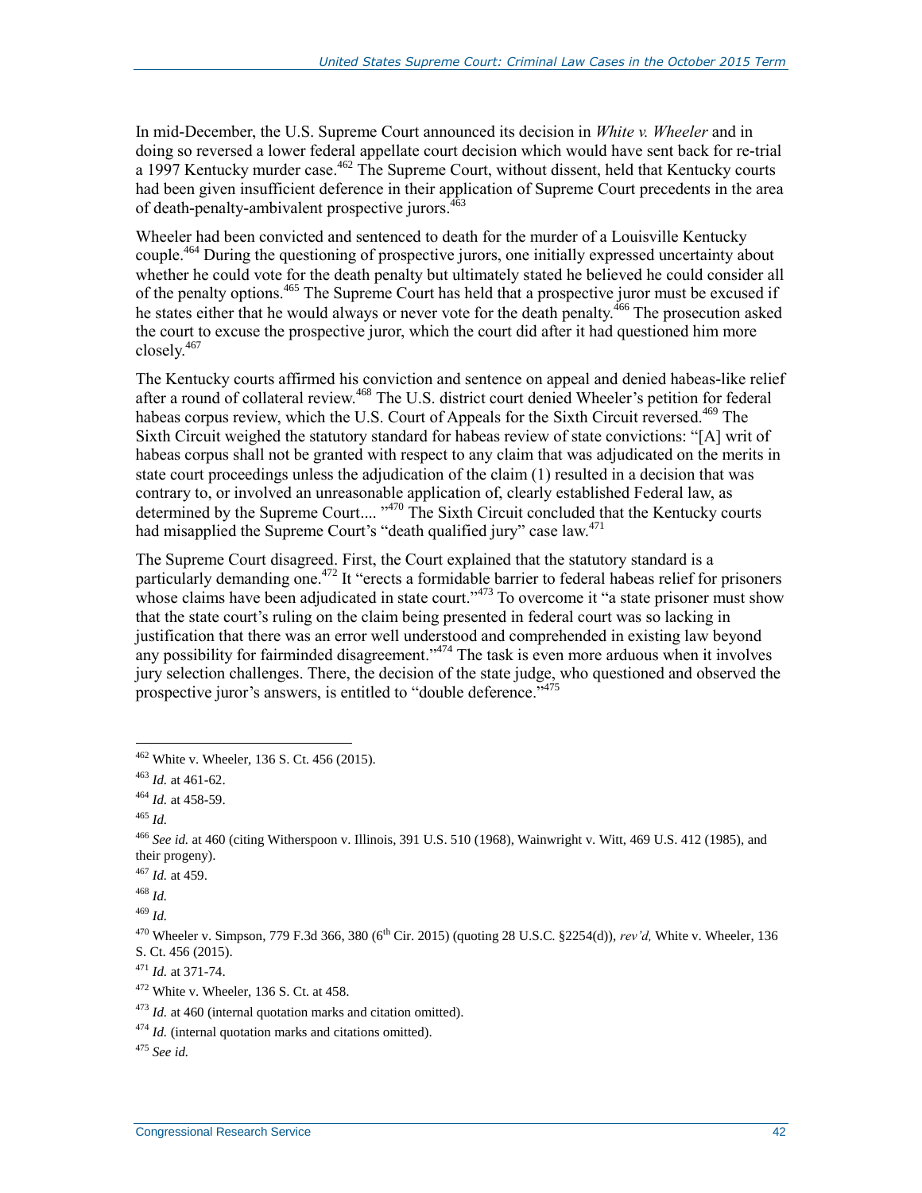In mid-December, the U.S. Supreme Court announced its decision in *White v. Wheeler* and in doing so reversed a lower federal appellate court decision which would have sent back for re-trial a 1997 Kentucky murder case.[462] The Supreme Court, without dissent, held that Kentucky courts had been given insufficient deference in their application of Supreme Court precedents in the area of death-penalty-ambivalent prospective jurors.[463]

Wheeler had been convicted and sentenced to death for the murder of a Louisville Kentucky couple.[464] During the questioning of prospective jurors, one initially expressed uncertainty about whether he could vote for the death penalty but ultimately stated he believed he could consider all of the penalty options.[465] The Supreme Court has held that a prospective juror must be excused if he states either that he would always or never vote for the death penalty.[466] The prosecution asked the court to excuse the prospective juror, which the court did after it had questioned him more closely.[467]

The Kentucky courts affirmed his conviction and sentence on appeal and denied habeas-like relief after a round of collateral review.[468] The U.S. district court denied Wheeler's petition for federal habeas corpus review, which the U.S. Court of Appeals for the Sixth Circuit reversed.[469] The Sixth Circuit weighed the statutory standard for habeas review of state convictions: "[A] writ of habeas corpus shall not be granted with respect to any claim that was adjudicated on the merits in state court proceedings unless the adjudication of the claim (1) resulted in a decision that was contrary to, or involved an unreasonable application of, clearly established Federal law, as determined by the Supreme Court.... "[470] The Sixth Circuit concluded that the Kentucky courts had misapplied the Supreme Court's "death qualified jury" case law.[471]

The Supreme Court disagreed. First, the Court explained that the statutory standard is a particularly demanding one.[472] It "erects a formidable barrier to federal habeas relief for prisoners whose claims have been adjudicated in state court."[473] To overcome it "a state prisoner must show that the state court's ruling on the claim being presented in federal court was so lacking in justification that there was an error well understood and comprehended in existing law beyond any possibility for fairminded disagreement."[474] The task is even more arduous when it involves jury selection challenges. There, the decision of the state judge, who questioned and observed the prospective juror's answers, is entitled to "double deference."[475]

---

[462] White v. Wheeler, 136 S. Ct. 456 (2015).

[463] *Id.* at 461-62.

[464] *Id.* at 458-59.

[465] *Id.*

[466] *See id.* at 460 (citing Witherspoon v. Illinois, 391 U.S. 510 (1968), Wainwright v. Witt, 469 U.S. 412 (1985), and their progeny).

[467] *Id.* at 459.

[468] *Id.*

[469] *Id.*

[470] Wheeler v. Simpson, 779 F.3d 366, 380 (6th Cir. 2015) (quoting 28 U.S.C. §2254(d)), *rev'd,* White v. Wheeler, 136 S. Ct. 456 (2015).

[471] *Id.* at 371-74.

[472] White v. Wheeler, 136 S. Ct. at 458.

[473] *Id.* at 460 (internal quotation marks and citation omitted).

[474] *Id.* (internal quotation marks and citations omitted).

[475] *See id.*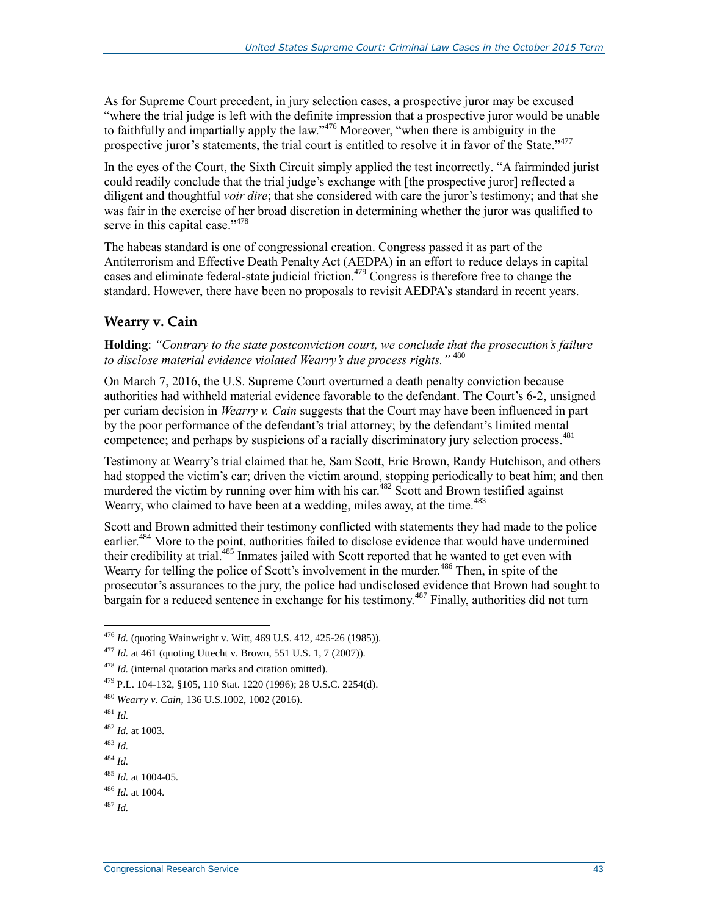As for Supreme Court precedent, in jury selection cases, a prospective juror may be excused "where the trial judge is left with the definite impression that a prospective juror would be unable to faithfully and impartially apply the law."[476] Moreover, "when there is ambiguity in the prospective juror's statements, the trial court is entitled to resolve it in favor of the State."[477]

In the eyes of the Court, the Sixth Circuit simply applied the test incorrectly. "A fairminded jurist could readily conclude that the trial judge's exchange with [the prospective juror] reflected a diligent and thoughtful *voir dire*; that she considered with care the juror's testimony; and that she was fair in the exercise of her broad discretion in determining whether the juror was qualified to serve in this capital case."[478]

The habeas standard is one of congressional creation. Congress passed it as part of the Antiterrorism and Effective Death Penalty Act (AEDPA) in an effort to reduce delays in capital cases and eliminate federal-state judicial friction.[479] Congress is therefore free to change the standard. However, there have been no proposals to revisit AEDPA's standard in recent years.

## Wearry v. Cain

**Holding**: *"Contrary to the state postconviction court, we conclude that the prosecution's failure to disclose material evidence violated Wearry's due process rights."* [480]

On March 7, 2016, the U.S. Supreme Court overturned a death penalty conviction because authorities had withheld material evidence favorable to the defendant. The Court's 6-2, unsigned per curiam decision in *Wearry v. Cain* suggests that the Court may have been influenced in part by the poor performance of the defendant's trial attorney; by the defendant's limited mental competence; and perhaps by suspicions of a racially discriminatory jury selection process.[481]

Testimony at Wearry's trial claimed that he, Sam Scott, Eric Brown, Randy Hutchison, and others had stopped the victim's car; driven the victim around, stopping periodically to beat him; and then murdered the victim by running over him with his car.[482] Scott and Brown testified against Wearry, who claimed to have been at a wedding, miles away, at the time.[483]

Scott and Brown admitted their testimony conflicted with statements they had made to the police earlier.[484] More to the point, authorities failed to disclose evidence that would have undermined their credibility at trial.[485] Inmates jailed with Scott reported that he wanted to get even with Wearry for telling the police of Scott's involvement in the murder.[486] Then, in spite of the prosecutor's assurances to the jury, the police had undisclosed evidence that Brown had sought to bargain for a reduced sentence in exchange for his testimony.[487] Finally, authorities did not turn

---

[476] *Id.* (quoting Wainwright v. Witt, 469 U.S. 412, 425-26 (1985)).

[477] *Id.* at 461 (quoting Uttecht v. Brown, 551 U.S. 1, 7 (2007)).

[478] *Id.* (internal quotation marks and citation omitted).

[479] P.L. 104-132, §105, 110 Stat. 1220 (1996); 28 U.S.C. 2254(d).

[480] *Wearry v. Cain*, 136 U.S.1002, 1002 (2016).

[481] *Id.*

[482] *Id.* at 1003.

[483] *Id.*

[484] *Id.*

[485] *Id.* at 1004-05.

[486] *Id.* at 1004.

[487] *Id.*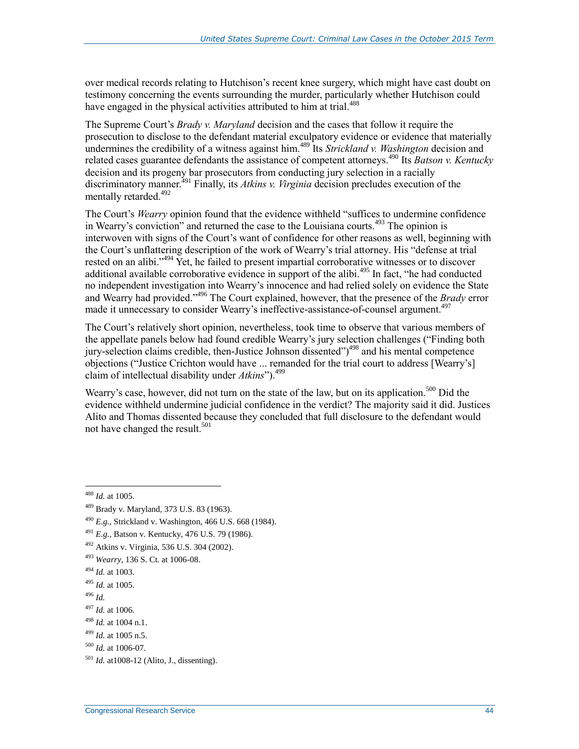over medical records relating to Hutchison's recent knee surgery, which might have cast doubt on testimony concerning the events surrounding the murder, particularly whether Hutchison could have engaged in the physical activities attributed to him at trial.[488]

The Supreme Court's *Brady v. Maryland* decision and the cases that follow it require the prosecution to disclose to the defendant material exculpatory evidence or evidence that materially undermines the credibility of a witness against him.[489] Its *Strickland v. Washington* decision and related cases guarantee defendants the assistance of competent attorneys.[490] Its *Batson v. Kentucky* decision and its progeny bar prosecutors from conducting jury selection in a racially discriminatory manner.[491] Finally, its *Atkins v. Virginia* decision precludes execution of the mentally retarded.[492]

The Court's *Wearry* opinion found that the evidence withheld "suffices to undermine confidence in Wearry's conviction" and returned the case to the Louisiana courts.[493] The opinion is interwoven with signs of the Court's want of confidence for other reasons as well, beginning with the Court's unflattering description of the work of Wearry's trial attorney. His "defense at trial rested on an alibi."[494] Yet, he failed to present impartial corroborative witnesses or to discover additional available corroborative evidence in support of the alibi.[495] In fact, "he had conducted no independent investigation into Wearry's innocence and had relied solely on evidence the State and Wearry had provided."[496] The Court explained, however, that the presence of the *Brady* error made it unnecessary to consider Wearry's ineffective-assistance-of-counsel argument.[497]

The Court's relatively short opinion, nevertheless, took time to observe that various members of the appellate panels below had found credible Wearry's jury selection challenges ("Finding both jury-selection claims credible, then-Justice Johnson dissented")[498] and his mental competence objections ("Justice Crichton would have ... remanded for the trial court to address [Wearry's] claim of intellectual disability under *Atkins*").[499]

Wearry's case, however, did not turn on the state of the law, but on its application.[500] Did the evidence withheld undermine judicial confidence in the verdict? The majority said it did. Justices Alito and Thomas dissented because they concluded that full disclosure to the defendant would not have changed the result.[501]

---

[488] *Id.* at 1005.

[489] Brady v. Maryland, 373 U.S. 83 (1963).

[490] *E.g.*, Strickland v. Washington, 466 U.S. 668 (1984).

[491] *E.g.*, Batson v. Kentucky, 476 U.S. 79 (1986).

[492] Atkins v. Virginia, 536 U.S. 304 (2002).

[493] *Wearry*, 136 S. Ct. at 1006-08.

[494] *Id.* at 1003.

[495] *Id.* at 1005.

[496] *Id.*

[497] *Id.* at 1006.

[498] *Id.* at 1004 n.1.

[499] *Id.* at 1005 n.5.

[500] *Id.* at 1006-07.

[501] *Id.* at1008-12 (Alito, J., dissenting).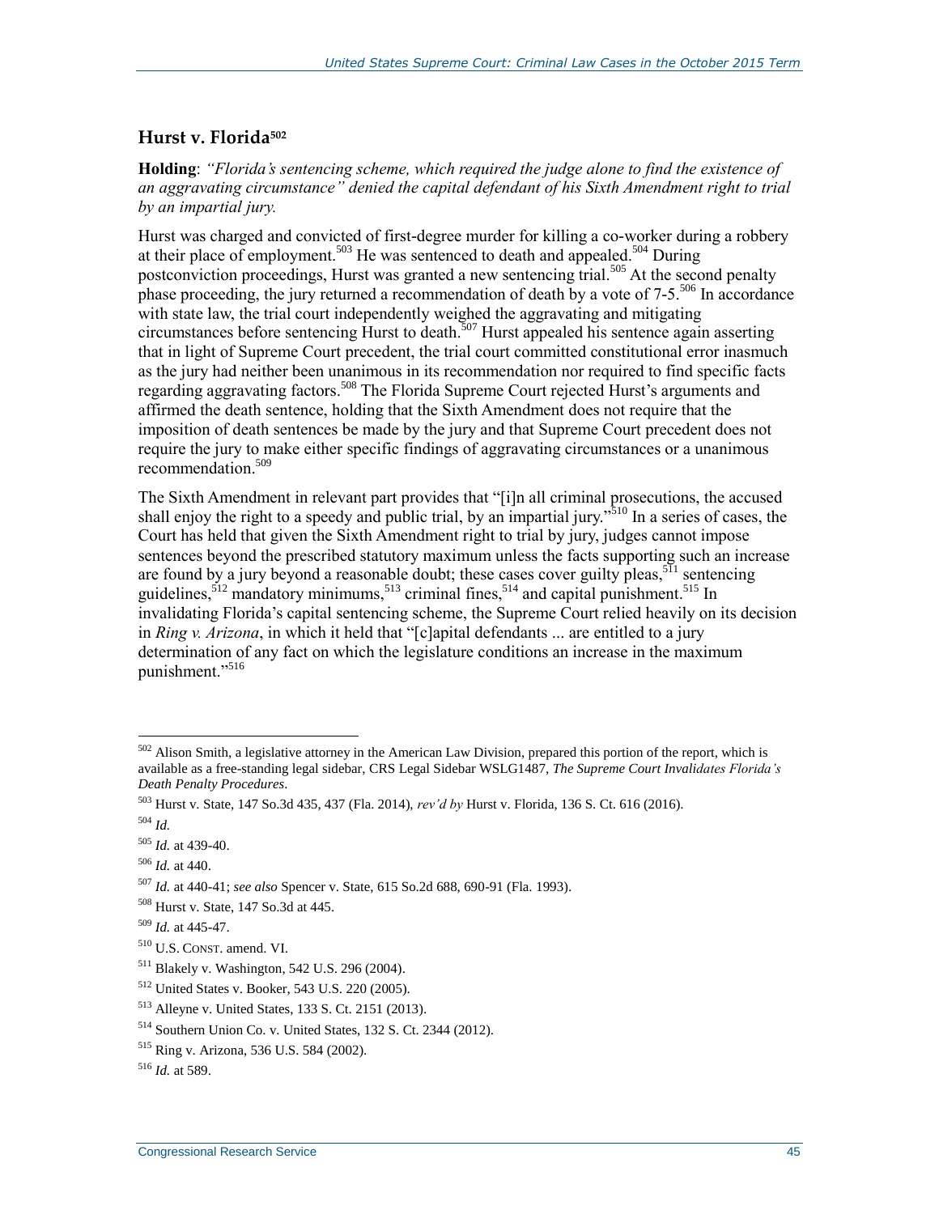### Hurst v. Florida[502]

**Holding**: *"Florida's sentencing scheme, which required the judge alone to find the existence of an aggravating circumstance" denied the capital defendant of his Sixth Amendment right to trial by an impartial jury.*

Hurst was charged and convicted of first-degree murder for killing a co-worker during a robbery at their place of employment.[503] He was sentenced to death and appealed.[504] During postconviction proceedings, Hurst was granted a new sentencing trial.[505] At the second penalty phase proceeding, the jury returned a recommendation of death by a vote of 7-5.[506] In accordance with state law, the trial court independently weighed the aggravating and mitigating circumstances before sentencing Hurst to death.[507] Hurst appealed his sentence again asserting that in light of Supreme Court precedent, the trial court committed constitutional error inasmuch as the jury had neither been unanimous in its recommendation nor required to find specific facts regarding aggravating factors.[508] The Florida Supreme Court rejected Hurst's arguments and affirmed the death sentence, holding that the Sixth Amendment does not require that the imposition of death sentences be made by the jury and that Supreme Court precedent does not require the jury to make either specific findings of aggravating circumstances or a unanimous recommendation.[509]

The Sixth Amendment in relevant part provides that "[i]n all criminal prosecutions, the accused shall enjoy the right to a speedy and public trial, by an impartial jury."[510] In a series of cases, the Court has held that given the Sixth Amendment right to trial by jury, judges cannot impose sentences beyond the prescribed statutory maximum unless the facts supporting such an increase are found by a jury beyond a reasonable doubt; these cases cover guilty pleas,[511] sentencing guidelines,[512] mandatory minimums,[513] criminal fines,[514] and capital punishment.[515] In invalidating Florida's capital sentencing scheme, the Supreme Court relied heavily on its decision in *Ring v. Arizona*, in which it held that "[c]apital defendants ... are entitled to a jury determination of any fact on which the legislature conditions an increase in the maximum punishment."[516]

---

[502] Alison Smith, a legislative attorney in the American Law Division, prepared this portion of the report, which is available as a free-standing legal sidebar, CRS Legal Sidebar WSLG1487, *The Supreme Court Invalidates Florida's Death Penalty Procedures*.

[503] Hurst v. State, 147 So.3d 435, 437 (Fla. 2014), *rev'd by* Hurst v. Florida, 136 S. Ct. 616 (2016).

[504] *Id.*

[505] *Id.* at 439-40.

[506] *Id.* at 440.

[507] *Id.* at 440-41; *see also* Spencer v. State, 615 So.2d 688, 690-91 (Fla. 1993).

[508] Hurst v. State, 147 So.3d at 445.

[509] *Id.* at 445-47.

[510] U.S. CONST. amend. VI.

[511] Blakely v. Washington, 542 U.S. 296 (2004).

[512] United States v. Booker, 543 U.S. 220 (2005).

[513] Alleyne v. United States, 133 S. Ct. 2151 (2013).

[514] Southern Union Co. v. United States, 132 S. Ct. 2344 (2012).

[515] Ring v. Arizona, 536 U.S. 584 (2002).

[516] *Id.* at 589.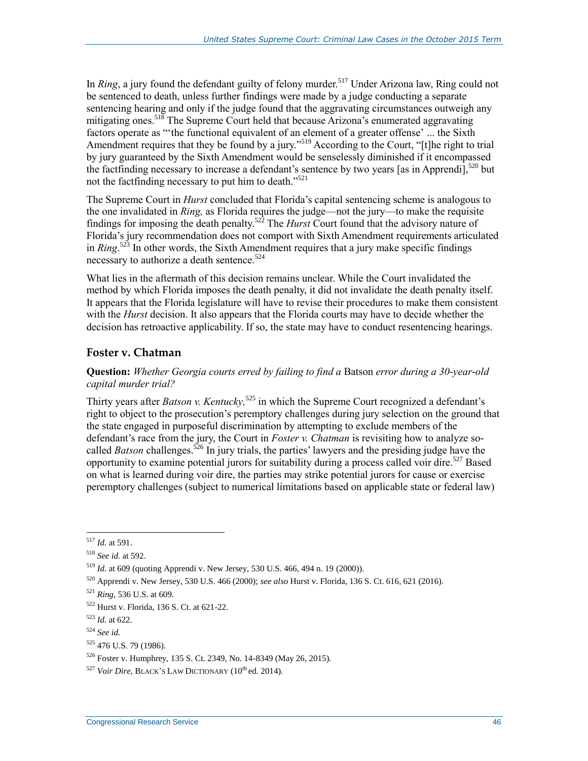In *Ring*, a jury found the defendant guilty of felony murder.[517] Under Arizona law, Ring could not be sentenced to death, unless further findings were made by a judge conducting a separate sentencing hearing and only if the judge found that the aggravating circumstances outweigh any mitigating ones.[518] The Supreme Court held that because Arizona's enumerated aggravating factors operate as "'the functional equivalent of an element of a greater offense' ... the Sixth Amendment requires that they be found by a jury."[519] According to the Court, "[t]he right to trial by jury guaranteed by the Sixth Amendment would be senselessly diminished if it encompassed the factfinding necessary to increase a defendant's sentence by two years [as in Apprendi],[520] but not the factfinding necessary to put him to death."[521]

The Supreme Court in *Hurst* concluded that Florida's capital sentencing scheme is analogous to the one invalidated in *Ring,* as Florida requires the judge—not the jury—to make the requisite findings for imposing the death penalty.[522] The *Hurst* Court found that the advisory nature of Florida's jury recommendation does not comport with Sixth Amendment requirements articulated in *Ring*.[523] In other words, the Sixth Amendment requires that a jury make specific findings necessary to authorize a death sentence.[524]

What lies in the aftermath of this decision remains unclear. While the Court invalidated the method by which Florida imposes the death penalty, it did not invalidate the death penalty itself. It appears that the Florida legislature will have to revise their procedures to make them consistent with the *Hurst* decision. It also appears that the Florida courts may have to decide whether the decision has retroactive applicability. If so, the state may have to conduct resentencing hearings.

## Foster v. Chatman

**Question:** *Whether Georgia courts erred by failing to find a* Batson *error during a 30-year-old capital murder trial?*

Thirty years after *Batson v. Kentucky,*[525] in which the Supreme Court recognized a defendant's right to object to the prosecution's peremptory challenges during jury selection on the ground that the state engaged in purposeful discrimination by attempting to exclude members of the defendant's race from the jury, the Court in *Foster v. Chatman* is revisiting how to analyze so-called *Batson* challenges.[526] In jury trials, the parties' lawyers and the presiding judge have the opportunity to examine potential jurors for suitability during a process called voir dire.[527] Based on what is learned during voir dire, the parties may strike potential jurors for cause or exercise peremptory challenges (subject to numerical limitations based on applicable state or federal law)

---

[517] *Id.* at 591.

[518] *See id.* at 592.

[519] *Id.* at 609 (quoting Apprendi v. New Jersey, 530 U.S. 466, 494 n. 19 (2000)).

[520] Apprendi v. New Jersey, 530 U.S. 466 (2000); *see also* Hurst v. Florida, 136 S. Ct. 616, 621 (2016).

[521] *Ring*, 536 U.S. at 609.

[522] Hurst v. Florida, 136 S. Ct. at 621-22.

[523] *Id.* at 622.

[524] *See id.*

[525] 476 U.S. 79 (1986).

[526] Foster v. Humphrey, 135 S. Ct. 2349, No. 14-8349 (May 26, 2015).

[527] *Voir Dire,* BLACK'S LAW DICTIONARY (10th ed. 2014).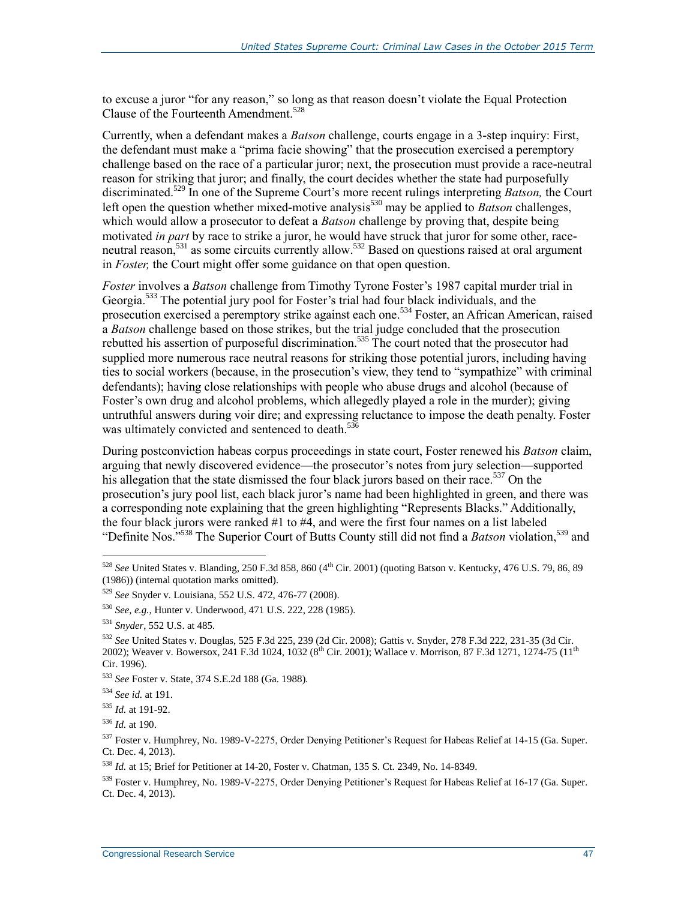to excuse a juror "for any reason," so long as that reason doesn't violate the Equal Protection Clause of the Fourteenth Amendment.[528]

Currently, when a defendant makes a *Batson* challenge, courts engage in a 3-step inquiry: First, the defendant must make a "prima facie showing" that the prosecution exercised a peremptory challenge based on the race of a particular juror; next, the prosecution must provide a race-neutral reason for striking that juror; and finally, the court decides whether the state had purposefully discriminated.[529] In one of the Supreme Court's more recent rulings interpreting *Batson,* the Court left open the question whether mixed-motive analysis[530] may be applied to *Batson* challenges, which would allow a prosecutor to defeat a *Batson* challenge by proving that, despite being motivated *in part* by race to strike a juror, he would have struck that juror for some other, race-neutral reason,[531] as some circuits currently allow.[532] Based on questions raised at oral argument in *Foster,* the Court might offer some guidance on that open question.

*Foster* involves a *Batson* challenge from Timothy Tyrone Foster's 1987 capital murder trial in Georgia.[533] The potential jury pool for Foster's trial had four black individuals, and the prosecution exercised a peremptory strike against each one.[534] Foster, an African American, raised a *Batson* challenge based on those strikes, but the trial judge concluded that the prosecution rebutted his assertion of purposeful discrimination.[535] The court noted that the prosecutor had supplied more numerous race neutral reasons for striking those potential jurors, including having ties to social workers (because, in the prosecution's view, they tend to "sympathize" with criminal defendants); having close relationships with people who abuse drugs and alcohol (because of Foster's own drug and alcohol problems, which allegedly played a role in the murder); giving untruthful answers during voir dire; and expressing reluctance to impose the death penalty. Foster was ultimately convicted and sentenced to death.[536]

During postconviction habeas corpus proceedings in state court, Foster renewed his *Batson* claim, arguing that newly discovered evidence—the prosecutor's notes from jury selection—supported his allegation that the state dismissed the four black jurors based on their race.[537] On the prosecution's jury pool list, each black juror's name had been highlighted in green, and there was a corresponding note explaining that the green highlighting "Represents Blacks." Additionally, the four black jurors were ranked #1 to #4, and were the first four names on a list labeled "Definite Nos."[538] The Superior Court of Butts County still did not find a *Batson* violation,[539] and

---

[528] *See* United States v. Blanding, 250 F.3d 858, 860 (4th Cir. 2001) (quoting Batson v. Kentucky, 476 U.S. 79, 86, 89 (1986)) (internal quotation marks omitted).

[529] *See* Snyder v. Louisiana, 552 U.S. 472, 476-77 (2008).

[530] *See, e.g.,* Hunter v. Underwood, 471 U.S. 222, 228 (1985).

[531] *Snyder*, 552 U.S. at 485.

[532] *See* United States v. Douglas, 525 F.3d 225, 239 (2d Cir. 2008); Gattis v. Snyder, 278 F.3d 222, 231-35 (3d Cir. 2002); Weaver v. Bowersox, 241 F.3d 1024, 1032 (8th Cir. 2001); Wallace v. Morrison, 87 F.3d 1271, 1274-75 (11th Cir. 1996).

[533] *See* Foster v. State, 374 S.E.2d 188 (Ga. 1988).

[534] *See id.* at 191.

[535] *Id.* at 191-92.

[536] *Id.* at 190.

[537] Foster v. Humphrey, No. 1989-V-2275, Order Denying Petitioner's Request for Habeas Relief at 14-15 (Ga. Super. Ct. Dec. 4, 2013).

[538] *Id.* at 15; Brief for Petitioner at 14-20, Foster v. Chatman, 135 S. Ct. 2349, No. 14-8349.

[539] Foster v. Humphrey, No. 1989-V-2275, Order Denying Petitioner's Request for Habeas Relief at 16-17 (Ga. Super. Ct. Dec. 4, 2013).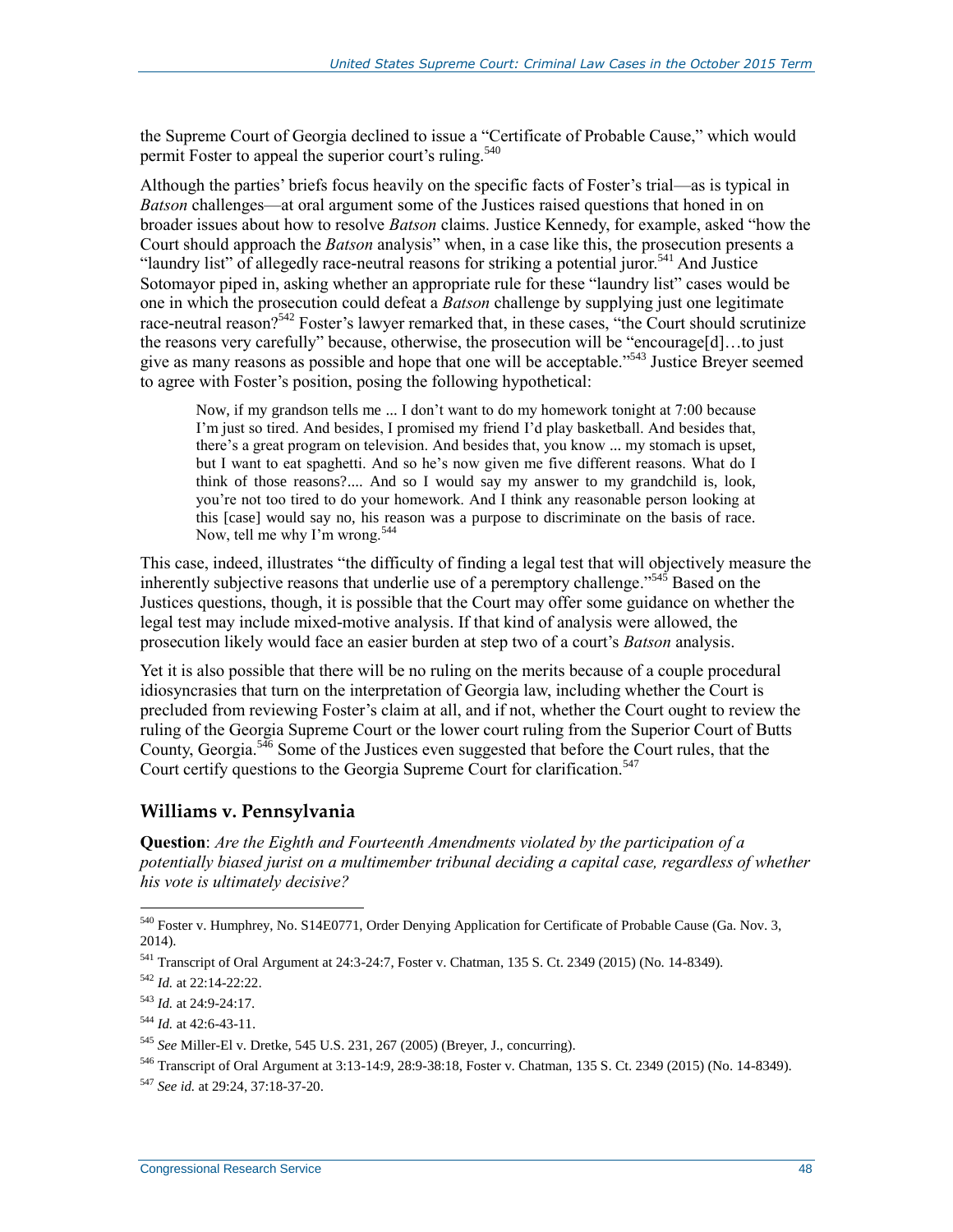the Supreme Court of Georgia declined to issue a "Certificate of Probable Cause," which would permit Foster to appeal the superior court's ruling.[540]

Although the parties' briefs focus heavily on the specific facts of Foster's trial—as is typical in *Batson* challenges—at oral argument some of the Justices raised questions that honed in on broader issues about how to resolve *Batson* claims. Justice Kennedy, for example, asked "how the Court should approach the *Batson* analysis" when, in a case like this, the prosecution presents a "laundry list" of allegedly race-neutral reasons for striking a potential juror.[541] And Justice Sotomayor piped in, asking whether an appropriate rule for these "laundry list" cases would be one in which the prosecution could defeat a *Batson* challenge by supplying just one legitimate race-neutral reason?[542] Foster's lawyer remarked that, in these cases, "the Court should scrutinize the reasons very carefully" because, otherwise, the prosecution will be "encourage[d]…to just give as many reasons as possible and hope that one will be acceptable."[543] Justice Breyer seemed to agree with Foster's position, posing the following hypothetical:

> Now, if my grandson tells me ... I don't want to do my homework tonight at 7:00 because I'm just so tired. And besides, I promised my friend I'd play basketball. And besides that, there's a great program on television. And besides that, you know ... my stomach is upset, but I want to eat spaghetti. And so he's now given me five different reasons. What do I think of those reasons?.... And so I would say my answer to my grandchild is, look, you're not too tired to do your homework. And I think any reasonable person looking at this [case] would say no, his reason was a purpose to discriminate on the basis of race. Now, tell me why I'm wrong.[544]

This case, indeed, illustrates "the difficulty of finding a legal test that will objectively measure the inherently subjective reasons that underlie use of a peremptory challenge."[545] Based on the Justices questions, though, it is possible that the Court may offer some guidance on whether the legal test may include mixed-motive analysis. If that kind of analysis were allowed, the prosecution likely would face an easier burden at step two of a court's *Batson* analysis.

Yet it is also possible that there will be no ruling on the merits because of a couple procedural idiosyncrasies that turn on the interpretation of Georgia law, including whether the Court is precluded from reviewing Foster's claim at all, and if not, whether the Court ought to review the ruling of the Georgia Supreme Court or the lower court ruling from the Superior Court of Butts County, Georgia.[546] Some of the Justices even suggested that before the Court rules, that the Court certify questions to the Georgia Supreme Court for clarification.[547]

## Williams v. Pennsylvania

**Question**: *Are the Eighth and Fourteenth Amendments violated by the participation of a potentially biased jurist on a multimember tribunal deciding a capital case, regardless of whether his vote is ultimately decisive?*

---

[540] Foster v. Humphrey, No. S14E0771, Order Denying Application for Certificate of Probable Cause (Ga. Nov. 3, 2014).

[541] Transcript of Oral Argument at 24:3-24:7, Foster v. Chatman, 135 S. Ct. 2349 (2015) (No. 14-8349).

[542] *Id.* at 22:14-22:22.

[543] *Id.* at 24:9-24:17.

[544] *Id.* at 42:6-43-11.

[545] *See* Miller-El v. Dretke, 545 U.S. 231, 267 (2005) (Breyer, J., concurring).

[546] Transcript of Oral Argument at 3:13-14:9, 28:9-38:18, Foster v. Chatman, 135 S. Ct. 2349 (2015) (No. 14-8349).

[547] *See id.* at 29:24, 37:18-37-20.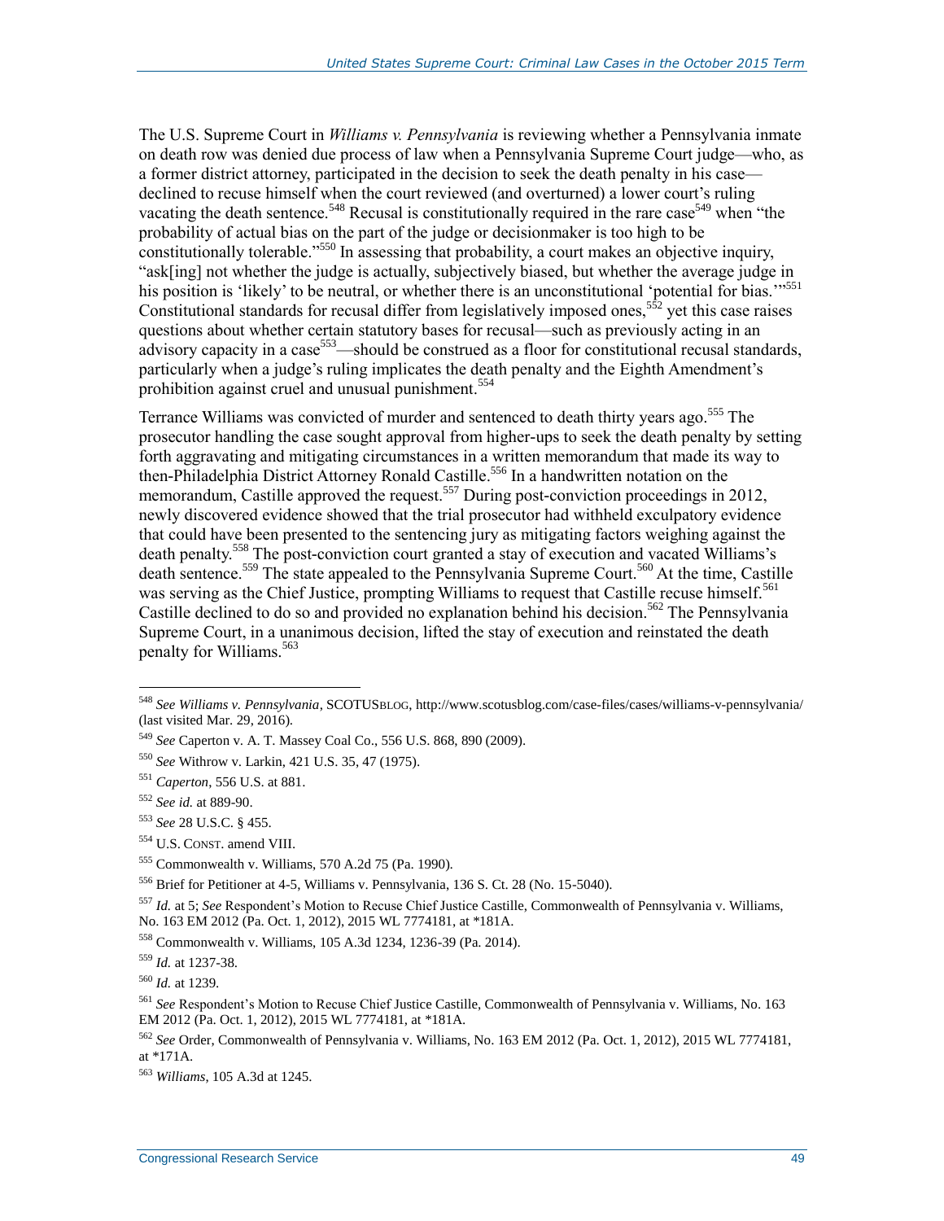The U.S. Supreme Court in *Williams v. Pennsylvania* is reviewing whether a Pennsylvania inmate on death row was denied due process of law when a Pennsylvania Supreme Court judge—who, as a former district attorney, participated in the decision to seek the death penalty in his case—declined to recuse himself when the court reviewed (and overturned) a lower court's ruling vacating the death sentence.[548] Recusal is constitutionally required in the rare case[549] when "the probability of actual bias on the part of the judge or decisionmaker is too high to be constitutionally tolerable."[550] In assessing that probability, a court makes an objective inquiry, "ask[ing] not whether the judge is actually, subjectively biased, but whether the average judge in his position is 'likely' to be neutral, or whether there is an unconstitutional 'potential for bias.'"[551] Constitutional standards for recusal differ from legislatively imposed ones,[552] yet this case raises questions about whether certain statutory bases for recusal—such as previously acting in an advisory capacity in a case[553]—should be construed as a floor for constitutional recusal standards, particularly when a judge's ruling implicates the death penalty and the Eighth Amendment's prohibition against cruel and unusual punishment.[554]

Terrance Williams was convicted of murder and sentenced to death thirty years ago.[555] The prosecutor handling the case sought approval from higher-ups to seek the death penalty by setting forth aggravating and mitigating circumstances in a written memorandum that made its way to then-Philadelphia District Attorney Ronald Castille.[556] In a handwritten notation on the memorandum, Castille approved the request.[557] During post-conviction proceedings in 2012, newly discovered evidence showed that the trial prosecutor had withheld exculpatory evidence that could have been presented to the sentencing jury as mitigating factors weighing against the death penalty.[558] The post-conviction court granted a stay of execution and vacated Williams's death sentence.[559] The state appealed to the Pennsylvania Supreme Court.[560] At the time, Castille was serving as the Chief Justice, prompting Williams to request that Castille recuse himself.[561] Castille declined to do so and provided no explanation behind his decision.[562] The Pennsylvania Supreme Court, in a unanimous decision, lifted the stay of execution and reinstated the death penalty for Williams.[563]

---

[548] *See Williams v. Pennsylvania*, SCOTUSBLOG, http://www.scotusblog.com/case-files/cases/williams-v-pennsylvania/ (last visited Mar. 29, 2016).

[549] *See* Caperton v. A. T. Massey Coal Co., 556 U.S. 868, 890 (2009).

[550] *See* Withrow v. Larkin, 421 U.S. 35, 47 (1975).

[551] *Caperton*, 556 U.S. at 881.

[552] *See id.* at 889-90.

[553] *See* 28 U.S.C. § 455.

[554] U.S. CONST. amend VIII.

[555] Commonwealth v. Williams, 570 A.2d 75 (Pa. 1990).

[556] Brief for Petitioner at 4-5, Williams v. Pennsylvania, 136 S. Ct. 28 (No. 15-5040).

[557] *Id.* at 5; *See* Respondent's Motion to Recuse Chief Justice Castille, Commonwealth of Pennsylvania v. Williams, No. 163 EM 2012 (Pa. Oct. 1, 2012), 2015 WL 7774181, at *181A.

[558] Commonwealth v. Williams, 105 A.3d 1234, 1236-39 (Pa. 2014).

[559] *Id.* at 1237-38.

[560] *Id.* at 1239.

[561] *See* Respondent's Motion to Recuse Chief Justice Castille, Commonwealth of Pennsylvania v. Williams, No. 163 EM 2012 (Pa. Oct. 1, 2012), 2015 WL 7774181, at *181A.

[562] *See* Order, Commonwealth of Pennsylvania v. Williams, No. 163 EM 2012 (Pa. Oct. 1, 2012), 2015 WL 7774181, at *171A.

[563] *Williams*, 105 A.3d at 1245.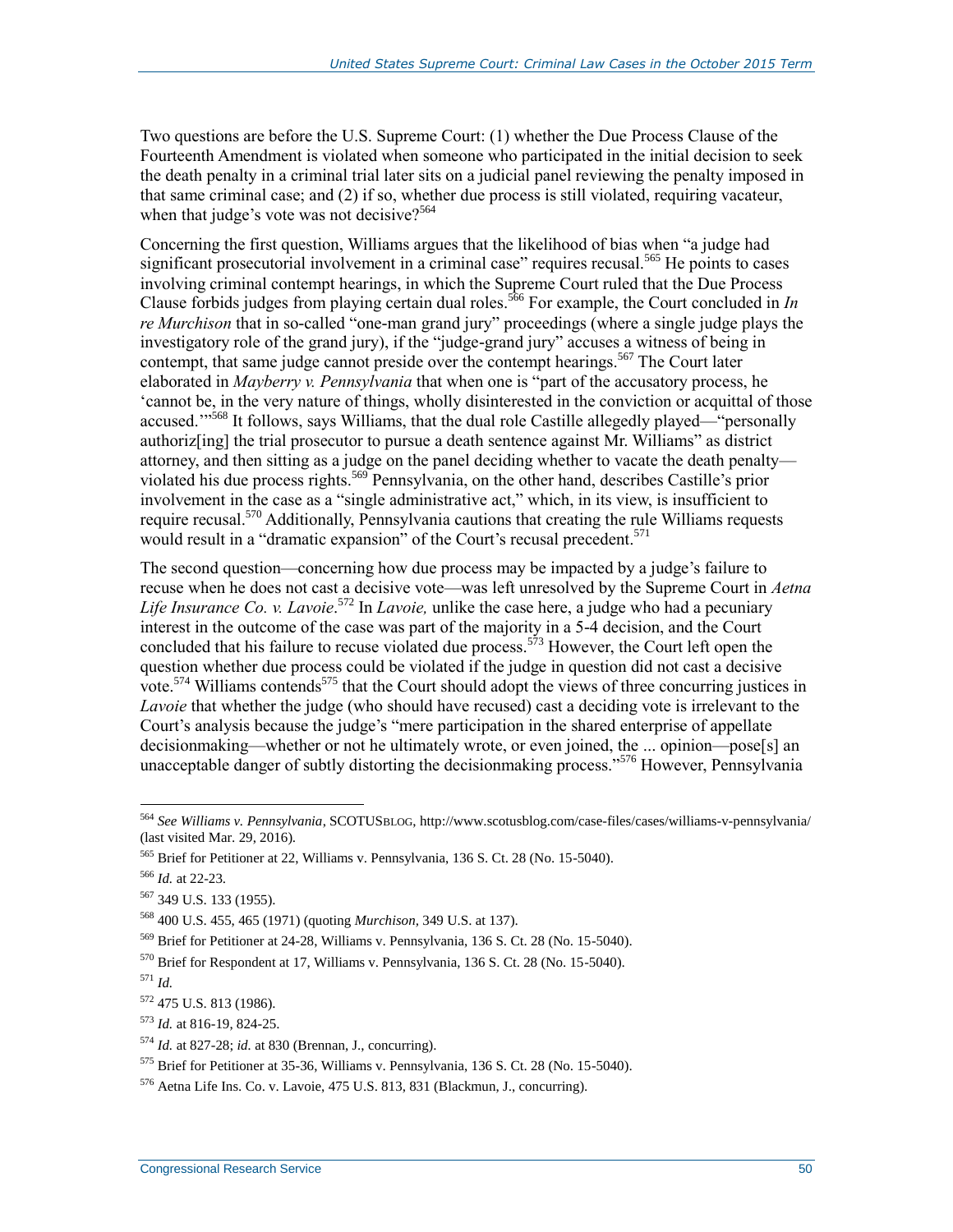Two questions are before the U.S. Supreme Court: (1) whether the Due Process Clause of the Fourteenth Amendment is violated when someone who participated in the initial decision to seek the death penalty in a criminal trial later sits on a judicial panel reviewing the penalty imposed in that same criminal case; and (2) if so, whether due process is still violated, requiring vacateur, when that judge's vote was not decisive?[564]

Concerning the first question, Williams argues that the likelihood of bias when "a judge had significant prosecutorial involvement in a criminal case" requires recusal.[565] He points to cases involving criminal contempt hearings, in which the Supreme Court ruled that the Due Process Clause forbids judges from playing certain dual roles.[566] For example, the Court concluded in *In re Murchison* that in so-called "one-man grand jury" proceedings (where a single judge plays the investigatory role of the grand jury), if the "judge-grand jury" accuses a witness of being in contempt, that same judge cannot preside over the contempt hearings.[567] The Court later elaborated in *Mayberry v. Pennsylvania* that when one is "part of the accusatory process, he 'cannot be, in the very nature of things, wholly disinterested in the conviction or acquittal of those accused.'"[568] It follows, says Williams, that the dual role Castille allegedly played—"personally authoriz[ing] the trial prosecutor to pursue a death sentence against Mr. Williams" as district attorney, and then sitting as a judge on the panel deciding whether to vacate the death penalty—violated his due process rights.[569] Pennsylvania, on the other hand, describes Castille's prior involvement in the case as a "single administrative act," which, in its view, is insufficient to require recusal.[570] Additionally, Pennsylvania cautions that creating the rule Williams requests would result in a "dramatic expansion" of the Court's recusal precedent.[571]

The second question—concerning how due process may be impacted by a judge's failure to recuse when he does not cast a decisive vote—was left unresolved by the Supreme Court in *Aetna Life Insurance Co. v. Lavoie*.[572] In *Lavoie,* unlike the case here, a judge who had a pecuniary interest in the outcome of the case was part of the majority in a 5-4 decision, and the Court concluded that his failure to recuse violated due process.[573] However, the Court left open the question whether due process could be violated if the judge in question did not cast a decisive vote.[574] Williams contends[575] that the Court should adopt the views of three concurring justices in *Lavoie* that whether the judge (who should have recused) cast a deciding vote is irrelevant to the Court's analysis because the judge's "mere participation in the shared enterprise of appellate decisionmaking—whether or not he ultimately wrote, or even joined, the ... opinion—pose[s] an unacceptable danger of subtly distorting the decisionmaking process."[576] However, Pennsylvania

---

[564] *See Williams v. Pennsylvania*, SCOTUSBLOG, http://www.scotusblog.com/case-files/cases/williams-v-pennsylvania/ (last visited Mar. 29, 2016).

[565] Brief for Petitioner at 22, Williams v. Pennsylvania, 136 S. Ct. 28 (No. 15-5040).

[566] *Id.* at 22-23.

[567] 349 U.S. 133 (1955).

[568] 400 U.S. 455, 465 (1971) (quoting *Murchison*, 349 U.S. at 137).

[569] Brief for Petitioner at 24-28, Williams v. Pennsylvania, 136 S. Ct. 28 (No. 15-5040).

[570] Brief for Respondent at 17, Williams v. Pennsylvania, 136 S. Ct. 28 (No. 15-5040).

[571] *Id.*

[572] 475 U.S. 813 (1986).

[573] *Id.* at 816-19, 824-25.

[574] *Id.* at 827-28; *id.* at 830 (Brennan, J., concurring).

[575] Brief for Petitioner at 35-36, Williams v. Pennsylvania, 136 S. Ct. 28 (No. 15-5040).

[576] Aetna Life Ins. Co. v. Lavoie, 475 U.S. 813, 831 (Blackmun, J., concurring).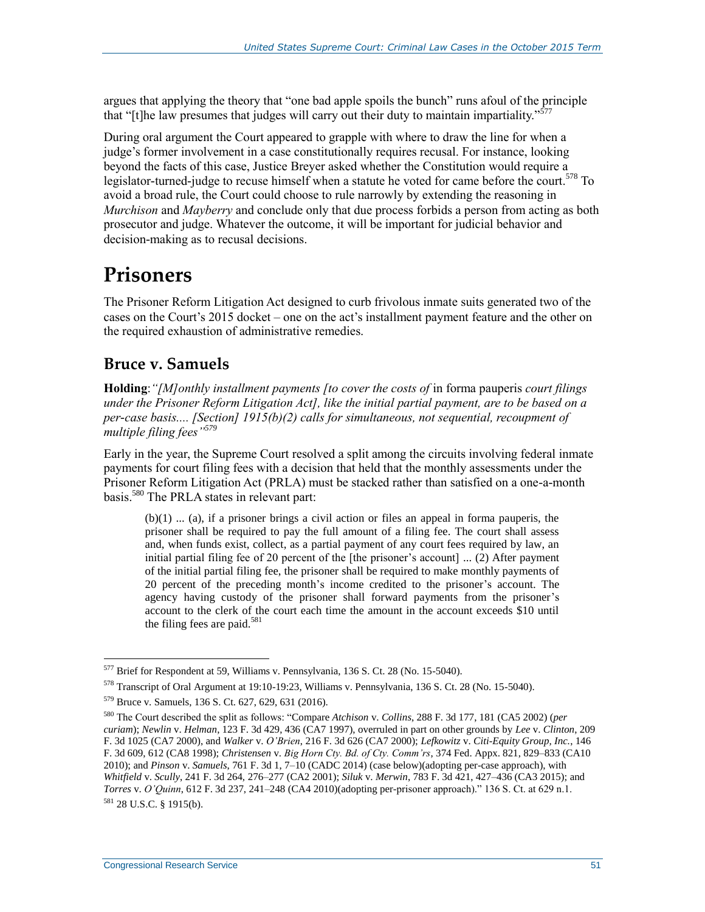argues that applying the theory that "one bad apple spoils the bunch" runs afoul of the principle that "[t]he law presumes that judges will carry out their duty to maintain impartiality."[577]

During oral argument the Court appeared to grapple with where to draw the line for when a judge's former involvement in a case constitutionally requires recusal. For instance, looking beyond the facts of this case, Justice Breyer asked whether the Constitution would require a legislator-turned-judge to recuse himself when a statute he voted for came before the court.[578] To avoid a broad rule, the Court could choose to rule narrowly by extending the reasoning in *Murchison* and *Mayberry* and conclude only that due process forbids a person from acting as both prosecutor and judge. Whatever the outcome, it will be important for judicial behavior and decision-making as to recusal decisions.

# Prisoners

The Prisoner Reform Litigation Act designed to curb frivolous inmate suits generated two of the cases on the Court's 2015 docket – one on the act's installment payment feature and the other on the required exhaustion of administrative remedies.

## Bruce v. Samuels

**Holding**:*"[M]onthly installment payments [to cover the costs of* in forma pauperis *court filings under the Prisoner Reform Litigation Act], like the initial partial payment, are to be based on a per-case basis.... [Section] 1915(b)(2) calls for simultaneous, not sequential, recoupment of multiple filing fees"*[579]

Early in the year, the Supreme Court resolved a split among the circuits involving federal inmate payments for court filing fees with a decision that held that the monthly assessments under the Prisoner Reform Litigation Act (PRLA) must be stacked rather than satisfied on a one-a-month basis.[580] The PRLA states in relevant part:

> (b)(1) ... (a), if a prisoner brings a civil action or files an appeal in forma pauperis, the prisoner shall be required to pay the full amount of a filing fee. The court shall assess and, when funds exist, collect, as a partial payment of any court fees required by law, an initial partial filing fee of 20 percent of the [the prisoner's account] ... (2) After payment of the initial partial filing fee, the prisoner shall be required to make monthly payments of 20 percent of the preceding month's income credited to the prisoner's account. The agency having custody of the prisoner shall forward payments from the prisoner's account to the clerk of the court each time the amount in the account exceeds $10 until the filing fees are paid.[581]

---

[577] Brief for Respondent at 59, Williams v. Pennsylvania, 136 S. Ct. 28 (No. 15-5040).

[578] Transcript of Oral Argument at 19:10-19:23, Williams v. Pennsylvania, 136 S. Ct. 28 (No. 15-5040).

[579] Bruce v. Samuels, 136 S. Ct. 627, 629, 631 (2016).

[580] The Court described the split as follows: "Compare *Atchison* v. *Collins*, 288 F. 3d 177, 181 (CA5 2002) (*per curiam*); *Newlin* v. *Helman*, 123 F. 3d 429, 436 (CA7 1997), overruled in part on other grounds by *Lee* v. *Clinton*, 209 F. 3d 1025 (CA7 2000), and *Walker* v. *O'Brien*, 216 F. 3d 626 (CA7 2000); *Lefkowitz* v. *Citi-Equity Group, Inc.*, 146 F. 3d 609, 612 (CA8 1998); *Christensen* v. *Big Horn Cty. Bd. of Cty. Comm'rs*, 374 Fed. Appx. 821, 829–833 (CA10 2010); and *Pinson* v. *Samuels*, 761 F. 3d 1, 7–10 (CADC 2014) (case below)(adopting per-case approach), with *Whitfield* v. *Scully*, 241 F. 3d 264, 276–277 (CA2 2001); *Siluk* v. *Merwin*, 783 F. 3d 421, 427–436 (CA3 2015); and *Torres* v. *O'Quinn*, 612 F. 3d 237, 241–248 (CA4 2010)(adopting per-prisoner approach)." 136 S. Ct. at 629 n.1.

[581] 28 U.S.C. § 1915(b).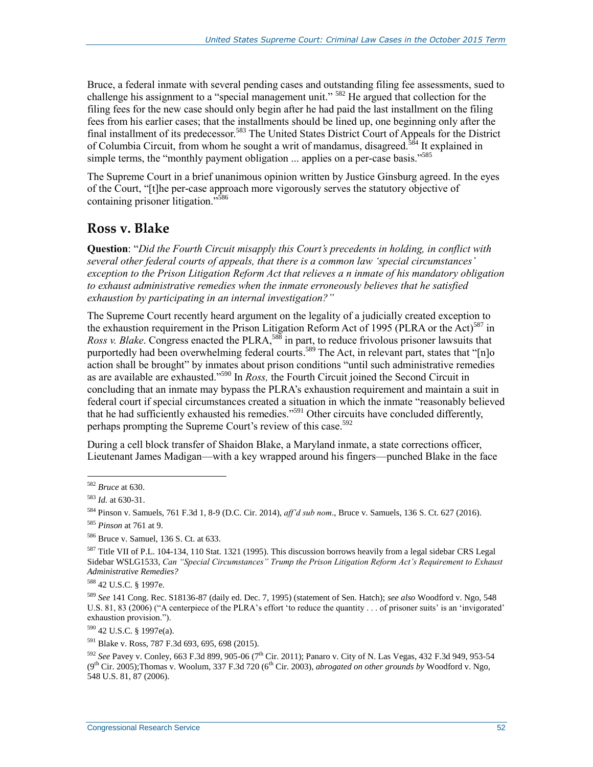Bruce, a federal inmate with several pending cases and outstanding filing fee assessments, sued to challenge his assignment to a "special management unit." [582] He argued that collection for the filing fees for the new case should only begin after he had paid the last installment on the filing fees from his earlier cases; that the installments should be lined up, one beginning only after the final installment of its predecessor.[583] The United States District Court of Appeals for the District of Columbia Circuit, from whom he sought a writ of mandamus, disagreed.[584] It explained in simple terms, the "monthly payment obligation ... applies on a per-case basis."[585]

The Supreme Court in a brief unanimous opinion written by Justice Ginsburg agreed. In the eyes of the Court, "[t]he per-case approach more vigorously serves the statutory objective of containing prisoner litigation."[586]

## Ross v. Blake

**Question**: "*Did the Fourth Circuit misapply this Court's precedents in holding, in conflict with several other federal courts of appeals, that there is a common law 'special circumstances' exception to the Prison Litigation Reform Act that relieves a n inmate of his mandatory obligation to exhaust administrative remedies when the inmate erroneously believes that he satisfied exhaustion by participating in an internal investigation?*"

The Supreme Court recently heard argument on the legality of a judicially created exception to the exhaustion requirement in the Prison Litigation Reform Act of 1995 (PLRA or the Act)[587] in *Ross v. Blake*. Congress enacted the PLRA,[588] in part, to reduce frivolous prisoner lawsuits that purportedly had been overwhelming federal courts.[589] The Act, in relevant part, states that "[n]o action shall be brought" by inmates about prison conditions "until such administrative remedies as are available are exhausted."[590] In *Ross,* the Fourth Circuit joined the Second Circuit in concluding that an inmate may bypass the PLRA's exhaustion requirement and maintain a suit in federal court if special circumstances created a situation in which the inmate "reasonably believed that he had sufficiently exhausted his remedies."[591] Other circuits have concluded differently, perhaps prompting the Supreme Court's review of this case.[592]

During a cell block transfer of Shaidon Blake, a Maryland inmate, a state corrections officer, Lieutenant James Madigan—with a key wrapped around his fingers—punched Blake in the face

---

[582] *Bruce* at 630.

[583] *Id.* at 630-31.

[584] Pinson v. Samuels, 761 F.3d 1, 8-9 (D.C. Cir. 2014), *aff'd sub nom*., Bruce v. Samuels, 136 S. Ct. 627 (2016).

[585] *Pinson* at 761 at 9.

[586] Bruce v. Samuel, 136 S. Ct. at 633.

[587] Title VII of P.L. 104-134, 110 Stat. 1321 (1995). This discussion borrows heavily from a legal sidebar CRS Legal Sidebar WSLG1533, *Can "Special Circumstances" Trump the Prison Litigation Reform Act's Requirement to Exhaust Administrative Remedies?*

[588] 42 U.S.C. § 1997e.

[589] *See* 141 Cong. Rec. S18136-87 (daily ed. Dec. 7, 1995) (statement of Sen. Hatch); *see also* Woodford v. Ngo, 548 U.S. 81, 83 (2006) ("A centerpiece of the PLRA's effort 'to reduce the quantity . . . of prisoner suits' is an 'invigorated' exhaustion provision.").

[590] 42 U.S.C. § 1997e(a).

[591] Blake v. Ross, 787 F.3d 693, 695, 698 (2015).

[592] *See* Pavey v. Conley, 663 F.3d 899, 905-06 (7th Cir. 2011); Panaro v. City of N. Las Vegas, 432 F.3d 949, 953-54 (9th Cir. 2005);Thomas v. Woolum, 337 F.3d 720 (6th Cir. 2003), *abrogated on other grounds by* Woodford v. Ngo, 548 U.S. 81, 87 (2006).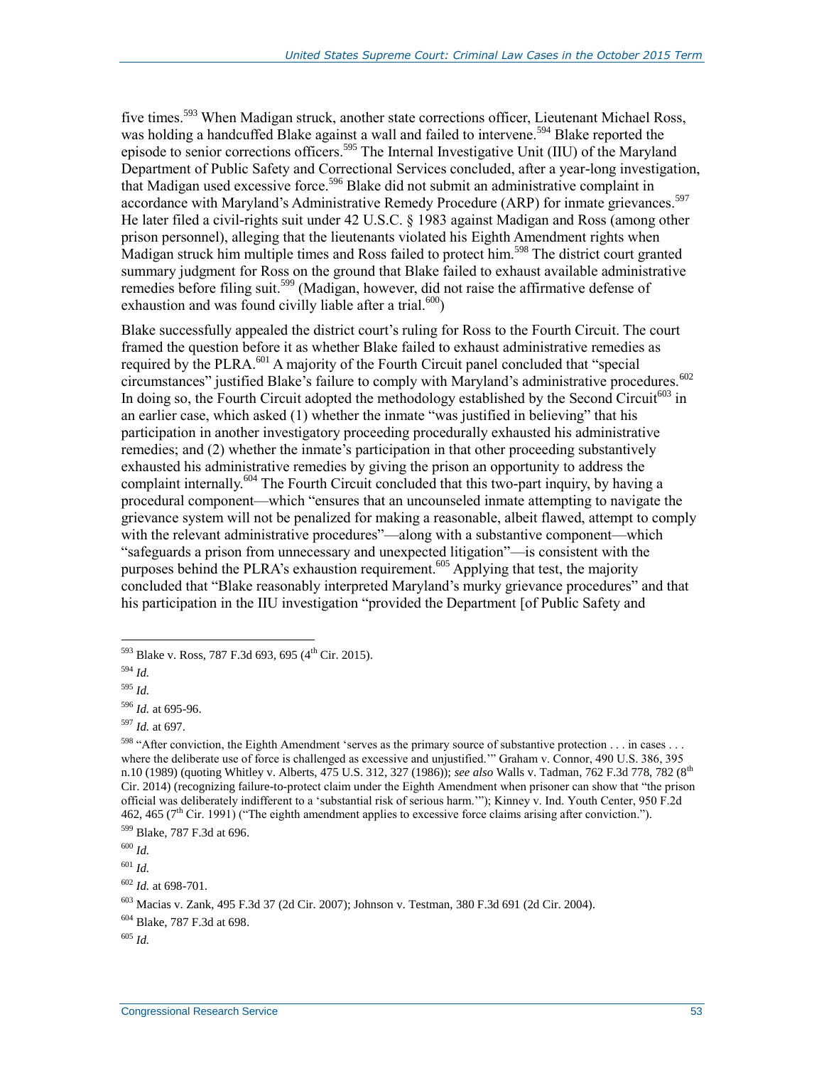five times.[593] When Madigan struck, another state corrections officer, Lieutenant Michael Ross, was holding a handcuffed Blake against a wall and failed to intervene.[594] Blake reported the episode to senior corrections officers.[595] The Internal Investigative Unit (IIU) of the Maryland Department of Public Safety and Correctional Services concluded, after a year-long investigation, that Madigan used excessive force.[596] Blake did not submit an administrative complaint in accordance with Maryland's Administrative Remedy Procedure (ARP) for inmate grievances.[597] He later filed a civil-rights suit under 42 U.S.C. § 1983 against Madigan and Ross (among other prison personnel), alleging that the lieutenants violated his Eighth Amendment rights when Madigan struck him multiple times and Ross failed to protect him.[598] The district court granted summary judgment for Ross on the ground that Blake failed to exhaust available administrative remedies before filing suit.[599] (Madigan, however, did not raise the affirmative defense of exhaustion and was found civilly liable after a trial.[600])

Blake successfully appealed the district court's ruling for Ross to the Fourth Circuit. The court framed the question before it as whether Blake failed to exhaust administrative remedies as required by the PLRA.[601] A majority of the Fourth Circuit panel concluded that "special circumstances" justified Blake's failure to comply with Maryland's administrative procedures.[602] In doing so, the Fourth Circuit adopted the methodology established by the Second Circuit[603] in an earlier case, which asked (1) whether the inmate "was justified in believing" that his participation in another investigatory proceeding procedurally exhausted his administrative remedies; and (2) whether the inmate's participation in that other proceeding substantively exhausted his administrative remedies by giving the prison an opportunity to address the complaint internally.[604] The Fourth Circuit concluded that this two-part inquiry, by having a procedural component—which "ensures that an uncounseled inmate attempting to navigate the grievance system will not be penalized for making a reasonable, albeit flawed, attempt to comply with the relevant administrative procedures"—along with a substantive component—which "safeguards a prison from unnecessary and unexpected litigation"—is consistent with the purposes behind the PLRA's exhaustion requirement.[605] Applying that test, the majority concluded that "Blake reasonably interpreted Maryland's murky grievance procedures" and that his participation in the IIU investigation "provided the Department [of Public Safety and

---

[593] Blake v. Ross, 787 F.3d 693, 695 (4th Cir. 2015).

[594] *Id.*

[595] *Id.*

[596] *Id.* at 695-96.

[597] *Id.* at 697.

[598] "After conviction, the Eighth Amendment 'serves as the primary source of substantive protection . . . in cases . . . where the deliberate use of force is challenged as excessive and unjustified.'" Graham v. Connor, 490 U.S. 386, 395 n.10 (1989) (quoting Whitley v. Alberts, 475 U.S. 312, 327 (1986)); *see also* Walls v. Tadman, 762 F.3d 778, 782 (8th Cir. 2014) (recognizing failure-to-protect claim under the Eighth Amendment when prisoner can show that "the prison official was deliberately indifferent to a 'substantial risk of serious harm.'"); Kinney v. Ind. Youth Center, 950 F.2d 462, 465 (7th Cir. 1991) ("The eighth amendment applies to excessive force claims arising after conviction.").

[599] Blake, 787 F.3d at 696.

[600] *Id.*

[601] *Id.*

[602] *Id.* at 698-701.

[603] Macias v. Zank, 495 F.3d 37 (2d Cir. 2007); Johnson v. Testman, 380 F.3d 691 (2d Cir. 2004).

[604] Blake, 787 F.3d at 698.

[605] *Id.*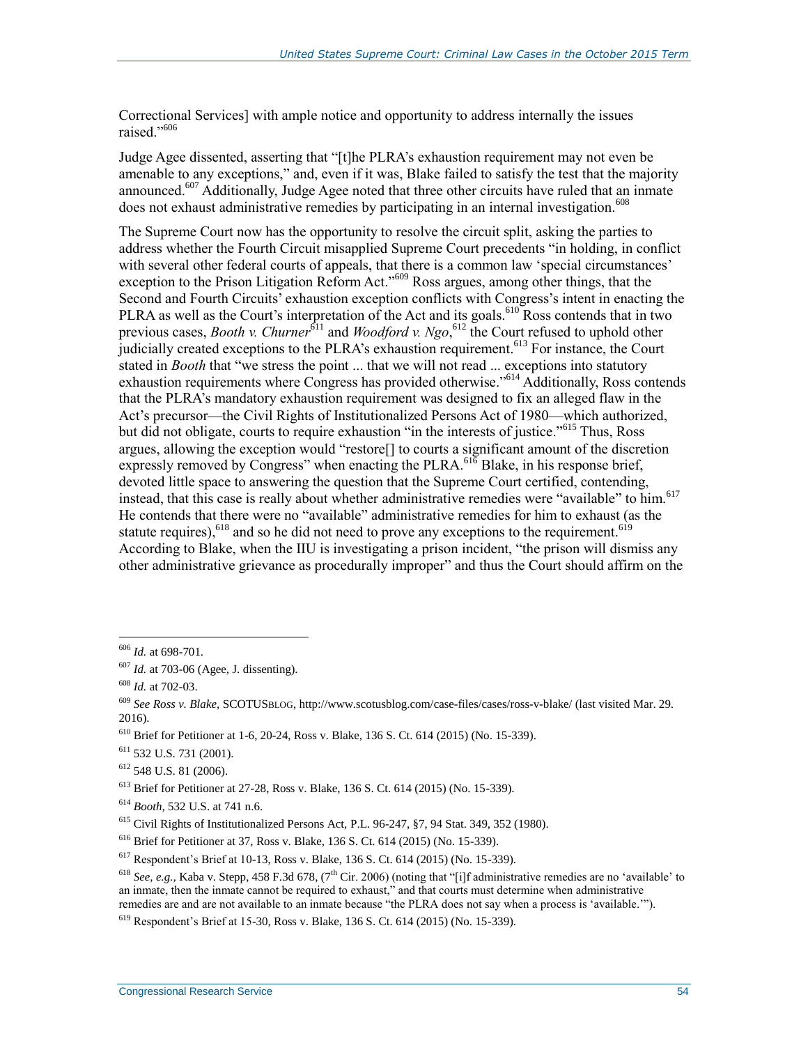Correctional Services] with ample notice and opportunity to address internally the issues raised."[606]

Judge Agee dissented, asserting that "[t]he PLRA's exhaustion requirement may not even be amenable to any exceptions," and, even if it was, Blake failed to satisfy the test that the majority announced.[607] Additionally, Judge Agee noted that three other circuits have ruled that an inmate does not exhaust administrative remedies by participating in an internal investigation.[608]

The Supreme Court now has the opportunity to resolve the circuit split, asking the parties to address whether the Fourth Circuit misapplied Supreme Court precedents "in holding, in conflict with several other federal courts of appeals, that there is a common law 'special circumstances' exception to the Prison Litigation Reform Act."[609] Ross argues, among other things, that the Second and Fourth Circuits' exhaustion exception conflicts with Congress's intent in enacting the PLRA as well as the Court's interpretation of the Act and its goals.[610] Ross contends that in two previous cases, *Booth v. Churner*[611] and *Woodford v. Ngo*,[612] the Court refused to uphold other judicially created exceptions to the PLRA's exhaustion requirement.[613] For instance, the Court stated in *Booth* that "we stress the point ... that we will not read ... exceptions into statutory exhaustion requirements where Congress has provided otherwise."[614] Additionally, Ross contends that the PLRA's mandatory exhaustion requirement was designed to fix an alleged flaw in the Act's precursor—the Civil Rights of Institutionalized Persons Act of 1980—which authorized, but did not obligate, courts to require exhaustion "in the interests of justice."[615] Thus, Ross argues, allowing the exception would "restore[] to courts a significant amount of the discretion expressly removed by Congress" when enacting the PLRA.[616] Blake, in his response brief, devoted little space to answering the question that the Supreme Court certified, contending, instead, that this case is really about whether administrative remedies were "available" to him.[617] He contends that there were no "available" administrative remedies for him to exhaust (as the statute requires),[618] and so he did not need to prove any exceptions to the requirement.[619] According to Blake, when the IIU is investigating a prison incident, "the prison will dismiss any other administrative grievance as procedurally improper" and thus the Court should affirm on the

---

[606] *Id.* at 698-701.

[607] *Id.* at 703-06 (Agee, J. dissenting).

[608] *Id.* at 702-03.

[609] *See Ross v. Blake*, SCOTUSBLOG, http://www.scotusblog.com/case-files/cases/ross-v-blake/ (last visited Mar. 29. 2016).

[610] Brief for Petitioner at 1-6, 20-24, Ross v. Blake, 136 S. Ct. 614 (2015) (No. 15-339).

[611] 532 U.S. 731 (2001).

[612] 548 U.S. 81 (2006).

[613] Brief for Petitioner at 27-28, Ross v. Blake, 136 S. Ct. 614 (2015) (No. 15-339).

[614] *Booth*, 532 U.S. at 741 n.6.

[615] Civil Rights of Institutionalized Persons Act, P.L. 96-247, §7, 94 Stat. 349, 352 (1980).

[616] Brief for Petitioner at 37, Ross v. Blake, 136 S. Ct. 614 (2015) (No. 15-339).

[617] Respondent's Brief at 10-13, Ross v. Blake, 136 S. Ct. 614 (2015) (No. 15-339).

[618] *See, e.g.,* Kaba v. Stepp, 458 F.3d 678, (7th Cir. 2006) (noting that "[i]f administrative remedies are no 'available' to an inmate, then the inmate cannot be required to exhaust," and that courts must determine when administrative remedies are and are not available to an inmate because "the PLRA does not say when a process is 'available.'").

[619] Respondent's Brief at 15-30, Ross v. Blake, 136 S. Ct. 614 (2015) (No. 15-339).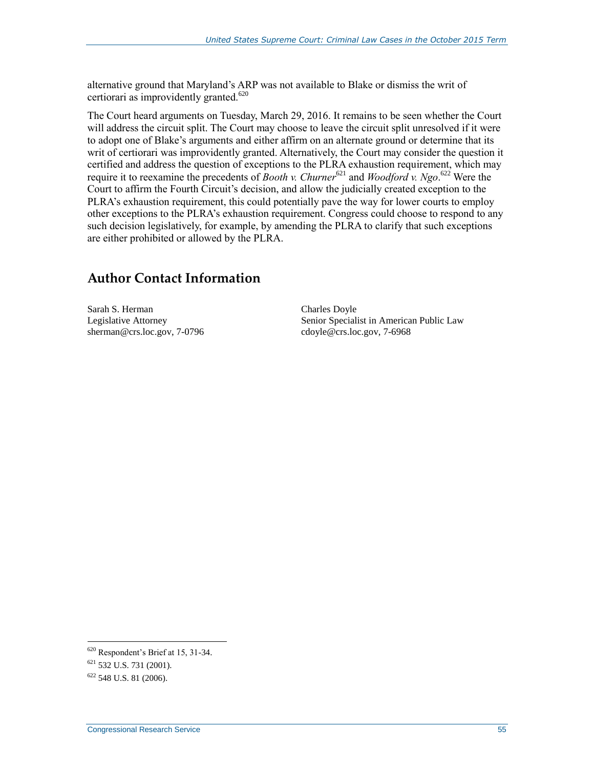alternative ground that Maryland's ARP was not available to Blake or dismiss the writ of certiorari as improvidently granted.[620]

The Court heard arguments on Tuesday, March 29, 2016. It remains to be seen whether the Court will address the circuit split. The Court may choose to leave the circuit split unresolved if it were to adopt one of Blake's arguments and either affirm on an alternate ground or determine that its writ of certiorari was improvidently granted. Alternatively, the Court may consider the question it certified and address the question of exceptions to the PLRA exhaustion requirement, which may require it to reexamine the precedents of *Booth v. Churner*[621] and *Woodford v. Ngo*.[622] Were the Court to affirm the Fourth Circuit's decision, and allow the judicially created exception to the PLRA's exhaustion requirement, this could potentially pave the way for lower courts to employ other exceptions to the PLRA's exhaustion requirement. Congress could choose to respond to any such decision legislatively, for example, by amending the PLRA to clarify that such exceptions are either prohibited or allowed by the PLRA.

## Author Contact Information

Sarah S. Herman
Legislative Attorney
sherman@crs.loc.gov, 7-0796

Charles Doyle
Senior Specialist in American Public Law
cdoyle@crs.loc.gov, 7-6968

---

[620] Respondent's Brief at 15, 31-34.

[621] 532 U.S. 731 (2001).

[622] 548 U.S. 81 (2006).